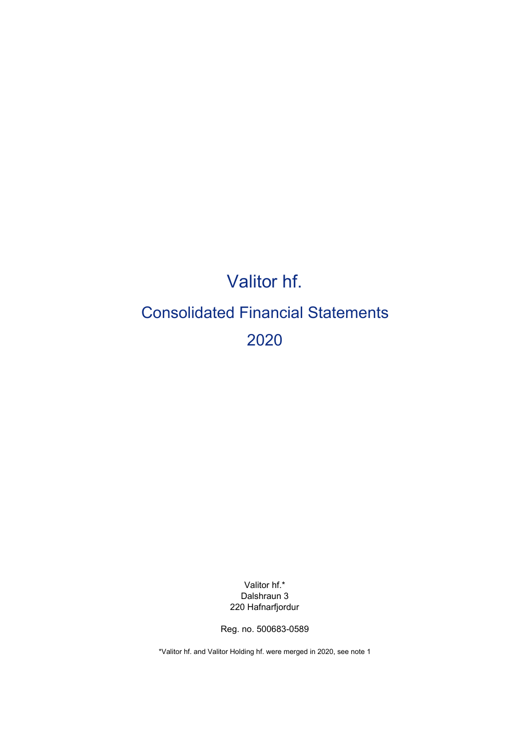# Valitor hf.

## Consolidated Financial Statements

## 2020

Valitor hf.*
Dalshraun 3
220 Hafnarfjordur

Reg. no. 500683-0589

*Valitor hf. and Valitor Holding hf. were merged in 2020, see note 1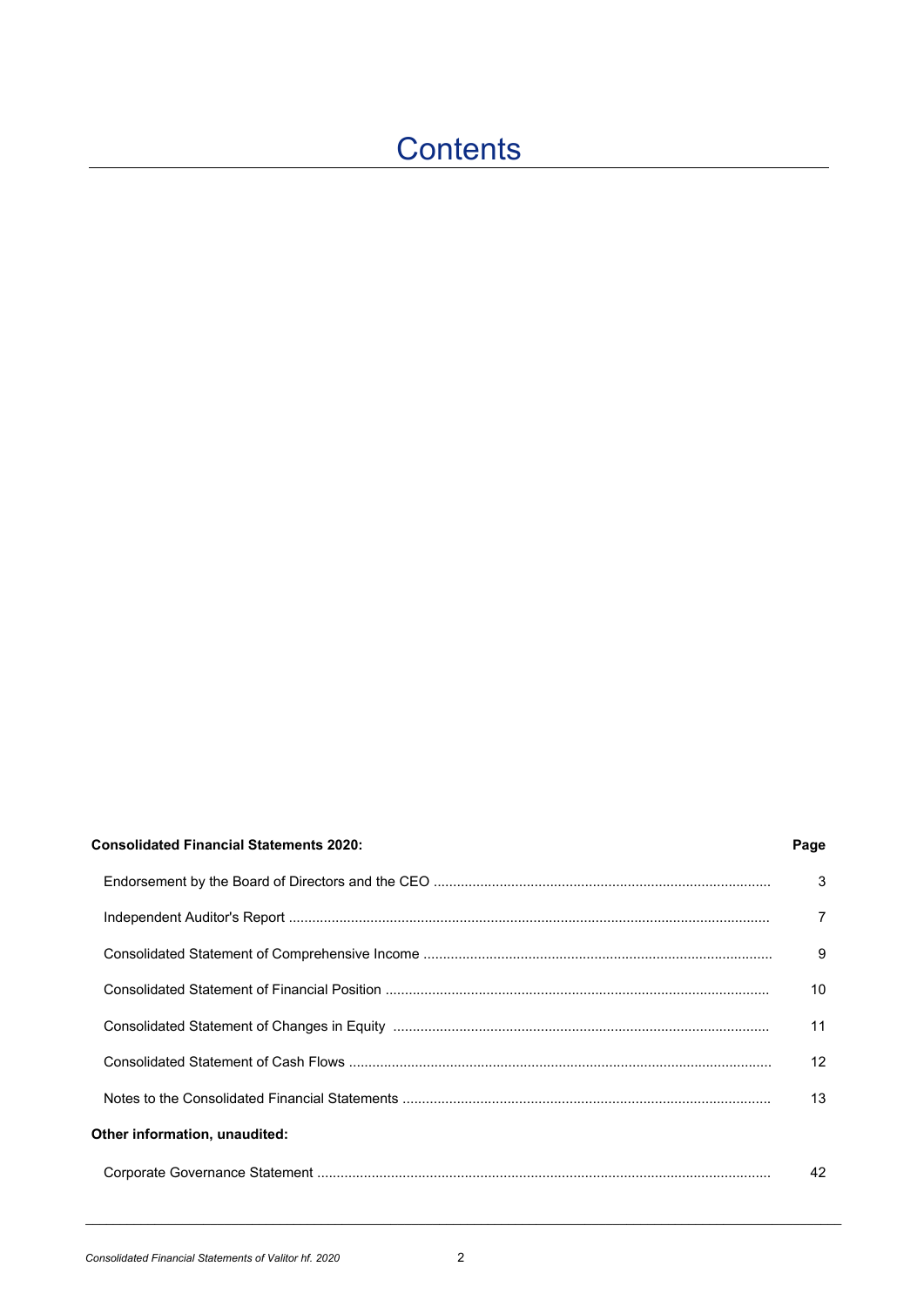# Contents

| Consolidated Financial Statements 2020: | Page |
|---|---|
| Endorsement by the Board of Directors and the CEO | 3 |
| Independent Auditor's Report | 7 |
| Consolidated Statement of Comprehensive Income | 9 |
| Consolidated Statement of Financial Position | 10 |
| Consolidated Statement of Changes in Equity | 11 |
| Consolidated Statement of Cash Flows | 12 |
| Notes to the Consolidated Financial Statements | 13 |
| **Other information, unaudited:** | |
| Corporate Governance Statement | 42 |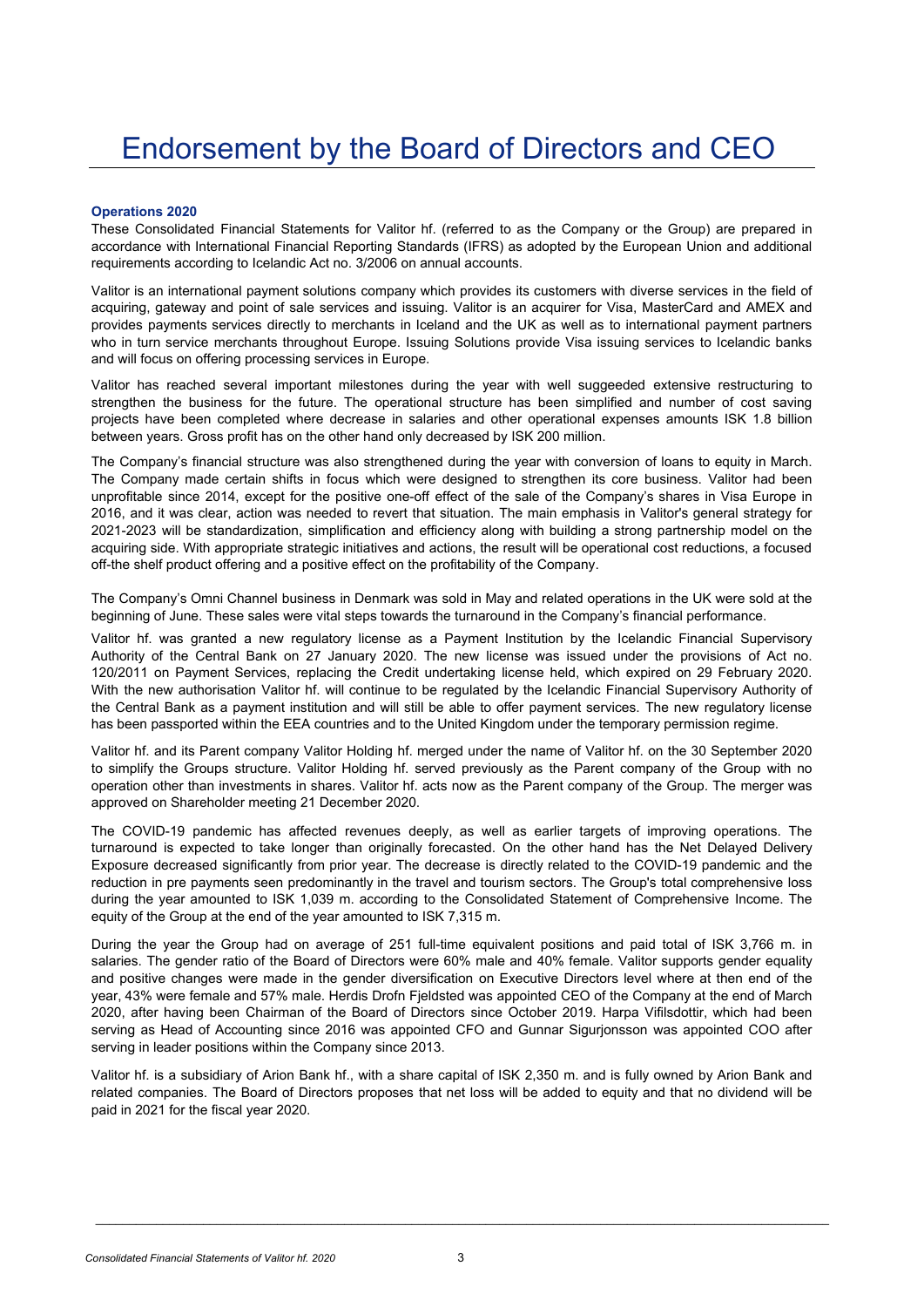# Endorsement by the Board of Directors and CEO

**Operations 2020**

These Consolidated Financial Statements for Valitor hf. (referred to as the Company or the Group) are prepared in accordance with International Financial Reporting Standards (IFRS) as adopted by the European Union and additional requirements according to Icelandic Act no. 3/2006 on annual accounts.

Valitor is an international payment solutions company which provides its customers with diverse services in the field of acquiring, gateway and point of sale services and issuing. Valitor is an acquirer for Visa, MasterCard and AMEX and provides payments services directly to merchants in Iceland and the UK as well as to international payment partners who in turn service merchants throughout Europe. Issuing Solutions provide Visa issuing services to Icelandic banks and will focus on offering processing services in Europe.

Valitor has reached several important milestones during the year with well suggeeded extensive restructuring to strengthen the business for the future. The operational structure has been simplified and number of cost saving projects have been completed where decrease in salaries and other operational expenses amounts ISK 1.8 billion between years. Gross profit has on the other hand only decreased by ISK 200 million.

The Company's financial structure was also strengthened during the year with conversion of loans to equity in March. The Company made certain shifts in focus which were designed to strengthen its core business. Valitor had been unprofitable since 2014, except for the positive one-off effect of the sale of the Company's shares in Visa Europe in 2016, and it was clear, action was needed to revert that situation. The main emphasis in Valitor's general strategy for 2021-2023 will be standardization, simplification and efficiency along with building a strong partnership model on the acquiring side. With appropriate strategic initiatives and actions, the result will be operational cost reductions, a focused off-the shelf product offering and a positive effect on the profitability of the Company.

The Company's Omni Channel business in Denmark was sold in May and related operations in the UK were sold at the beginning of June. These sales were vital steps towards the turnaround in the Company's financial performance.

Valitor hf. was granted a new regulatory license as a Payment Institution by the Icelandic Financial Supervisory Authority of the Central Bank on 27 January 2020. The new license was issued under the provisions of Act no. 120/2011 on Payment Services, replacing the Credit undertaking license held, which expired on 29 February 2020. With the new authorisation Valitor hf. will continue to be regulated by the Icelandic Financial Supervisory Authority of the Central Bank as a payment institution and will still be able to offer payment services. The new regulatory license has been passported within the EEA countries and to the United Kingdom under the temporary permission regime.

Valitor hf. and its Parent company Valitor Holding hf. merged under the name of Valitor hf. on the 30 September 2020 to simplify the Groups structure. Valitor Holding hf. served previously as the Parent company of the Group with no operation other than investments in shares. Valitor hf. acts now as the Parent company of the Group. The merger was approved on Shareholder meeting 21 December 2020.

The COVID-19 pandemic has affected revenues deeply, as well as earlier targets of improving operations. The turnaround is expected to take longer than originally forecasted. On the other hand has the Net Delayed Delivery Exposure decreased significantly from prior year. The decrease is directly related to the COVID-19 pandemic and the reduction in pre payments seen predominantly in the travel and tourism sectors. The Group's total comprehensive loss during the year amounted to ISK 1,039 m. according to the Consolidated Statement of Comprehensive Income. The equity of the Group at the end of the year amounted to ISK 7,315 m.

During the year the Group had on average of 251 full-time equivalent positions and paid total of ISK 3,766 m. in salaries. The gender ratio of the Board of Directors were 60% male and 40% female. Valitor supports gender equality and positive changes were made in the gender diversification on Executive Directors level where at then end of the year, 43% were female and 57% male. Herdis Drofn Fjeldsted was appointed CEO of the Company at the end of March 2020, after having been Chairman of the Board of Directors since October 2019. Harpa Vifilsdottir, which had been serving as Head of Accounting since 2016 was appointed CFO and Gunnar Sigurjonsson was appointed COO after serving in leader positions within the Company since 2013.

Valitor hf. is a subsidiary of Arion Bank hf., with a share capital of ISK 2,350 m. and is fully owned by Arion Bank and related companies. The Board of Directors proposes that net loss will be added to equity and that no dividend will be paid in 2021 for the fiscal year 2020.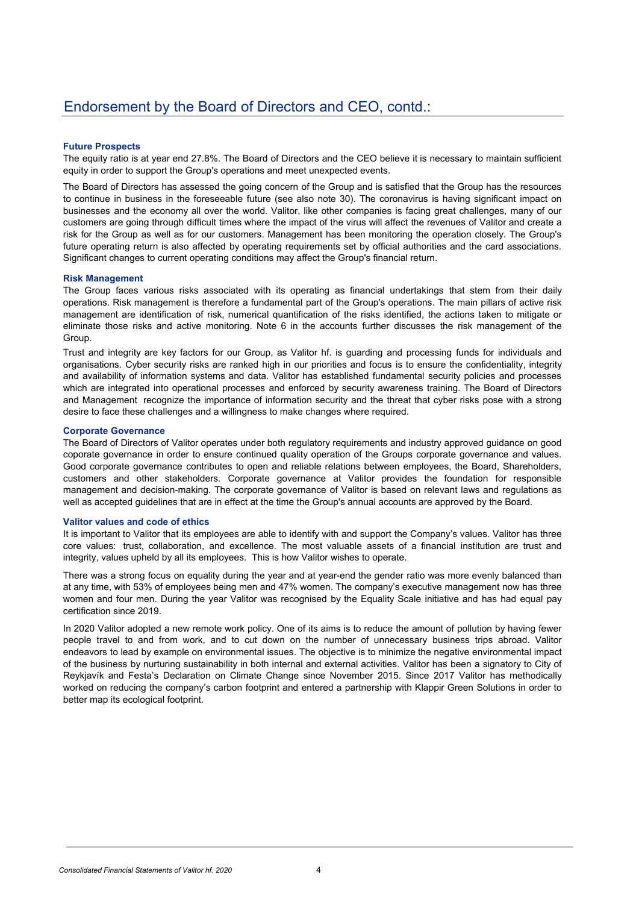# Endorsement by the Board of Directors and CEO, contd.:

### Future Prospects

The equity ratio is at year end 27.8%. The Board of Directors and the CEO believe it is necessary to maintain sufficient equity in order to support the Group's operations and meet unexpected events.

The Board of Directors has assessed the going concern of the Group and is satisfied that the Group has the resources to continue in business in the foreseeable future (see also note 30). The coronavirus is having significant impact on businesses and the economy all over the world. Valitor, like other companies is facing great challenges, many of our customers are going through difficult times where the impact of the virus will affect the revenues of Valitor and create a risk for the Group as well as for our customers. Management has been monitoring the operation closely. The Group's future operating return is also affected by operating requirements set by official authorities and the card associations. Significant changes to current operating conditions may affect the Group's financial return.

### Risk Management

The Group faces various risks associated with its operating as financial undertakings that stem from their daily operations. Risk management is therefore a fundamental part of the Group's operations. The main pillars of active risk management are identification of risk, numerical quantification of the risks identified, the actions taken to mitigate or eliminate those risks and active monitoring. Note 6 in the accounts further discusses the risk management of the Group.

Trust and integrity are key factors for our Group, as Valitor hf. is guarding and processing funds for individuals and organisations. Cyber security risks are ranked high in our priorities and focus is to ensure the confidentiality, integrity and availability of information systems and data. Valitor has established fundamental security policies and processes which are integrated into operational processes and enforced by security awareness training. The Board of Directors and Management recognize the importance of information security and the threat that cyber risks pose with a strong desire to face these challenges and a willingness to make changes where required.

### Corporate Governance

The Board of Directors of Valitor operates under both regulatory requirements and industry approved guidance on good coporate governance in order to ensure continued quality operation of the Groups corporate governance and values. Good corporate governance contributes to open and reliable relations between employees, the Board, Shareholders, customers and other stakeholders. Corporate governance at Valitor provides the foundation for responsible management and decision-making. The corporate governance of Valitor is based on relevant laws and regulations as well as accepted guidelines that are in effect at the time the Group's annual accounts are approved by the Board.

### Valitor values and code of ethics

It is important to Valitor that its employees are able to identify with and support the Company's values. Valitor has three core values: trust, collaboration, and excellence. The most valuable assets of a financial institution are trust and integrity, values upheld by all its employees. This is how Valitor wishes to operate.

There was a strong focus on equality during the year and at year-end the gender ratio was more evenly balanced than at any time, with 53% of employees being men and 47% women. The company's executive management now has three women and four men. During the year Valitor was recognised by the Equality Scale initiative and has had equal pay certification since 2019.

In 2020 Valitor adopted a new remote work policy. One of its aims is to reduce the amount of pollution by having fewer people travel to and from work, and to cut down on the number of unnecessary business trips abroad. Valitor endeavors to lead by example on environmental issues. The objective is to minimize the negative environmental impact of the business by nurturing sustainability in both internal and external activities. Valitor has been a signatory to City of Reykjavík and Festa's Declaration on Climate Change since November 2015. Since 2017 Valitor has methodically worked on reducing the company's carbon footprint and entered a partnership with Klappir Green Solutions in order to better map its ecological footprint.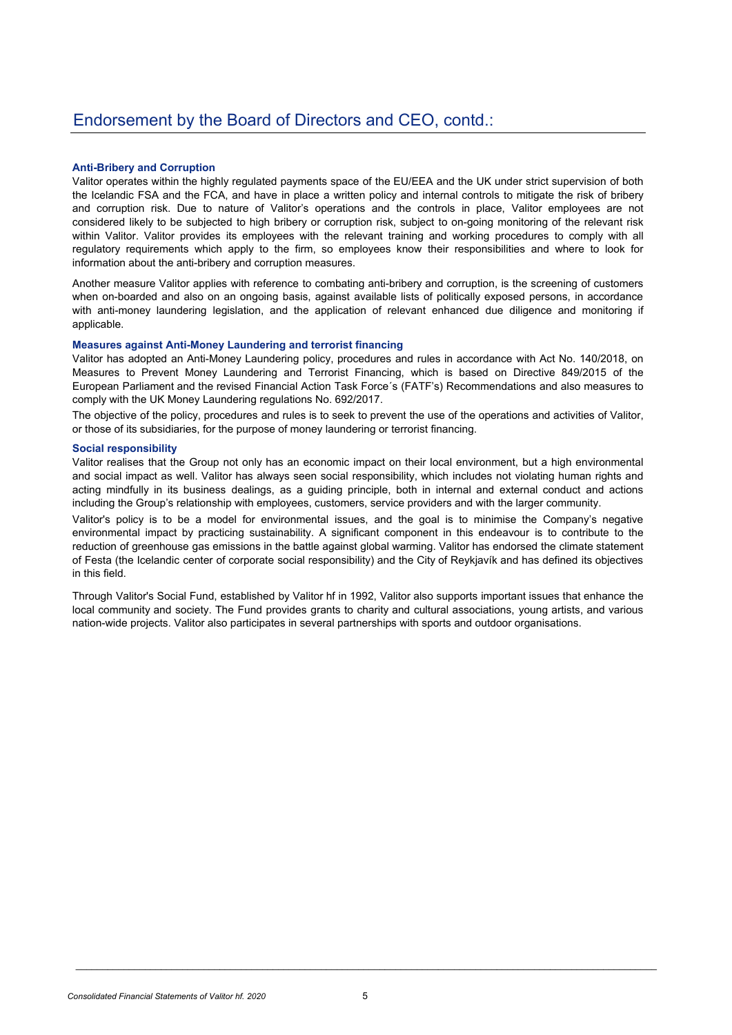# Endorsement by the Board of Directors and CEO, contd.:

### Anti-Bribery and Corruption

Valitor operates within the highly regulated payments space of the EU/EEA and the UK under strict supervision of both the Icelandic FSA and the FCA, and have in place a written policy and internal controls to mitigate the risk of bribery and corruption risk. Due to nature of Valitor's operations and the controls in place, Valitor employees are not considered likely to be subjected to high bribery or corruption risk, subject to on-going monitoring of the relevant risk within Valitor. Valitor provides its employees with the relevant training and working procedures to comply with all regulatory requirements which apply to the firm, so employees know their responsibilities and where to look for information about the anti-bribery and corruption measures.

Another measure Valitor applies with reference to combating anti-bribery and corruption, is the screening of customers when on-boarded and also on an ongoing basis, against available lists of politically exposed persons, in accordance with anti-money laundering legislation, and the application of relevant enhanced due diligence and monitoring if applicable.

### Measures against Anti-Money Laundering and terrorist financing

Valitor has adopted an Anti-Money Laundering policy, procedures and rules in accordance with Act No. 140/2018, on Measures to Prevent Money Laundering and Terrorist Financing, which is based on Directive 849/2015 of the European Parliament and the revised Financial Action Task Force´s (FATF's) Recommendations and also measures to comply with the UK Money Laundering regulations No. 692/2017.

The objective of the policy, procedures and rules is to seek to prevent the use of the operations and activities of Valitor, or those of its subsidiaries, for the purpose of money laundering or terrorist financing.

### Social responsibility

Valitor realises that the Group not only has an economic impact on their local environment, but a high environmental and social impact as well. Valitor has always seen social responsibility, which includes not violating human rights and acting mindfully in its business dealings, as a guiding principle, both in internal and external conduct and actions including the Group's relationship with employees, customers, service providers and with the larger community.

Valitor's policy is to be a model for environmental issues, and the goal is to minimise the Company's negative environmental impact by practicing sustainability. A significant component in this endeavour is to contribute to the reduction of greenhouse gas emissions in the battle against global warming. Valitor has endorsed the climate statement of Festa (the Icelandic center of corporate social responsibility) and the City of Reykjavík and has defined its objectives in this field.

Through Valitor's Social Fund, established by Valitor hf in 1992, Valitor also supports important issues that enhance the local community and society. The Fund provides grants to charity and cultural associations, young artists, and various nation-wide projects. Valitor also participates in several partnerships with sports and outdoor organisations.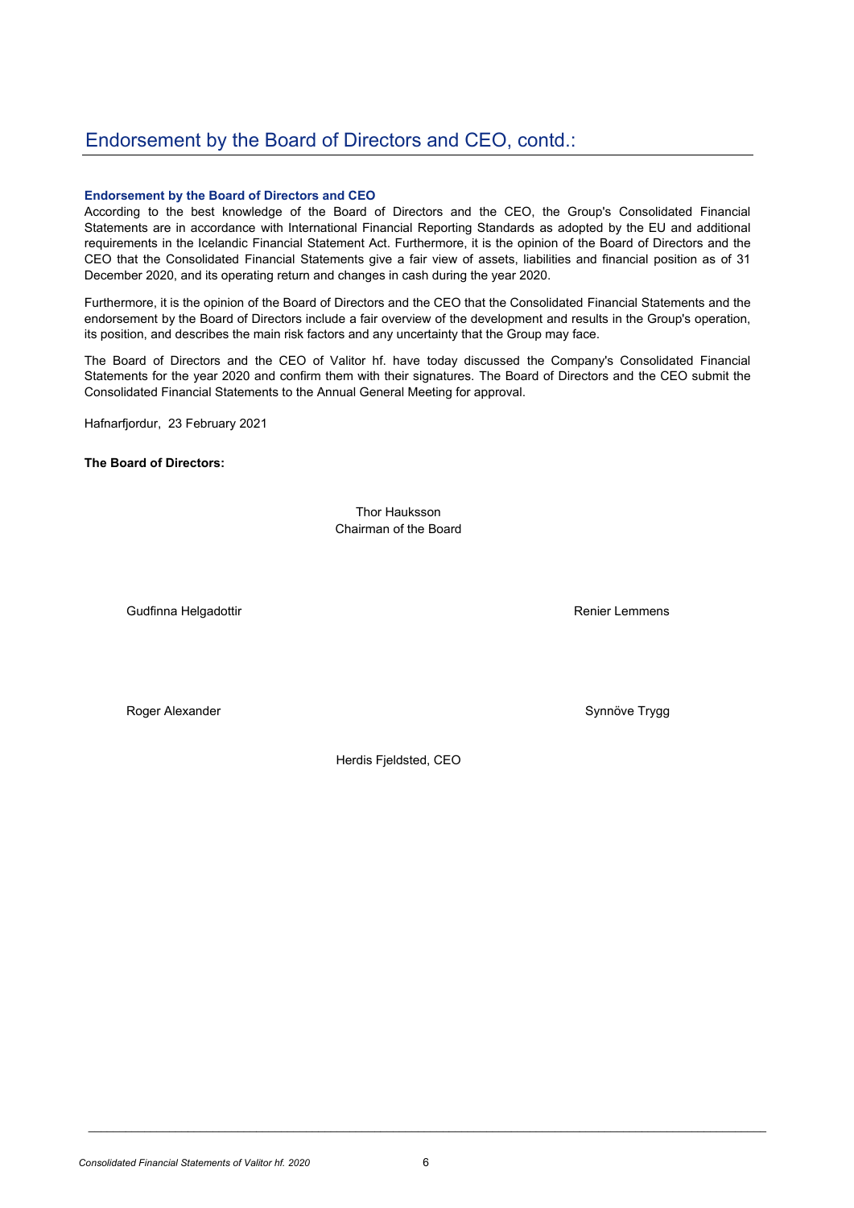# Endorsement by the Board of Directors and CEO, contd.:

**Endorsement by the Board of Directors and CEO**

According to the best knowledge of the Board of Directors and the CEO, the Group's Consolidated Financial Statements are in accordance with International Financial Reporting Standards as adopted by the EU and additional requirements in the Icelandic Financial Statement Act. Furthermore, it is the opinion of the Board of Directors and the CEO that the Consolidated Financial Statements give a fair view of assets, liabilities and financial position as of 31 December 2020, and its operating return and changes in cash during the year 2020.

Furthermore, it is the opinion of the Board of Directors and the CEO that the Consolidated Financial Statements and the endorsement by the Board of Directors include a fair overview of the development and results in the Group's operation, its position, and describes the main risk factors and any uncertainty that the Group may face.

The Board of Directors and the CEO of Valitor hf. have today discussed the Company's Consolidated Financial Statements for the year 2020 and confirm them with their signatures. The Board of Directors and the CEO submit the Consolidated Financial Statements to the Annual General Meeting for approval.

Hafnarfjordur, 23 February 2021

**The Board of Directors:**

Thor Hauksson
Chairman of the Board

Gudfinna Helgadottir

Renier Lemmens

Roger Alexander

Synnöve Trygg

Herdis Fjeldsted, CEO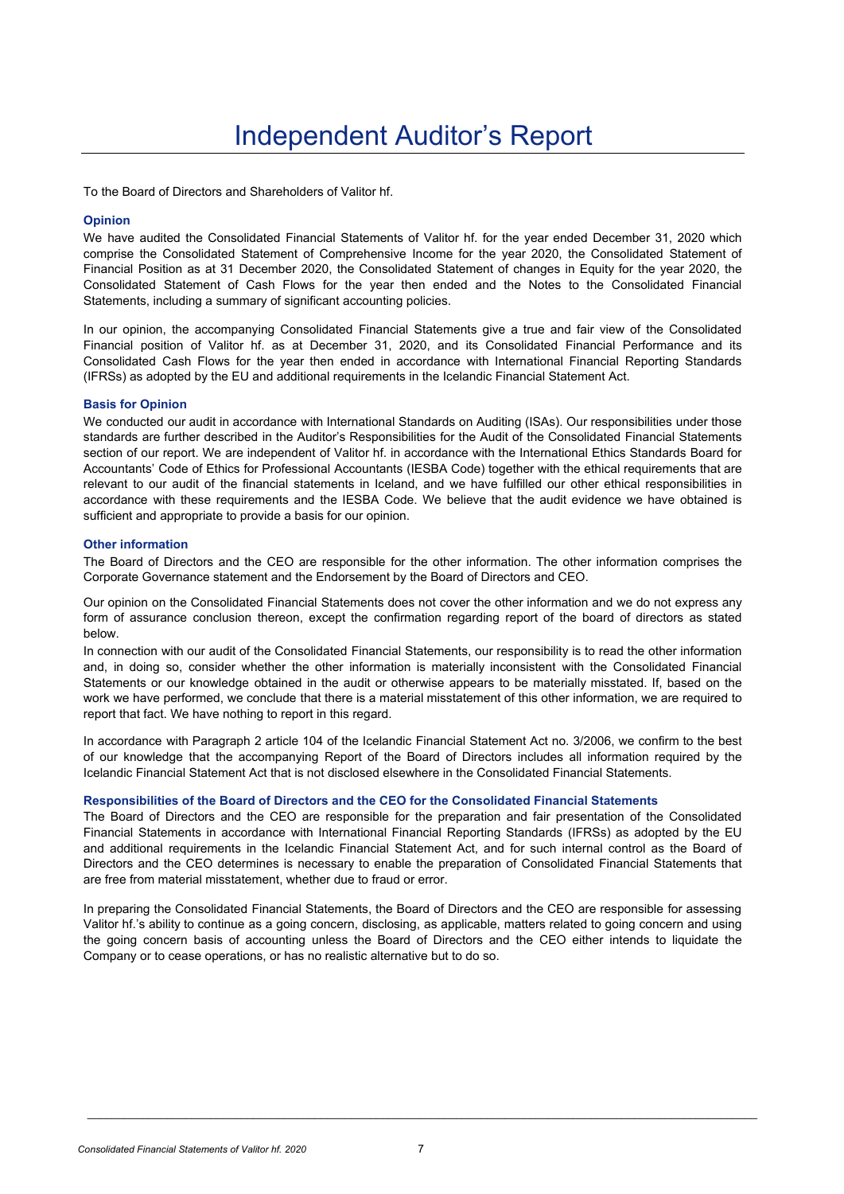# Independent Auditor's Report

To the Board of Directors and Shareholders of Valitor hf.

### Opinion

We have audited the Consolidated Financial Statements of Valitor hf. for the year ended December 31, 2020 which comprise the Consolidated Statement of Comprehensive Income for the year 2020, the Consolidated Statement of Financial Position as at 31 December 2020, the Consolidated Statement of changes in Equity for the year 2020, the Consolidated Statement of Cash Flows for the year then ended and the Notes to the Consolidated Financial Statements, including a summary of significant accounting policies.

In our opinion, the accompanying Consolidated Financial Statements give a true and fair view of the Consolidated Financial position of Valitor hf. as at December 31, 2020, and its Consolidated Financial Performance and its Consolidated Cash Flows for the year then ended in accordance with International Financial Reporting Standards (IFRSs) as adopted by the EU and additional requirements in the Icelandic Financial Statement Act.

### Basis for Opinion

We conducted our audit in accordance with International Standards on Auditing (ISAs). Our responsibilities under those standards are further described in the Auditor's Responsibilities for the Audit of the Consolidated Financial Statements section of our report. We are independent of Valitor hf. in accordance with the International Ethics Standards Board for Accountants' Code of Ethics for Professional Accountants (IESBA Code) together with the ethical requirements that are relevant to our audit of the financial statements in Iceland, and we have fulfilled our other ethical responsibilities in accordance with these requirements and the IESBA Code. We believe that the audit evidence we have obtained is sufficient and appropriate to provide a basis for our opinion.

### Other information

The Board of Directors and the CEO are responsible for the other information. The other information comprises the Corporate Governance statement and the Endorsement by the Board of Directors and CEO.

Our opinion on the Consolidated Financial Statements does not cover the other information and we do not express any form of assurance conclusion thereon, except the confirmation regarding report of the board of directors as stated below.

In connection with our audit of the Consolidated Financial Statements, our responsibility is to read the other information and, in doing so, consider whether the other information is materially inconsistent with the Consolidated Financial Statements or our knowledge obtained in the audit or otherwise appears to be materially misstated. If, based on the work we have performed, we conclude that there is a material misstatement of this other information, we are required to report that fact. We have nothing to report in this regard.

In accordance with Paragraph 2 article 104 of the Icelandic Financial Statement Act no. 3/2006, we confirm to the best of our knowledge that the accompanying Report of the Board of Directors includes all information required by the Icelandic Financial Statement Act that is not disclosed elsewhere in the Consolidated Financial Statements.

### Responsibilities of the Board of Directors and the CEO for the Consolidated Financial Statements

The Board of Directors and the CEO are responsible for the preparation and fair presentation of the Consolidated Financial Statements in accordance with International Financial Reporting Standards (IFRSs) as adopted by the EU and additional requirements in the Icelandic Financial Statement Act, and for such internal control as the Board of Directors and the CEO determines is necessary to enable the preparation of Consolidated Financial Statements that are free from material misstatement, whether due to fraud or error.

In preparing the Consolidated Financial Statements, the Board of Directors and the CEO are responsible for assessing Valitor hf.'s ability to continue as a going concern, disclosing, as applicable, matters related to going concern and using the going concern basis of accounting unless the Board of Directors and the CEO either intends to liquidate the Company or to cease operations, or has no realistic alternative but to do so.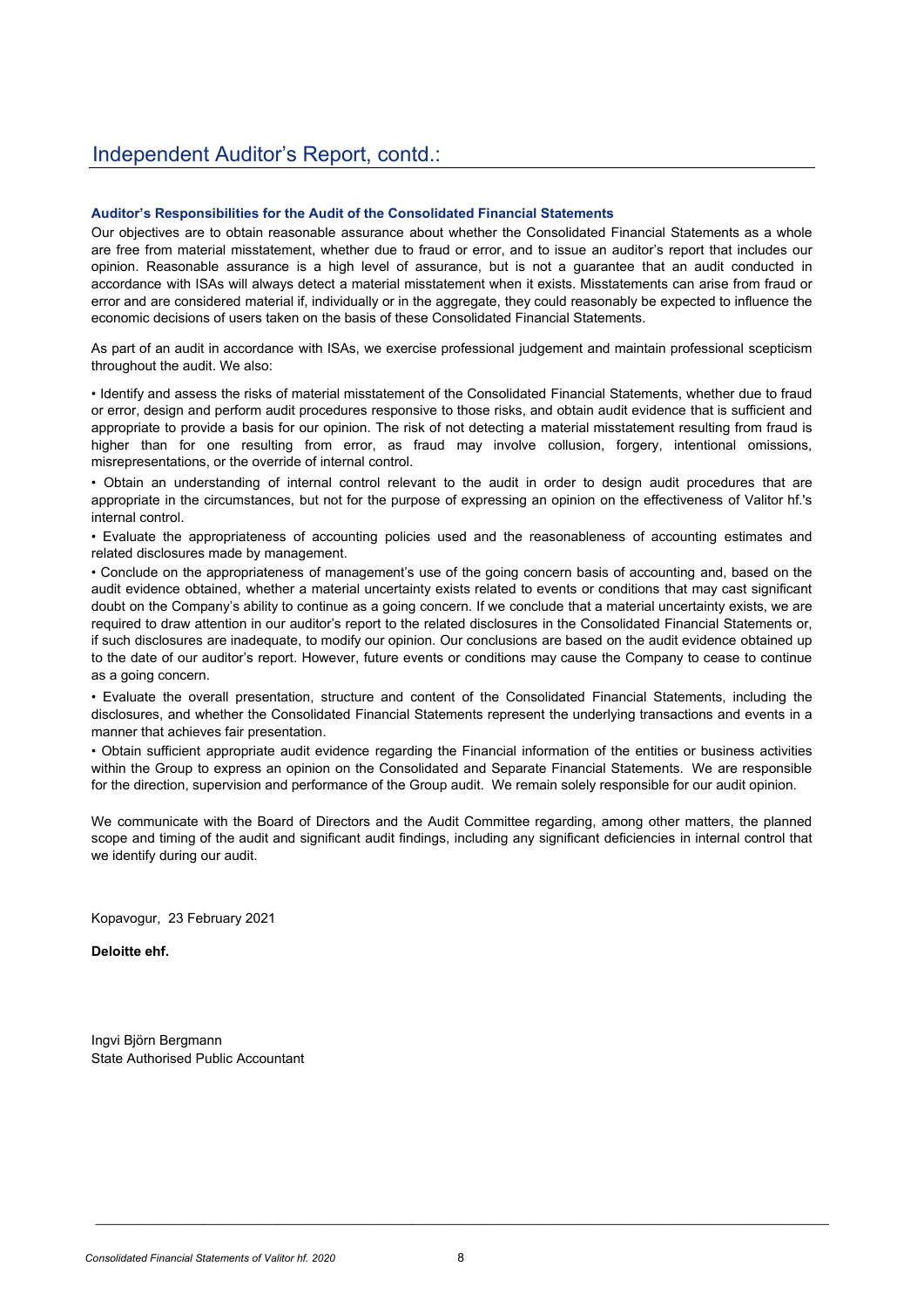# Independent Auditor's Report, contd.:

**Auditor's Responsibilities for the Audit of the Consolidated Financial Statements**

Our objectives are to obtain reasonable assurance about whether the Consolidated Financial Statements as a whole are free from material misstatement, whether due to fraud or error, and to issue an auditor's report that includes our opinion. Reasonable assurance is a high level of assurance, but is not a guarantee that an audit conducted in accordance with ISAs will always detect a material misstatement when it exists. Misstatements can arise from fraud or error and are considered material if, individually or in the aggregate, they could reasonably be expected to influence the economic decisions of users taken on the basis of these Consolidated Financial Statements.

As part of an audit in accordance with ISAs, we exercise professional judgement and maintain professional scepticism throughout the audit. We also:

• Identify and assess the risks of material misstatement of the Consolidated Financial Statements, whether due to fraud or error, design and perform audit procedures responsive to those risks, and obtain audit evidence that is sufficient and appropriate to provide a basis for our opinion. The risk of not detecting a material misstatement resulting from fraud is higher than for one resulting from error, as fraud may involve collusion, forgery, intentional omissions, misrepresentations, or the override of internal control.

• Obtain an understanding of internal control relevant to the audit in order to design audit procedures that are appropriate in the circumstances, but not for the purpose of expressing an opinion on the effectiveness of Valitor hf.'s internal control.

• Evaluate the appropriateness of accounting policies used and the reasonableness of accounting estimates and related disclosures made by management.

• Conclude on the appropriateness of management's use of the going concern basis of accounting and, based on the audit evidence obtained, whether a material uncertainty exists related to events or conditions that may cast significant doubt on the Company's ability to continue as a going concern. If we conclude that a material uncertainty exists, we are required to draw attention in our auditor's report to the related disclosures in the Consolidated Financial Statements or, if such disclosures are inadequate, to modify our opinion. Our conclusions are based on the audit evidence obtained up to the date of our auditor's report. However, future events or conditions may cause the Company to cease to continue as a going concern.

• Evaluate the overall presentation, structure and content of the Consolidated Financial Statements, including the disclosures, and whether the Consolidated Financial Statements represent the underlying transactions and events in a manner that achieves fair presentation.

• Obtain sufficient appropriate audit evidence regarding the Financial information of the entities or business activities within the Group to express an opinion on the Consolidated and Separate Financial Statements. We are responsible for the direction, supervision and performance of the Group audit. We remain solely responsible for our audit opinion.

We communicate with the Board of Directors and the Audit Committee regarding, among other matters, the planned scope and timing of the audit and significant audit findings, including any significant deficiencies in internal control that we identify during our audit.

Kopavogur, 23 February 2021

**Deloitte ehf.**

Ingvi Björn Bergmann
State Authorised Public Accountant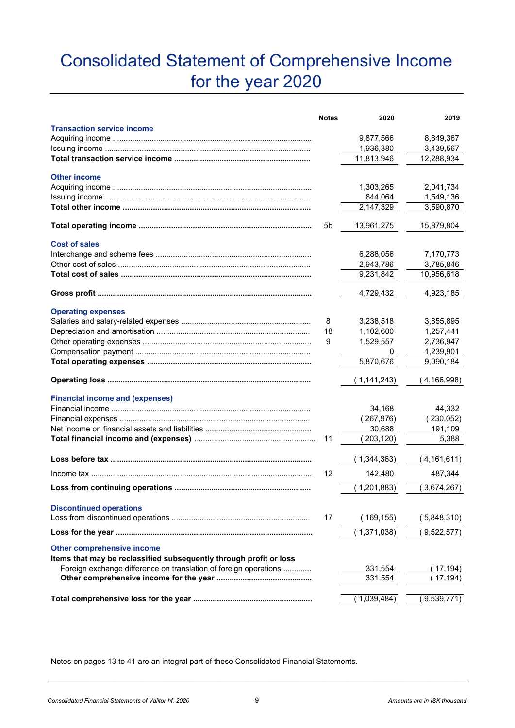# Consolidated Statement of Comprehensive Income for the year 2020

| | Notes | 2020 | 2019 |
|---|---|---|---|
| **Transaction service income** | | | |
| Acquiring income | | 9,877,566 | 8,849,367 |
| Issuing income | | 1,936,380 | 3,439,567 |
| **Total transaction service income** | | 11,813,946 | 12,288,934 |
| **Other income** | | | |
| Acquiring income | | 1,303,265 | 2,041,734 |
| Issuing income | | 844,064 | 1,549,136 |
| **Total other income** | | 2,147,329 | 3,590,870 |
| **Total operating income** | 5b | 13,961,275 | 15,879,804 |
| **Cost of sales** | | | |
| Interchange and scheme fees | | 6,288,056 | 7,170,773 |
| Other cost of sales | | 2,943,786 | 3,785,846 |
| **Total cost of sales** | | 9,231,842 | 10,956,618 |
| **Gross profit** | | 4,729,432 | 4,923,185 |
| **Operating expenses** | | | |
| Salaries and salary-related expenses | 8 | 3,238,518 | 3,855,895 |
| Depreciation and amortisation | 18 | 1,102,600 | 1,257,441 |
| Other operating expenses | 9 | 1,529,557 | 2,736,947 |
| Compensation payment | | 0 | 1,239,901 |
| **Total operating expenses** | | 5,870,676 | 9,090,184 |
| **Operating loss** | | ( 1,141,243) | ( 4,166,998) |
| **Financial income and (expenses)** | | | |
| Financial income | | 34,168 | 44,332 |
| Financial expenses | | ( 267,976) | ( 230,052) |
| Net income on financial assets and liabilities | | 30,688 | 191,109 |
| **Total financial income and (expenses)** | 11 | ( 203,120) | 5,388 |
| **Loss before tax** | | ( 1,344,363) | ( 4,161,611) |
| Income tax | 12 | 142,480 | 487,344 |
| **Loss from continuing operations** | | ( 1,201,883) | ( 3,674,267) |
| **Discontinued operations** | | | |
| Loss from discontinued operations | 17 | ( 169,155) | ( 5,848,310) |
| **Loss for the year** | | ( 1,371,038) | ( 9,522,577) |
| **Other comprehensive income** | | | |
| **Items that may be reclassified subsequently through profit or loss** | | | |
| Foreign exchange difference on translation of foreign operations | | 331,554 | ( 17,194) |
| **Other comprehensive income for the year** | | 331,554 | ( 17,194) |
| **Total comprehensive loss for the year** | | ( 1,039,484) | ( 9,539,771) |

Notes on pages 13 to 41 are an integral part of these Consolidated Financial Statements.

*Amounts are in ISK thousand*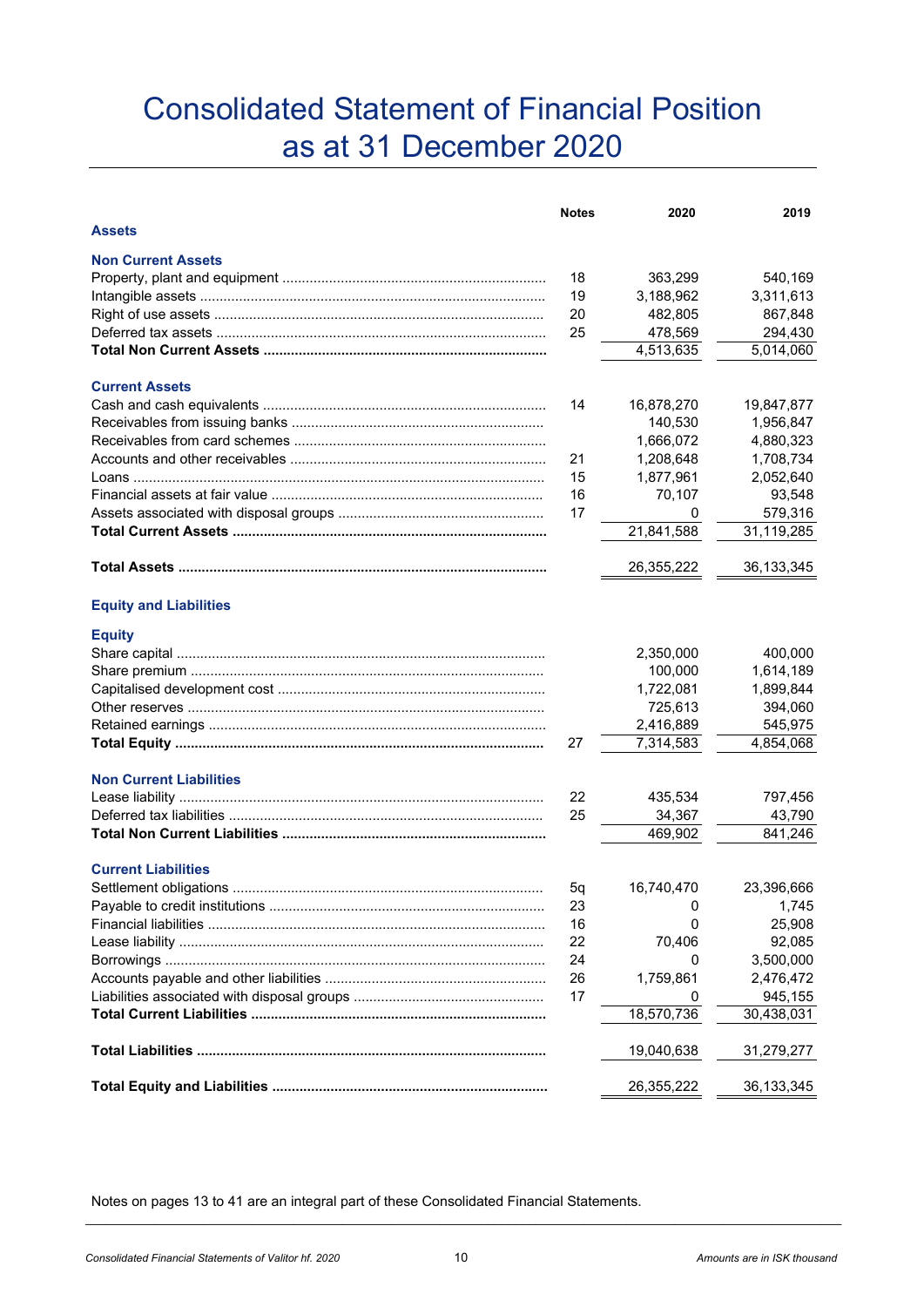# Consolidated Statement of Financial Position as at 31 December 2020

| | Notes | 2020 | 2019 |
|---|---|---|---|
| **Assets** | | | |
| **Non Current Assets** | | | |
| Property, plant and equipment | 18 | 363,299 | 540,169 |
| Intangible assets | 19 | 3,188,962 | 3,311,613 |
| Right of use assets | 20 | 482,805 | 867,848 |
| Deferred tax assets | 25 | 478,569 | 294,430 |
| **Total Non Current Assets** | | 4,513,635 | 5,014,060 |
| **Current Assets** | | | |
| Cash and cash equivalents | 14 | 16,878,270 | 19,847,877 |
| Receivables from issuing banks | | 140,530 | 1,956,847 |
| Receivables from card schemes | | 1,666,072 | 4,880,323 |
| Accounts and other receivables | 21 | 1,208,648 | 1,708,734 |
| Loans | 15 | 1,877,961 | 2,052,640 |
| Financial assets at fair value | 16 | 70,107 | 93,548 |
| Assets associated with disposal groups | 17 | 0 | 579,316 |
| **Total Current Assets** | | 21,841,588 | 31,119,285 |
| **Total Assets** | | 26,355,222 | 36,133,345 |
| **Equity and Liabilities** | | | |
| **Equity** | | | |
| Share capital | | 2,350,000 | 400,000 |
| Share premium | | 100,000 | 1,614,189 |
| Capitalised development cost | | 1,722,081 | 1,899,844 |
| Other reserves | | 725,613 | 394,060 |
| Retained earnings | | 2,416,889 | 545,975 |
| **Total Equity** | 27 | 7,314,583 | 4,854,068 |
| **Non Current Liabilities** | | | |
| Lease liability | 22 | 435,534 | 797,456 |
| Deferred tax liabilities | 25 | 34,367 | 43,790 |
| **Total Non Current Liabilities** | | 469,902 | 841,246 |
| **Current Liabilities** | | | |
| Settlement obligations | 5q | 16,740,470 | 23,396,666 |
| Payable to credit institutions | 23 | 0 | 1,745 |
| Financial liabilities | 16 | 0 | 25,908 |
| Lease liability | 22 | 70,406 | 92,085 |
| Borrowings | 24 | 0 | 3,500,000 |
| Accounts payable and other liabilities | 26 | 1,759,861 | 2,476,472 |
| Liabilities associated with disposal groups | 17 | 0 | 945,155 |
| **Total Current Liabilities** | | 18,570,736 | 30,438,031 |
| **Total Liabilities** | | 19,040,638 | 31,279,277 |
| **Total Equity and Liabilities** | | 26,355,222 | 36,133,345 |

Notes on pages 13 to 41 are an integral part of these Consolidated Financial Statements.

*Amounts are in ISK thousand*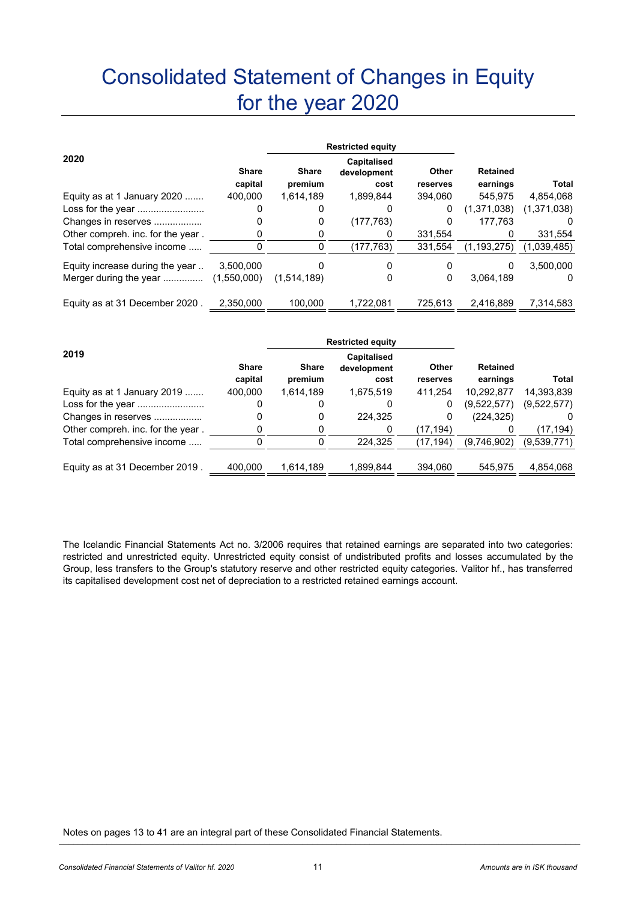# Consolidated Statement of Changes in Equity for the year 2020

| 2020 | Share capital | Restricted equity Share premium | Capitalised development cost | Other reserves | Retained earnings | Total |
|---|---|---|---|---|---|---|
| Equity as at 1 January 2020 | 400,000 | 1,614,189 | 1,899,844 | 394,060 | 545,975 | 4,854,068 |
| Loss for the year | 0 | 0 | 0 | 0 | (1,371,038) | (1,371,038) |
| Changes in reserves | 0 | 0 | (177,763) | 0 | 177,763 | 0 |
| Other compreh. inc. for the year | 0 | 0 | 0 | 331,554 | 0 | 331,554 |
| Total comprehensive income | 0 | 0 | (177,763) | 331,554 | (1,193,275) | (1,039,485) |
| Equity increase during the year | 3,500,000 | 0 | 0 | 0 | 0 | 3,500,000 |
| Merger during the year | (1,550,000) | (1,514,189) | 0 | 0 | 3,064,189 | 0 |
| Equity as at 31 December 2020 | 2,350,000 | 100,000 | 1,722,081 | 725,613 | 2,416,889 | 7,314,583 |

| 2019 | Share capital | Restricted equity Share premium | Capitalised development cost | Other reserves | Retained earnings | Total |
|---|---|---|---|---|---|---|
| Equity as at 1 January 2019 | 400,000 | 1,614,189 | 1,675,519 | 411,254 | 10,292,877 | 14,393,839 |
| Loss for the year | 0 | 0 | 0 | 0 | (9,522,577) | (9,522,577) |
| Changes in reserves | 0 | 0 | 224,325 | 0 | (224,325) | 0 |
| Other compreh. inc. for the year | 0 | 0 | 0 | (17,194) | 0 | (17,194) |
| Total comprehensive income | 0 | 0 | 224,325 | (17,194) | (9,746,902) | (9,539,771) |
| Equity as at 31 December 2019 | 400,000 | 1,614,189 | 1,899,844 | 394,060 | 545,975 | 4,854,068 |

The Icelandic Financial Statements Act no. 3/2006 requires that retained earnings are separated into two categories: restricted and unrestricted equity. Unrestricted equity consist of undistributed profits and losses accumulated by the Group, less transfers to the Group's statutory reserve and other restricted equity categories. Valitor hf., has transferred its capitalised development cost net of depreciation to a restricted retained earnings account.

Notes on pages 13 to 41 are an integral part of these Consolidated Financial Statements.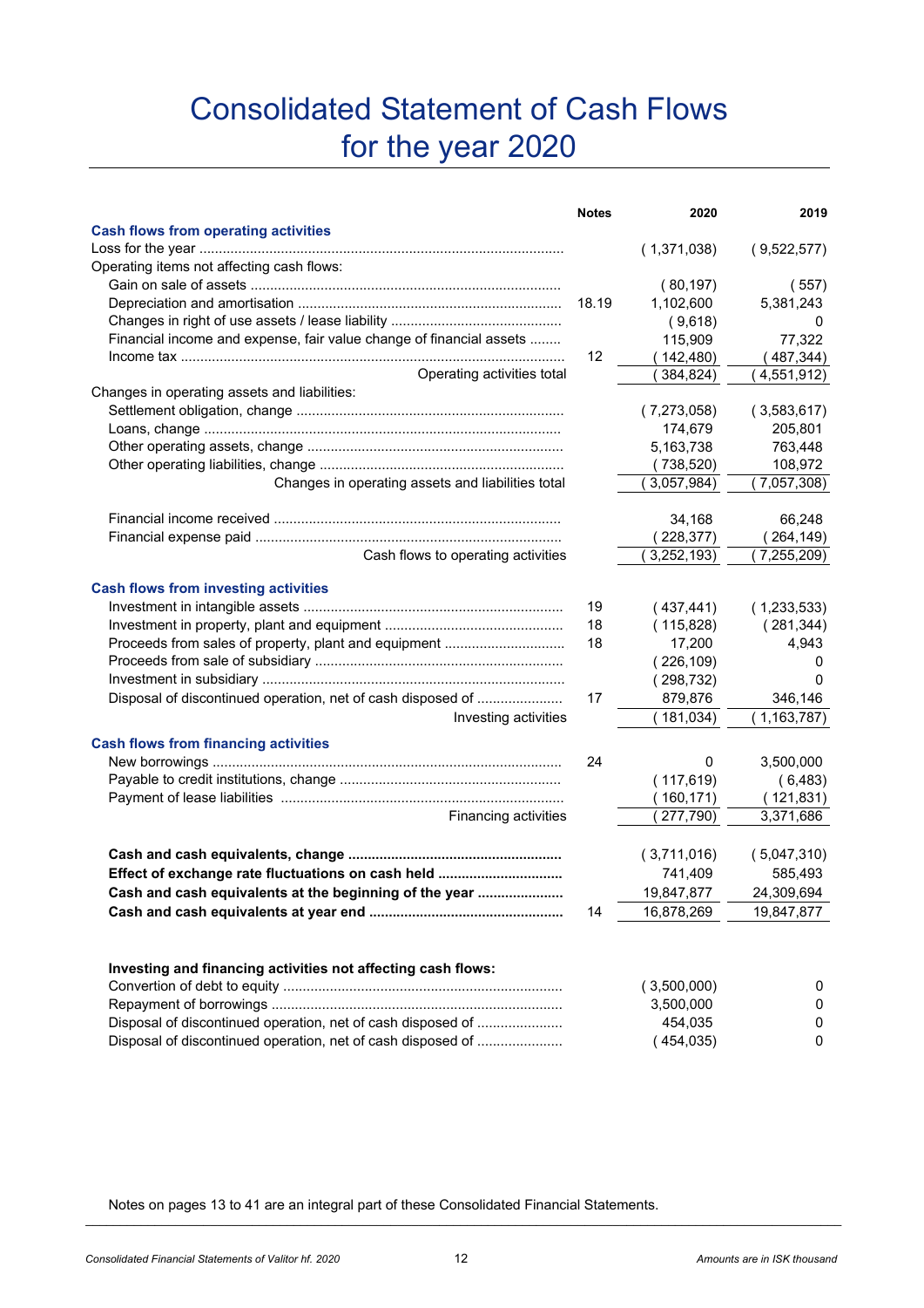# Consolidated Statement of Cash Flows for the year 2020

| | Notes | 2020 | 2019 |
|---|---|---|---|
| **Cash flows from operating activities** | | | |
| Loss for the year | | ( 1,371,038) | ( 9,522,577) |
| Operating items not affecting cash flows: | | | |
| Gain on sale of assets | | ( 80,197) | ( 557) |
| Depreciation and amortisation | 18.19 | 1,102,600 | 5,381,243 |
| Changes in right of use assets / lease liability | | ( 9,618) | 0 |
| Financial income and expense, fair value change of financial assets | | 115,909 | 77,322 |
| Income tax | 12 | ( 142,480) | ( 487,344) |
| Operating activities total | | ( 384,824) | ( 4,551,912) |
| Changes in operating assets and liabilities: | | | |
| Settlement obligation, change | | ( 7,273,058) | ( 3,583,617) |
| Loans, change | | 174,679 | 205,801 |
| Other operating assets, change | | 5,163,738 | 763,448 |
| Other operating liabilities, change | | ( 738,520) | 108,972 |
| Changes in operating assets and liabilities total | | ( 3,057,984) | ( 7,057,308) |
| Financial income received | | 34,168 | 66,248 |
| Financial expense paid | | ( 228,377) | ( 264,149) |
| Cash flows to operating activities | | ( 3,252,193) | ( 7,255,209) |
| **Cash flows from investing activities** | | | |
| Investment in intangible assets | 19 | ( 437,441) | ( 1,233,533) |
| Investment in property, plant and equipment | 18 | ( 115,828) | ( 281,344) |
| Proceeds from sales of property, plant and equipment | 18 | 17,200 | 4,943 |
| Proceeds from sale of subsidiary | | ( 226,109) | 0 |
| Investment in subsidiary | | ( 298,732) | 0 |
| Disposal of discontinued operation, net of cash disposed of | 17 | 879,876 | 346,146 |
| Investing activities | | ( 181,034) | ( 1,163,787) |
| **Cash flows from financing activities** | | | |
| New borrowings | 24 | 0 | 3,500,000 |
| Payable to credit institutions, change | | ( 117,619) | ( 6,483) |
| Payment of lease liabilities | | ( 160,171) | ( 121,831) |
| Financing activities | | ( 277,790) | 3,371,686 |
| **Cash and cash equivalents, change** | | ( 3,711,016) | ( 5,047,310) |
| **Effect of exchange rate fluctuations on cash held** | | 741,409 | 585,493 |
| **Cash and cash equivalents at the beginning of the year** | | 19,847,877 | 24,309,694 |
| **Cash and cash equivalents at year end** | 14 | 16,878,269 | 19,847,877 |
| **Investing and financing activities not affecting cash flows:** | | | |
| Convertion of debt to equity | | ( 3,500,000) | 0 |
| Repayment of borrowings | | 3,500,000 | 0 |
| Disposal of discontinued operation, net of cash disposed of | | 454,035 | 0 |
| Disposal of discontinued operation, net of cash disposed of | | ( 454,035) | 0 |

Notes on pages 13 to 41 are an integral part of these Consolidated Financial Statements.

*Amounts are in ISK thousand*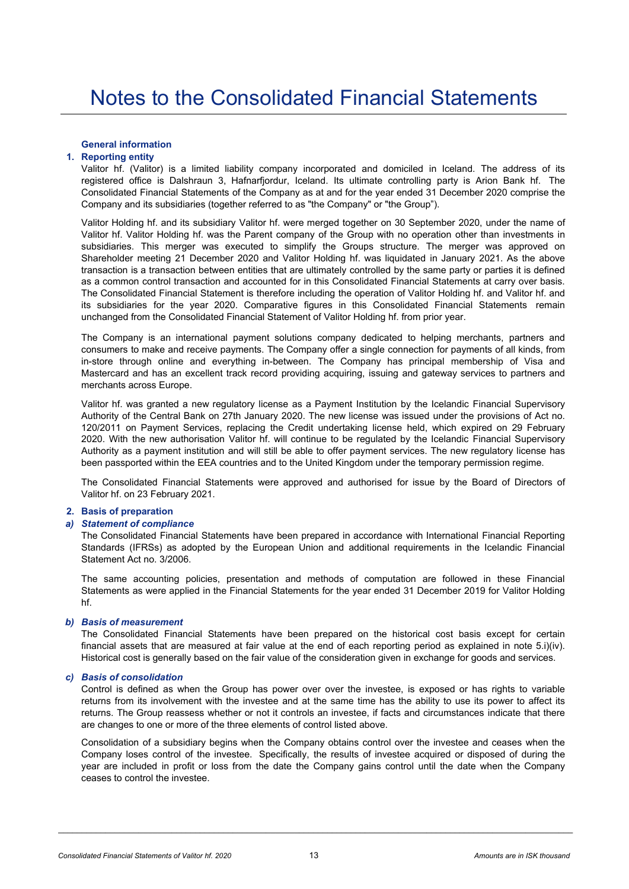# Notes to the Consolidated Financial Statements

### General information

### 1. Reporting entity

Valitor hf. (Valitor) is a limited liability company incorporated and domiciled in Iceland. The address of its registered office is Dalshraun 3, Hafnarfjordur, Iceland. Its ultimate controlling party is Arion Bank hf. The Consolidated Financial Statements of the Company as at and for the year ended 31 December 2020 comprise the Company and its subsidiaries (together referred to as "the Company" or "the Group").

Valitor Holding hf. and its subsidiary Valitor hf. were merged together on 30 September 2020, under the name of Valitor hf. Valitor Holding hf. was the Parent company of the Group with no operation other than investments in subsidiaries. This merger was executed to simplify the Groups structure. The merger was approved on Shareholder meeting 21 December 2020 and Valitor Holding hf. was liquidated in January 2021. As the above transaction is a transaction between entities that are ultimately controlled by the same party or parties it is defined as a common control transaction and accounted for in this Consolidated Financial Statements at carry over basis. The Consolidated Financial Statement is therefore including the operation of Valitor Holding hf. and Valitor hf. and its subsidiaries for the year 2020. Comparative figures in this Consolidated Financial Statements remain unchanged from the Consolidated Financial Statement of Valitor Holding hf. from prior year.

The Company is an international payment solutions company dedicated to helping merchants, partners and consumers to make and receive payments. The Company offer a single connection for payments of all kinds, from in-store through online and everything in-between. The Company has principal membership of Visa and Mastercard and has an excellent track record providing acquiring, issuing and gateway services to partners and merchants across Europe.

Valitor hf. was granted a new regulatory license as a Payment Institution by the Icelandic Financial Supervisory Authority of the Central Bank on 27th January 2020. The new license was issued under the provisions of Act no. 120/2011 on Payment Services, replacing the Credit undertaking license held, which expired on 29 February 2020. With the new authorisation Valitor hf. will continue to be regulated by the Icelandic Financial Supervisory Authority as a payment institution and will still be able to offer payment services. The new regulatory license has been passported within the EEA countries and to the United Kingdom under the temporary permission regime.

The Consolidated Financial Statements were approved and authorised for issue by the Board of Directors of Valitor hf. on 23 February 2021.

### 2. Basis of preparation

#### *a) Statement of compliance*

The Consolidated Financial Statements have been prepared in accordance with International Financial Reporting Standards (IFRSs) as adopted by the European Union and additional requirements in the Icelandic Financial Statement Act no. 3/2006.

The same accounting policies, presentation and methods of computation are followed in these Financial Statements as were applied in the Financial Statements for the year ended 31 December 2019 for Valitor Holding hf.

#### *b) Basis of measurement*

The Consolidated Financial Statements have been prepared on the historical cost basis except for certain financial assets that are measured at fair value at the end of each reporting period as explained in note 5.i)(iv). Historical cost is generally based on the fair value of the consideration given in exchange for goods and services.

#### *c) Basis of consolidation*

Control is defined as when the Group has power over over the investee, is exposed or has rights to variable returns from its involvement with the investee and at the same time has the ability to use its power to affect its returns. The Group reassess whether or not it controls an investee, if facts and circumstances indicate that there are changes to one or more of the three elements of control listed above.

Consolidation of a subsidiary begins when the Company obtains control over the investee and ceases when the Company loses control of the investee. Specifically, the results of investee acquired or disposed of during the year are included in profit or loss from the date the Company gains control until the date when the Company ceases to control the investee.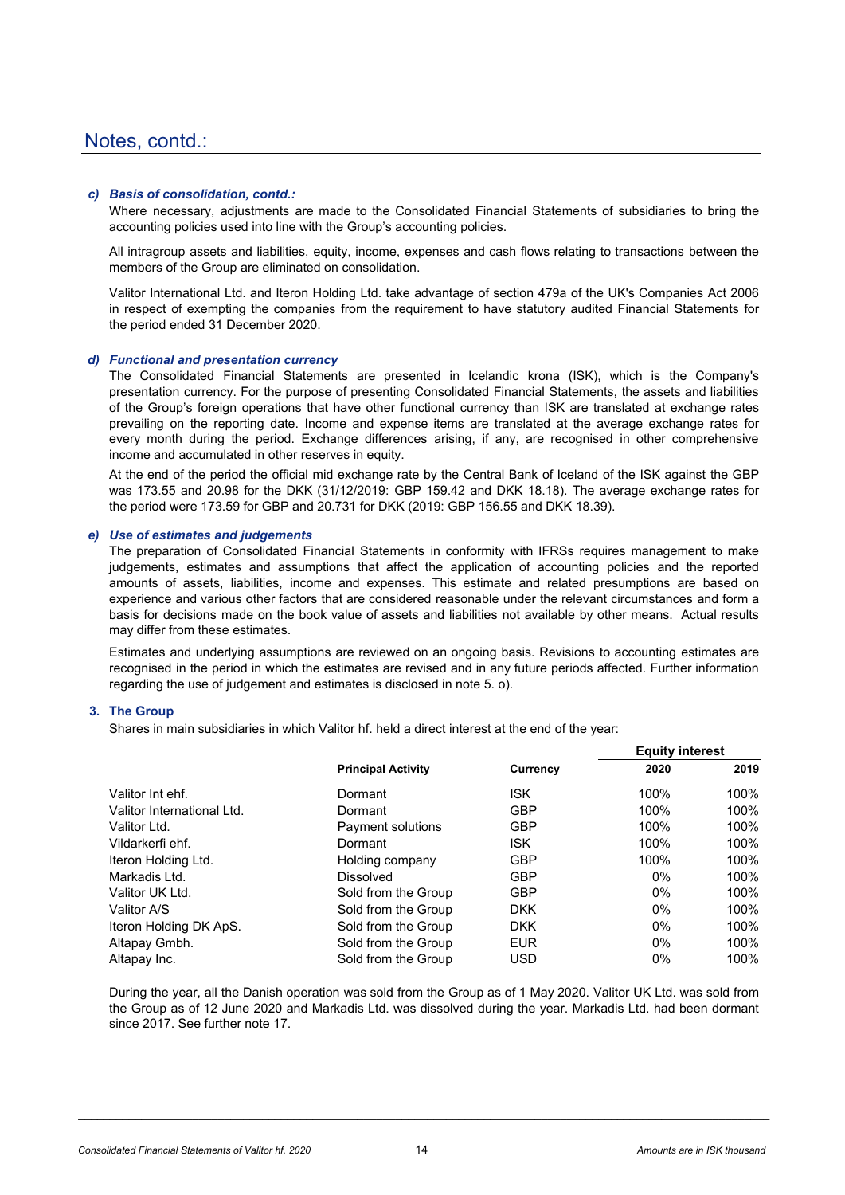## Notes, contd.:

### *c) Basis of consolidation, contd.:*

Where necessary, adjustments are made to the Consolidated Financial Statements of subsidiaries to bring the accounting policies used into line with the Group's accounting policies.

All intragroup assets and liabilities, equity, income, expenses and cash flows relating to transactions between the members of the Group are eliminated on consolidation.

Valitor International Ltd. and Iteron Holding Ltd. take advantage of section 479a of the UK's Companies Act 2006 in respect of exempting the companies from the requirement to have statutory audited Financial Statements for the period ended 31 December 2020.

### *d) Functional and presentation currency*

The Consolidated Financial Statements are presented in Icelandic krona (ISK), which is the Company's presentation currency. For the purpose of presenting Consolidated Financial Statements, the assets and liabilities of the Group's foreign operations that have other functional currency than ISK are translated at exchange rates prevailing on the reporting date. Income and expense items are translated at the average exchange rates for every month during the period. Exchange differences arising, if any, are recognised in other comprehensive income and accumulated in other reserves in equity.

At the end of the period the official mid exchange rate by the Central Bank of Iceland of the ISK against the GBP was 173.55 and 20.98 for the DKK (31/12/2019: GBP 159.42 and DKK 18.18). The average exchange rates for the period were 173.59 for GBP and 20.731 for DKK (2019: GBP 156.55 and DKK 18.39).

### *e) Use of estimates and judgements*

The preparation of Consolidated Financial Statements in conformity with IFRSs requires management to make judgements, estimates and assumptions that affect the application of accounting policies and the reported amounts of assets, liabilities, income and expenses. This estimate and related presumptions are based on experience and various other factors that are considered reasonable under the relevant circumstances and form a basis for decisions made on the book value of assets and liabilities not available by other means. Actual results may differ from these estimates.

Estimates and underlying assumptions are reviewed on an ongoing basis. Revisions to accounting estimates are recognised in the period in which the estimates are revised and in any future periods affected. Further information regarding the use of judgement and estimates is disclosed in note 5. o).

### 3. The Group

Shares in main subsidiaries in which Valitor hf. held a direct interest at the end of the year:

| | | | Equity interest | |
|---|---|---|---|---|
| | **Principal Activity** | **Currency** | **2020** | **2019** |
| Valitor Int ehf. | Dormant | ISK | 100% | 100% |
| Valitor International Ltd. | Dormant | GBP | 100% | 100% |
| Valitor Ltd. | Payment solutions | GBP | 100% | 100% |
| Vildarkerfi ehf. | Dormant | ISK | 100% | 100% |
| Iteron Holding Ltd. | Holding company | GBP | 100% | 100% |
| Markadis Ltd. | Dissolved | GBP | 0% | 100% |
| Valitor UK Ltd. | Sold from the Group | GBP | 0% | 100% |
| Valitor A/S | Sold from the Group | DKK | 0% | 100% |
| Iteron Holding DK ApS. | Sold from the Group | DKK | 0% | 100% |
| Altapay Gmbh. | Sold from the Group | EUR | 0% | 100% |
| Altapay Inc. | Sold from the Group | USD | 0% | 100% |

During the year, all the Danish operation was sold from the Group as of 1 May 2020. Valitor UK Ltd. was sold from the Group as of 12 June 2020 and Markadis Ltd. was dissolved during the year. Markadis Ltd. had been dormant since 2017. See further note 17.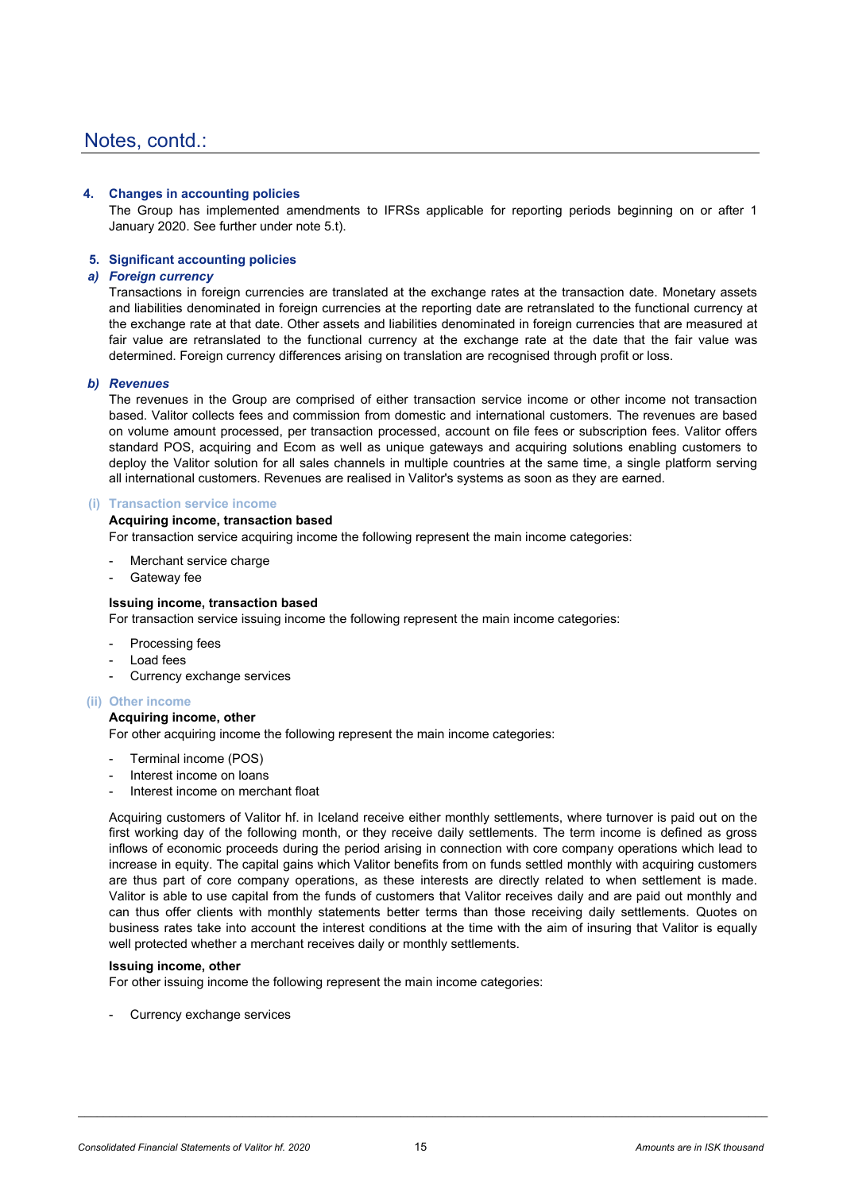# Notes, contd.:

## 4. Changes in accounting policies

The Group has implemented amendments to IFRSs applicable for reporting periods beginning on or after 1 January 2020. See further under note 5.t).

## 5. Significant accounting policies

### a) *Foreign currency*

Transactions in foreign currencies are translated at the exchange rates at the transaction date. Monetary assets and liabilities denominated in foreign currencies at the reporting date are retranslated to the functional currency at the exchange rate at that date. Other assets and liabilities denominated in foreign currencies that are measured at fair value are retranslated to the functional currency at the exchange rate at the date that the fair value was determined. Foreign currency differences arising on translation are recognised through profit or loss.

### b) *Revenues*

The revenues in the Group are comprised of either transaction service income or other income not transaction based. Valitor collects fees and commission from domestic and international customers. The revenues are based on volume amount processed, per transaction processed, account on file fees or subscription fees. Valitor offers standard POS, acquiring and Ecom as well as unique gateways and acquiring solutions enabling customers to deploy the Valitor solution for all sales channels in multiple countries at the same time, a single platform serving all international customers. Revenues are realised in Valitor's systems as soon as they are earned.

#### (i) Transaction service income

**Acquiring income, transaction based**

For transaction service acquiring income the following represent the main income categories:

- Merchant service charge
- Gateway fee

**Issuing income, transaction based**

For transaction service issuing income the following represent the main income categories:

- Processing fees
- Load fees
- Currency exchange services

#### (ii) Other income

**Acquiring income, other**

For other acquiring income the following represent the main income categories:

- Terminal income (POS)
- Interest income on loans
- Interest income on merchant float

Acquiring customers of Valitor hf. in Iceland receive either monthly settlements, where turnover is paid out on the first working day of the following month, or they receive daily settlements. The term income is defined as gross inflows of economic proceeds during the period arising in connection with core company operations which lead to increase in equity. The capital gains which Valitor benefits from on funds settled monthly with acquiring customers are thus part of core company operations, as these interests are directly related to when settlement is made. Valitor is able to use capital from the funds of customers that Valitor receives daily and are paid out monthly and can thus offer clients with monthly statements better terms than those receiving daily settlements. Quotes on business rates take into account the interest conditions at the time with the aim of insuring that Valitor is equally well protected whether a merchant receives daily or monthly settlements.

**Issuing income, other**

For other issuing income the following represent the main income categories:

- Currency exchange services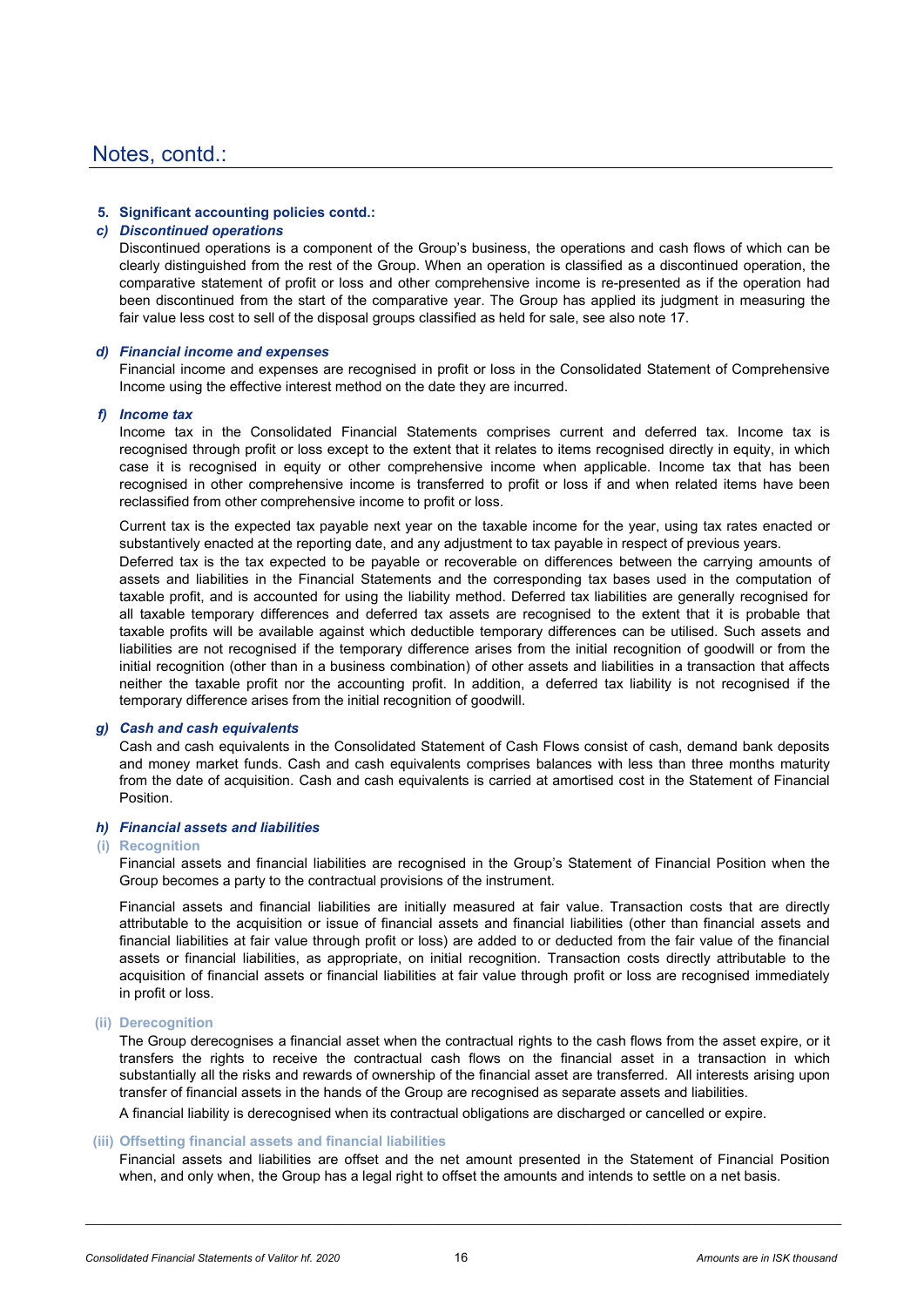# Notes, contd.:

### 5. Significant accounting policies contd.:

#### c) *Discontinued operations*

Discontinued operations is a component of the Group's business, the operations and cash flows of which can be clearly distinguished from the rest of the Group. When an operation is classified as a discontinued operation, the comparative statement of profit or loss and other comprehensive income is re-presented as if the operation had been discontinued from the start of the comparative year. The Group has applied its judgment in measuring the fair value less cost to sell of the disposal groups classified as held for sale, see also note 17.

#### d) *Financial income and expenses*

Financial income and expenses are recognised in profit or loss in the Consolidated Statement of Comprehensive Income using the effective interest method on the date they are incurred.

#### f) *Income tax*

Income tax in the Consolidated Financial Statements comprises current and deferred tax. Income tax is recognised through profit or loss except to the extent that it relates to items recognised directly in equity, in which case it is recognised in equity or other comprehensive income when applicable. Income tax that has been recognised in other comprehensive income is transferred to profit or loss if and when related items have been reclassified from other comprehensive income to profit or loss.

Current tax is the expected tax payable next year on the taxable income for the year, using tax rates enacted or substantively enacted at the reporting date, and any adjustment to tax payable in respect of previous years.

Deferred tax is the tax expected to be payable or recoverable on differences between the carrying amounts of assets and liabilities in the Financial Statements and the corresponding tax bases used in the computation of taxable profit, and is accounted for using the liability method. Deferred tax liabilities are generally recognised for all taxable temporary differences and deferred tax assets are recognised to the extent that it is probable that taxable profits will be available against which deductible temporary differences can be utilised. Such assets and liabilities are not recognised if the temporary difference arises from the initial recognition of goodwill or from the initial recognition (other than in a business combination) of other assets and liabilities in a transaction that affects neither the taxable profit nor the accounting profit. In addition, a deferred tax liability is not recognised if the temporary difference arises from the initial recognition of goodwill.

#### g) *Cash and cash equivalents*

Cash and cash equivalents in the Consolidated Statement of Cash Flows consist of cash, demand bank deposits and money market funds. Cash and cash equivalents comprises balances with less than three months maturity from the date of acquisition. Cash and cash equivalents is carried at amortised cost in the Statement of Financial Position.

#### h) *Financial assets and liabilities*

##### (i) Recognition

Financial assets and financial liabilities are recognised in the Group's Statement of Financial Position when the Group becomes a party to the contractual provisions of the instrument.

Financial assets and financial liabilities are initially measured at fair value. Transaction costs that are directly attributable to the acquisition or issue of financial assets and financial liabilities (other than financial assets and financial liabilities at fair value through profit or loss) are added to or deducted from the fair value of the financial assets or financial liabilities, as appropriate, on initial recognition. Transaction costs directly attributable to the acquisition of financial assets or financial liabilities at fair value through profit or loss are recognised immediately in profit or loss.

##### (ii) Derecognition

The Group derecognises a financial asset when the contractual rights to the cash flows from the asset expire, or it transfers the rights to receive the contractual cash flows on the financial asset in a transaction in which substantially all the risks and rewards of ownership of the financial asset are transferred. All interests arising upon transfer of financial assets in the hands of the Group are recognised as separate assets and liabilities.

A financial liability is derecognised when its contractual obligations are discharged or cancelled or expire.

##### (iii) Offsetting financial assets and financial liabilities

Financial assets and liabilities are offset and the net amount presented in the Statement of Financial Position when, and only when, the Group has a legal right to offset the amounts and intends to settle on a net basis.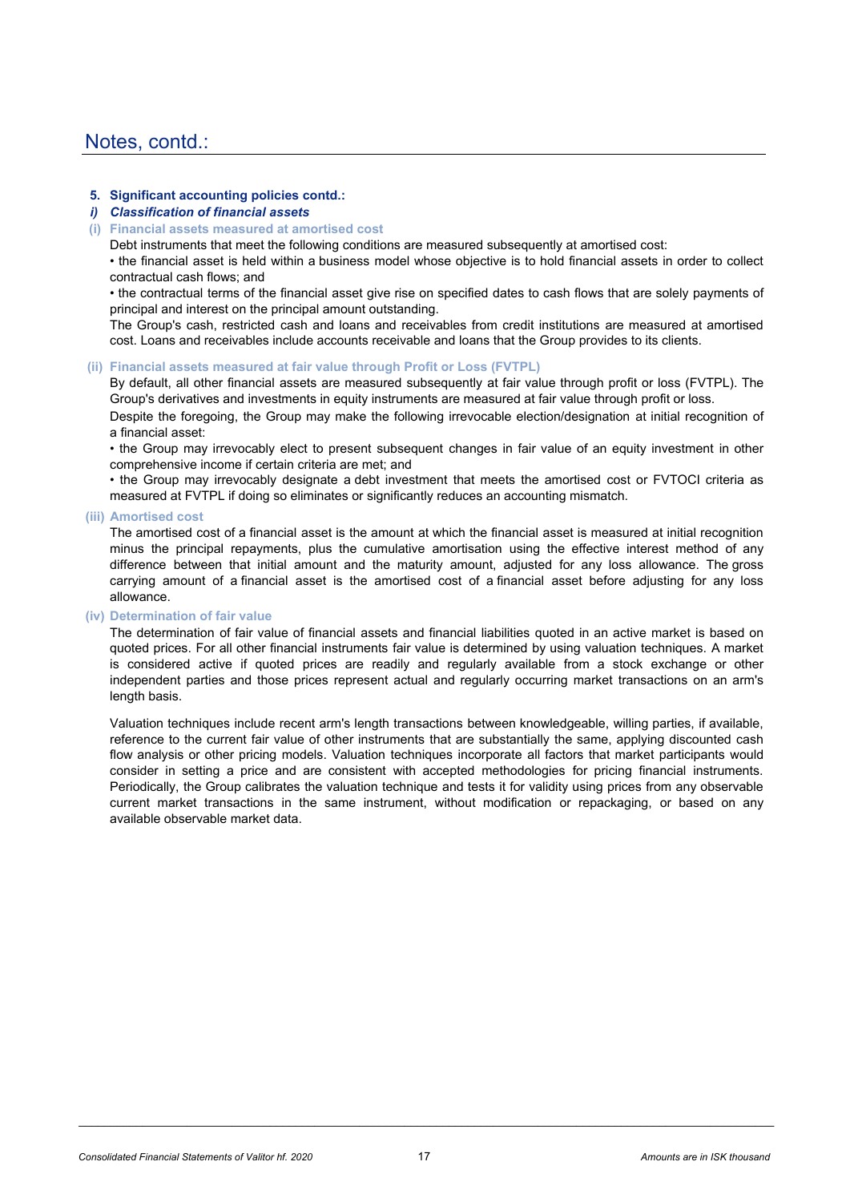## Notes, contd.:

### 5. Significant accounting policies contd.:

#### *i) Classification of financial assets*

**(i) Financial assets measured at amortised cost**

Debt instruments that meet the following conditions are measured subsequently at amortised cost:

• the financial asset is held within a business model whose objective is to hold financial assets in order to collect contractual cash flows; and

• the contractual terms of the financial asset give rise on specified dates to cash flows that are solely payments of principal and interest on the principal amount outstanding.

The Group's cash, restricted cash and loans and receivables from credit institutions are measured at amortised cost. Loans and receivables include accounts receivable and loans that the Group provides to its clients.

**(ii) Financial assets measured at fair value through Profit or Loss (FVTPL)**

By default, all other financial assets are measured subsequently at fair value through profit or loss (FVTPL). The Group's derivatives and investments in equity instruments are measured at fair value through profit or loss.

Despite the foregoing, the Group may make the following irrevocable election/designation at initial recognition of a financial asset:

• the Group may irrevocably elect to present subsequent changes in fair value of an equity investment in other comprehensive income if certain criteria are met; and

• the Group may irrevocably designate a debt investment that meets the amortised cost or FVTOCI criteria as measured at FVTPL if doing so eliminates or significantly reduces an accounting mismatch.

**(iii) Amortised cost**

The amortised cost of a financial asset is the amount at which the financial asset is measured at initial recognition minus the principal repayments, plus the cumulative amortisation using the effective interest method of any difference between that initial amount and the maturity amount, adjusted for any loss allowance. The gross carrying amount of a financial asset is the amortised cost of a financial asset before adjusting for any loss allowance.

**(iv) Determination of fair value**

The determination of fair value of financial assets and financial liabilities quoted in an active market is based on quoted prices. For all other financial instruments fair value is determined by using valuation techniques. A market is considered active if quoted prices are readily and regularly available from a stock exchange or other independent parties and those prices represent actual and regularly occurring market transactions on an arm's length basis.

Valuation techniques include recent arm's length transactions between knowledgeable, willing parties, if available, reference to the current fair value of other instruments that are substantially the same, applying discounted cash flow analysis or other pricing models. Valuation techniques incorporate all factors that market participants would consider in setting a price and are consistent with accepted methodologies for pricing financial instruments. Periodically, the Group calibrates the valuation technique and tests it for validity using prices from any observable current market transactions in the same instrument, without modification or repackaging, or based on any available observable market data.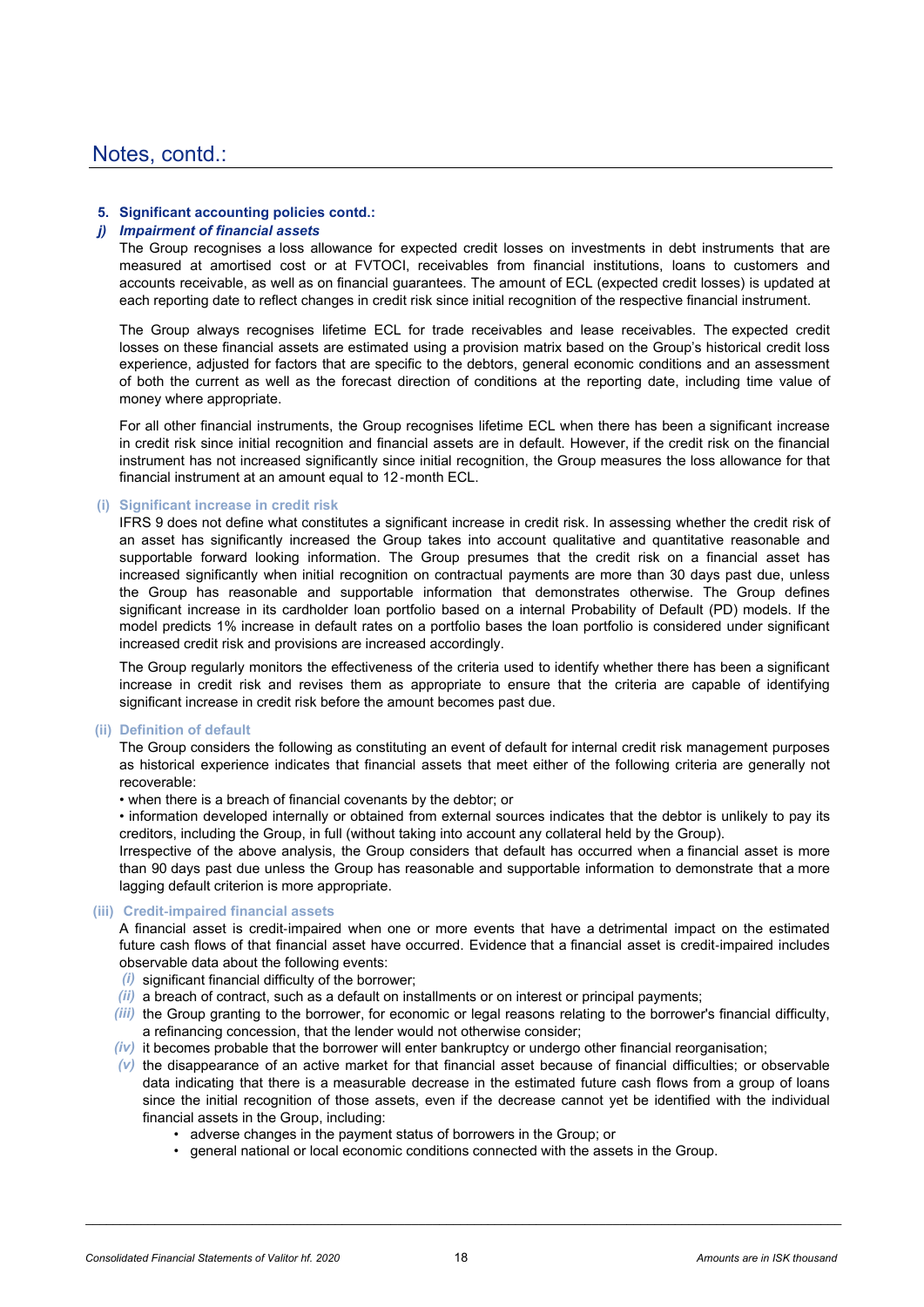# Notes, contd.:

## 5. Significant accounting policies contd.:

### j) *Impairment of financial assets*

The Group recognises a loss allowance for expected credit losses on investments in debt instruments that are measured at amortised cost or at FVTOCI, receivables from financial institutions, loans to customers and accounts receivable, as well as on financial guarantees. The amount of ECL (expected credit losses) is updated at each reporting date to reflect changes in credit risk since initial recognition of the respective financial instrument.

The Group always recognises lifetime ECL for trade receivables and lease receivables. The expected credit losses on these financial assets are estimated using a provision matrix based on the Group's historical credit loss experience, adjusted for factors that are specific to the debtors, general economic conditions and an assessment of both the current as well as the forecast direction of conditions at the reporting date, including time value of money where appropriate.

For all other financial instruments, the Group recognises lifetime ECL when there has been a significant increase in credit risk since initial recognition and financial assets are in default. However, if the credit risk on the financial instrument has not increased significantly since initial recognition, the Group measures the loss allowance for that financial instrument at an amount equal to 12-month ECL.

#### (i) Significant increase in credit risk

IFRS 9 does not define what constitutes a significant increase in credit risk. In assessing whether the credit risk of an asset has significantly increased the Group takes into account qualitative and quantitative reasonable and supportable forward looking information. The Group presumes that the credit risk on a financial asset has increased significantly when initial recognition on contractual payments are more than 30 days past due, unless the Group has reasonable and supportable information that demonstrates otherwise. The Group defines significant increase in its cardholder loan portfolio based on a internal Probability of Default (PD) models. If the model predicts 1% increase in default rates on a portfolio bases the loan portfolio is considered under significant increased credit risk and provisions are increased accordingly.

The Group regularly monitors the effectiveness of the criteria used to identify whether there has been a significant increase in credit risk and revises them as appropriate to ensure that the criteria are capable of identifying significant increase in credit risk before the amount becomes past due.

#### (ii) Definition of default

The Group considers the following as constituting an event of default for internal credit risk management purposes as historical experience indicates that financial assets that meet either of the following criteria are generally not recoverable:

- when there is a breach of financial covenants by the debtor; or
- information developed internally or obtained from external sources indicates that the debtor is unlikely to pay its creditors, including the Group, in full (without taking into account any collateral held by the Group).

Irrespective of the above analysis, the Group considers that default has occurred when a financial asset is more than 90 days past due unless the Group has reasonable and supportable information to demonstrate that a more lagging default criterion is more appropriate.

#### (iii) Credit-impaired financial assets

A financial asset is credit-impaired when one or more events that have a detrimental impact on the estimated future cash flows of that financial asset have occurred. Evidence that a financial asset is credit-impaired includes observable data about the following events:

*(i)* significant financial difficulty of the borrower;

*(ii)* a breach of contract, such as a default on installments or on interest or principal payments;

*(iii)* the Group granting to the borrower, for economic or legal reasons relating to the borrower's financial difficulty, a refinancing concession, that the lender would not otherwise consider;

*(iv)* it becomes probable that the borrower will enter bankruptcy or undergo other financial reorganisation;

*(v)* the disappearance of an active market for that financial asset because of financial difficulties; or observable data indicating that there is a measurable decrease in the estimated future cash flows from a group of loans since the initial recognition of those assets, even if the decrease cannot yet be identified with the individual financial assets in the Group, including:

- adverse changes in the payment status of borrowers in the Group; or
- general national or local economic conditions connected with the assets in the Group.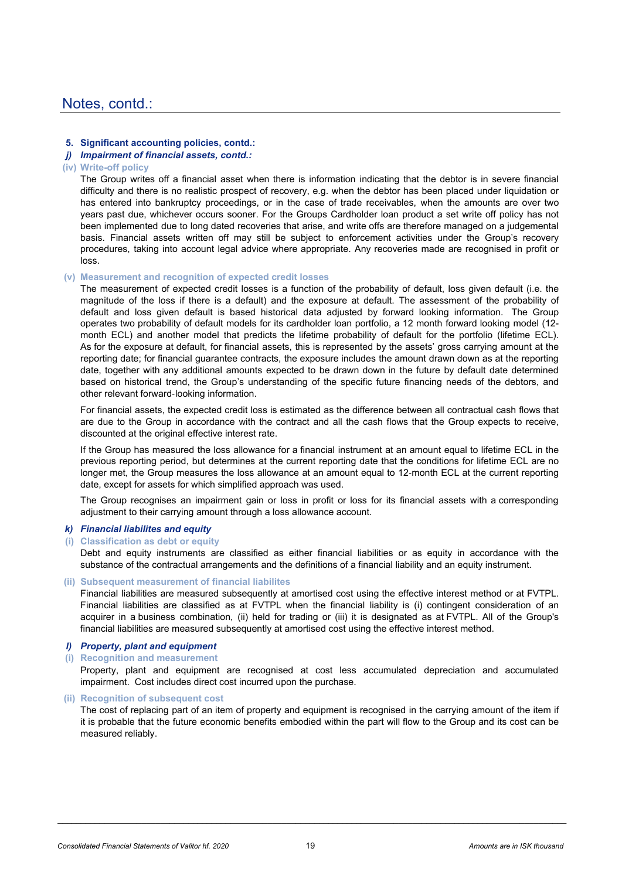# Notes, contd.:

## 5. Significant accounting policies, contd.:

### j) *Impairment of financial assets, contd.:*

**(iv) Write-off policy**

The Group writes off a financial asset when there is information indicating that the debtor is in severe financial difficulty and there is no realistic prospect of recovery, e.g. when the debtor has been placed under liquidation or has entered into bankruptcy proceedings, or in the case of trade receivables, when the amounts are over two years past due, whichever occurs sooner. For the Groups Cardholder loan product a set write off policy has not been implemented due to long dated recoveries that arise, and write offs are therefore managed on a judgemental basis. Financial assets written off may still be subject to enforcement activities under the Group's recovery procedures, taking into account legal advice where appropriate. Any recoveries made are recognised in profit or loss.

**(v) Measurement and recognition of expected credit losses**

The measurement of expected credit losses is a function of the probability of default, loss given default (i.e. the magnitude of the loss if there is a default) and the exposure at default. The assessment of the probability of default and loss given default is based historical data adjusted by forward looking information. The Group operates two probability of default models for its cardholder loan portfolio, a 12 month forward looking model (12-month ECL) and another model that predicts the lifetime probability of default for the portfolio (lifetime ECL). As for the exposure at default, for financial assets, this is represented by the assets' gross carrying amount at the reporting date; for financial guarantee contracts, the exposure includes the amount drawn down as at the reporting date, together with any additional amounts expected to be drawn down in the future by default date determined based on historical trend, the Group's understanding of the specific future financing needs of the debtors, and other relevant forward-looking information.

For financial assets, the expected credit loss is estimated as the difference between all contractual cash flows that are due to the Group in accordance with the contract and all the cash flows that the Group expects to receive, discounted at the original effective interest rate.

If the Group has measured the loss allowance for a financial instrument at an amount equal to lifetime ECL in the previous reporting period, but determines at the current reporting date that the conditions for lifetime ECL are no longer met, the Group measures the loss allowance at an amount equal to 12-month ECL at the current reporting date, except for assets for which simplified approach was used.

The Group recognises an impairment gain or loss in profit or loss for its financial assets with a corresponding adjustment to their carrying amount through a loss allowance account.

### k) *Financial liabilites and equity*

**(i) Classification as debt or equity**

Debt and equity instruments are classified as either financial liabilities or as equity in accordance with the substance of the contractual arrangements and the definitions of a financial liability and an equity instrument.

**(ii) Subsequent measurement of financial liabilites**

Financial liabilities are measured subsequently at amortised cost using the effective interest method or at FVTPL. Financial liabilities are classified as at FVTPL when the financial liability is (i) contingent consideration of an acquirer in a business combination, (ii) held for trading or (iii) it is designated as at FVTPL. All of the Group's financial liabilities are measured subsequently at amortised cost using the effective interest method.

### l) *Property, plant and equipment*

**(i) Recognition and measurement**

Property, plant and equipment are recognised at cost less accumulated depreciation and accumulated impairment. Cost includes direct cost incurred upon the purchase.

**(ii) Recognition of subsequent cost**

The cost of replacing part of an item of property and equipment is recognised in the carrying amount of the item if it is probable that the future economic benefits embodied within the part will flow to the Group and its cost can be measured reliably.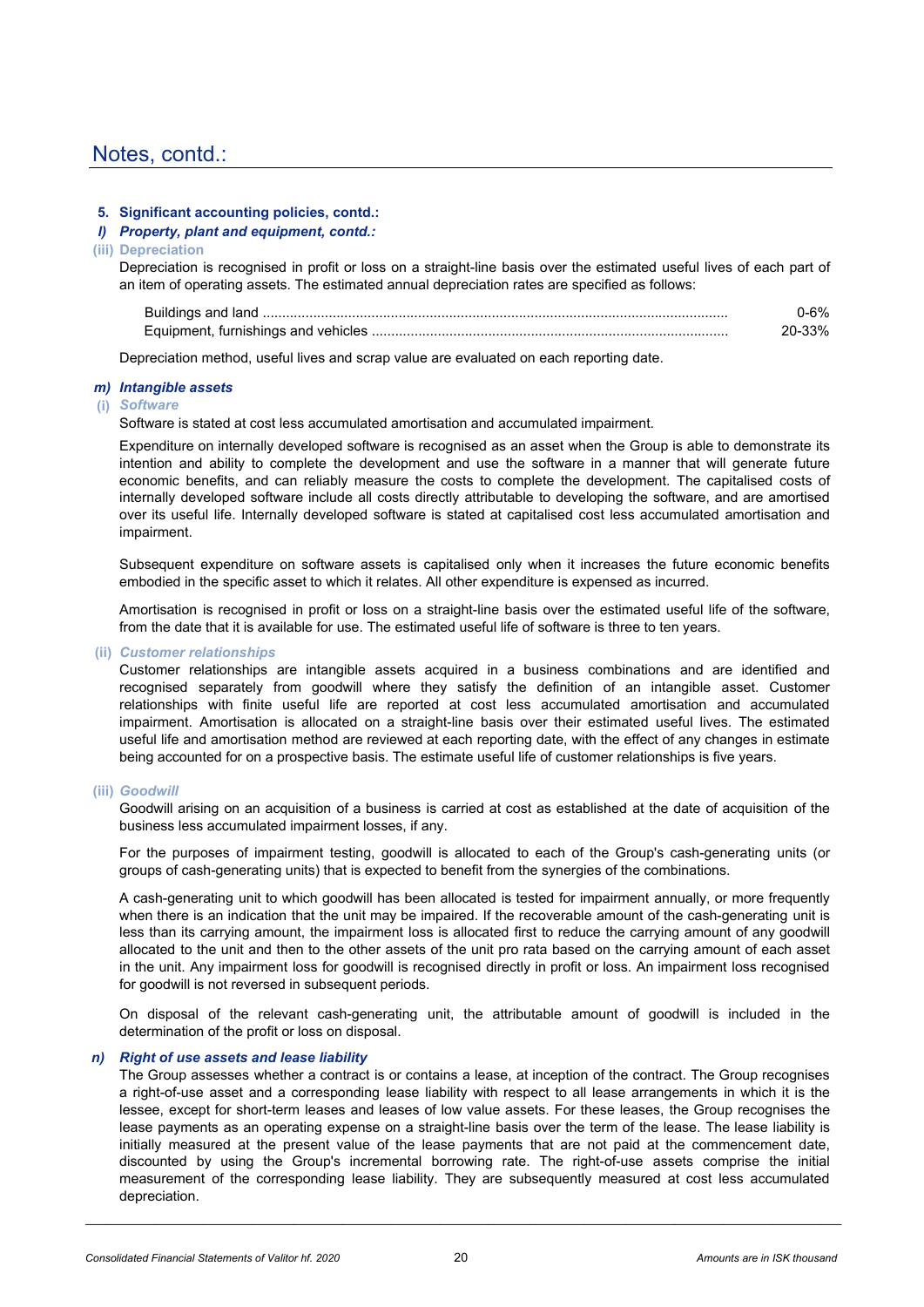# Notes, contd.:

## 5. Significant accounting policies, contd.:

### l) Property, plant and equipment, contd.:

#### (iii) Depreciation

Depreciation is recognised in profit or loss on a straight-line basis over the estimated useful lives of each part of an item of operating assets. The estimated annual depreciation rates are specified as follows:

| | |
|---|---|
| Buildings and land | 0-6% |
| Equipment, furnishings and vehicles | 20-33% |

Depreciation method, useful lives and scrap value are evaluated on each reporting date.

### m) Intangible assets

#### (i) Software

Software is stated at cost less accumulated amortisation and accumulated impairment.

Expenditure on internally developed software is recognised as an asset when the Group is able to demonstrate its intention and ability to complete the development and use the software in a manner that will generate future economic benefits, and can reliably measure the costs to complete the development. The capitalised costs of internally developed software include all costs directly attributable to developing the software, and are amortised over its useful life. Internally developed software is stated at capitalised cost less accumulated amortisation and impairment.

Subsequent expenditure on software assets is capitalised only when it increases the future economic benefits embodied in the specific asset to which it relates. All other expenditure is expensed as incurred.

Amortisation is recognised in profit or loss on a straight-line basis over the estimated useful life of the software, from the date that it is available for use. The estimated useful life of software is three to ten years.

#### (ii) Customer relationships

Customer relationships are intangible assets acquired in a business combinations and are identified and recognised separately from goodwill where they satisfy the definition of an intangible asset. Customer relationships with finite useful life are reported at cost less accumulated amortisation and accumulated impairment. Amortisation is allocated on a straight-line basis over their estimated useful lives. The estimated useful life and amortisation method are reviewed at each reporting date, with the effect of any changes in estimate being accounted for on a prospective basis. The estimate useful life of customer relationships is five years.

#### (iii) Goodwill

Goodwill arising on an acquisition of a business is carried at cost as established at the date of acquisition of the business less accumulated impairment losses, if any.

For the purposes of impairment testing, goodwill is allocated to each of the Group's cash-generating units (or groups of cash-generating units) that is expected to benefit from the synergies of the combinations.

A cash-generating unit to which goodwill has been allocated is tested for impairment annually, or more frequently when there is an indication that the unit may be impaired. If the recoverable amount of the cash-generating unit is less than its carrying amount, the impairment loss is allocated first to reduce the carrying amount of any goodwill allocated to the unit and then to the other assets of the unit pro rata based on the carrying amount of each asset in the unit. Any impairment loss for goodwill is recognised directly in profit or loss. An impairment loss recognised for goodwill is not reversed in subsequent periods.

On disposal of the relevant cash-generating unit, the attributable amount of goodwill is included in the determination of the profit or loss on disposal.

### n) Right of use assets and lease liability

The Group assesses whether a contract is or contains a lease, at inception of the contract. The Group recognises a right-of-use asset and a corresponding lease liability with respect to all lease arrangements in which it is the lessee, except for short-term leases and leases of low value assets. For these leases, the Group recognises the lease payments as an operating expense on a straight-line basis over the term of the lease. The lease liability is initially measured at the present value of the lease payments that are not paid at the commencement date, discounted by using the Group's incremental borrowing rate. The right-of-use assets comprise the initial measurement of the corresponding lease liability. They are subsequently measured at cost less accumulated depreciation.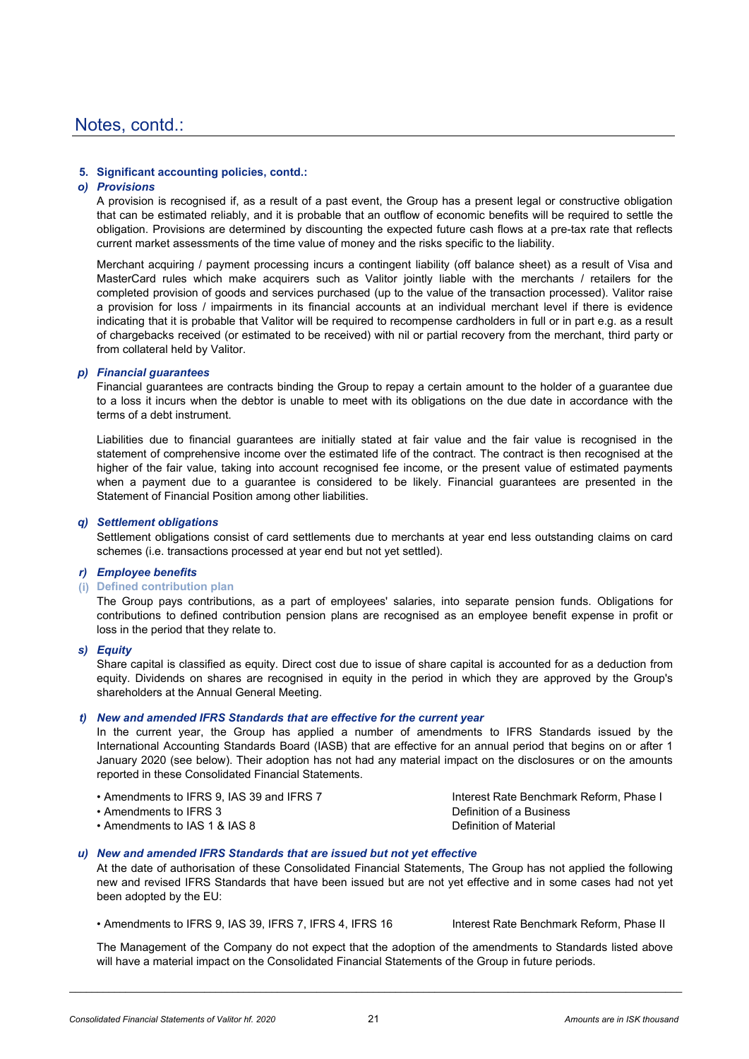# Notes, contd.:

## 5. Significant accounting policies, contd.:

### o) *Provisions*

A provision is recognised if, as a result of a past event, the Group has a present legal or constructive obligation that can be estimated reliably, and it is probable that an outflow of economic benefits will be required to settle the obligation. Provisions are determined by discounting the expected future cash flows at a pre-tax rate that reflects current market assessments of the time value of money and the risks specific to the liability.

Merchant acquiring / payment processing incurs a contingent liability (off balance sheet) as a result of Visa and MasterCard rules which make acquirers such as Valitor jointly liable with the merchants / retailers for the completed provision of goods and services purchased (up to the value of the transaction processed). Valitor raise a provision for loss / impairments in its financial accounts at an individual merchant level if there is evidence indicating that it is probable that Valitor will be required to recompense cardholders in full or in part e.g. as a result of chargebacks received (or estimated to be received) with nil or partial recovery from the merchant, third party or from collateral held by Valitor.

### p) *Financial guarantees*

Financial guarantees are contracts binding the Group to repay a certain amount to the holder of a guarantee due to a loss it incurs when the debtor is unable to meet with its obligations on the due date in accordance with the terms of a debt instrument.

Liabilities due to financial guarantees are initially stated at fair value and the fair value is recognised in the statement of comprehensive income over the estimated life of the contract. The contract is then recognised at the higher of the fair value, taking into account recognised fee income, or the present value of estimated payments when a payment due to a guarantee is considered to be likely. Financial guarantees are presented in the Statement of Financial Position among other liabilities.

### q) *Settlement obligations*

Settlement obligations consist of card settlements due to merchants at year end less outstanding claims on card schemes (i.e. transactions processed at year end but not yet settled).

### r) *Employee benefits*

#### (i) Defined contribution plan

The Group pays contributions, as a part of employees' salaries, into separate pension funds. Obligations for contributions to defined contribution pension plans are recognised as an employee benefit expense in profit or loss in the period that they relate to.

### s) *Equity*

Share capital is classified as equity. Direct cost due to issue of share capital is accounted for as a deduction from equity. Dividends on shares are recognised in equity in the period in which they are approved by the Group's shareholders at the Annual General Meeting.

### t) *New and amended IFRS Standards that are effective for the current year*

In the current year, the Group has applied a number of amendments to IFRS Standards issued by the International Accounting Standards Board (IASB) that are effective for an annual period that begins on or after 1 January 2020 (see below). Their adoption has not had any material impact on the disclosures or on the amounts reported in these Consolidated Financial Statements.

| | |
|---|---|
| • Amendments to IFRS 9, IAS 39 and IFRS 7 | Interest Rate Benchmark Reform, Phase I |
| • Amendments to IFRS 3 | Definition of a Business |
| • Amendments to IAS 1 & IAS 8 | Definition of Material |

### u) *New and amended IFRS Standards that are issued but not yet effective*

At the date of authorisation of these Consolidated Financial Statements, The Group has not applied the following new and revised IFRS Standards that have been issued but are not yet effective and in some cases had not yet been adopted by the EU:

| | |
|---|---|
| • Amendments to IFRS 9, IAS 39, IFRS 7, IFRS 4, IFRS 16 | Interest Rate Benchmark Reform, Phase II |

The Management of the Company do not expect that the adoption of the amendments to Standards listed above will have a material impact on the Consolidated Financial Statements of the Group in future periods.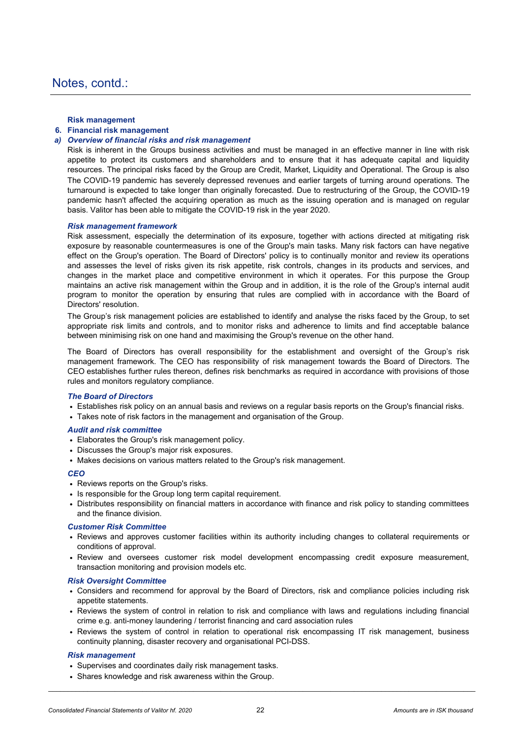# Notes, contd.:

**Risk management**

## 6. Financial risk management

### a) *Overview of financial risks and risk management*

Risk is inherent in the Groups business activities and must be managed in an effective manner in line with risk appetite to protect its customers and shareholders and to ensure that it has adequate capital and liquidity resources. The principal risks faced by the Group are Credit, Market, Liquidity and Operational. The Group is also The COVID-19 pandemic has severely depressed revenues and earlier targets of turning around operations. The turnaround is expected to take longer than originally forecasted. Due to restructuring of the Group, the COVID-19 pandemic hasn't affected the acquiring operation as much as the issuing operation and is managed on regular basis. Valitor has been able to mitigate the COVID-19 risk in the year 2020.

***Risk management framework***

Risk assessment, especially the determination of its exposure, together with actions directed at mitigating risk exposure by reasonable countermeasures is one of the Group's main tasks. Many risk factors can have negative effect on the Group's operation. The Board of Directors' policy is to continually monitor and review its operations and assesses the level of risks given its risk appetite, risk controls, changes in its products and services, and changes in the market place and competitive environment in which it operates. For this purpose the Group maintains an active risk management within the Group and in addition, it is the role of the Group's internal audit program to monitor the operation by ensuring that rules are complied with in accordance with the Board of Directors' resolution.

The Group's risk management policies are established to identify and analyse the risks faced by the Group, to set appropriate risk limits and controls, and to monitor risks and adherence to limits and find acceptable balance between minimising risk on one hand and maximising the Group's revenue on the other hand.

The Board of Directors has overall responsibility for the establishment and oversight of the Group's risk management framework. The CEO has responsibility of risk management towards the Board of Directors. The CEO establishes further rules thereon, defines risk benchmarks as required in accordance with provisions of those rules and monitors regulatory compliance.

***The Board of Directors***

- Establishes risk policy on an annual basis and reviews on a regular basis reports on the Group's financial risks.
- Takes note of risk factors in the management and organisation of the Group.

***Audit and risk committee***

- Elaborates the Group's risk management policy.
- Discusses the Group's major risk exposures.
- Makes decisions on various matters related to the Group's risk management.

***CEO***

- Reviews reports on the Group's risks.
- Is responsible for the Group long term capital requirement.
- Distributes responsibility on financial matters in accordance with finance and risk policy to standing committees and the finance division.

***Customer Risk Committee***

- Reviews and approves customer facilities within its authority including changes to collateral requirements or conditions of approval.
- Review and oversees customer risk model development encompassing credit exposure measurement, transaction monitoring and provision models etc.

***Risk Oversight Committee***

- Considers and recommend for approval by the Board of Directors, risk and compliance policies including risk appetite statements.
- Reviews the system of control in relation to risk and compliance with laws and regulations including financial crime e.g. anti-money laundering / terrorist financing and card association rules
- Reviews the system of control in relation to operational risk encompassing IT risk management, business continuity planning, disaster recovery and organisational PCI-DSS.

***Risk management***

- Supervises and coordinates daily risk management tasks.
- Shares knowledge and risk awareness within the Group.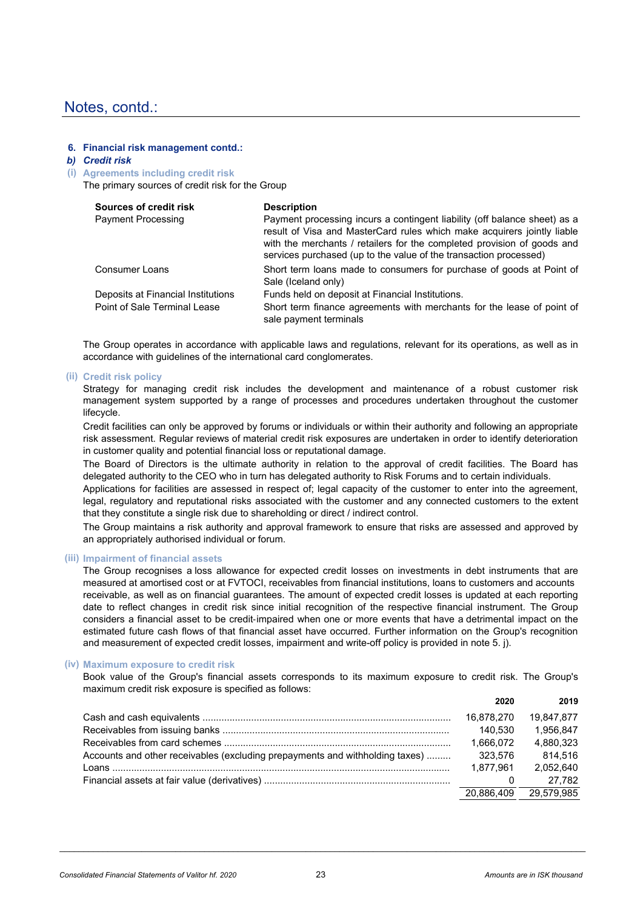# Notes, contd.:

## 6. Financial risk management contd.:

### b) *Credit risk*

#### (i) Agreements including credit risk

The primary sources of credit risk for the Group

| Sources of credit risk | Description |
|---|---|
| Payment Processing | Payment processing incurs a contingent liability (off balance sheet) as a result of Visa and MasterCard rules which make acquirers jointly liable with the merchants / retailers for the completed provision of goods and services purchased (up to the value of the transaction processed) |
| Consumer Loans | Short term loans made to consumers for purchase of goods at Point of Sale (Iceland only) |
| Deposits at Financial Institutions | Funds held on deposit at Financial Institutions. |
| Point of Sale Terminal Lease | Short term finance agreements with merchants for the lease of point of sale payment terminals |

The Group operates in accordance with applicable laws and regulations, relevant for its operations, as well as in accordance with guidelines of the international card conglomerates.

#### (ii) Credit risk policy

Strategy for managing credit risk includes the development and maintenance of a robust customer risk management system supported by a range of processes and procedures undertaken throughout the customer lifecycle.

Credit facilities can only be approved by forums or individuals or within their authority and following an appropriate risk assessment. Regular reviews of material credit risk exposures are undertaken in order to identify deterioration in customer quality and potential financial loss or reputational damage.

The Board of Directors is the ultimate authority in relation to the approval of credit facilities. The Board has delegated authority to the CEO who in turn has delegated authority to Risk Forums and to certain individuals.

Applications for facilities are assessed in respect of; legal capacity of the customer to enter into the agreement, legal, regulatory and reputational risks associated with the customer and any connected customers to the extent that they constitute a single risk due to shareholding or direct / indirect control.

The Group maintains a risk authority and approval framework to ensure that risks are assessed and approved by an appropriately authorised individual or forum.

#### (iii) Impairment of financial assets

The Group recognises a loss allowance for expected credit losses on investments in debt instruments that are measured at amortised cost or at FVTOCI, receivables from financial institutions, loans to customers and accounts receivable, as well as on financial guarantees. The amount of expected credit losses is updated at each reporting date to reflect changes in credit risk since initial recognition of the respective financial instrument. The Group considers a financial asset to be credit-impaired when one or more events that have a detrimental impact on the estimated future cash flows of that financial asset have occurred. Further information on the Group's recognition and measurement of expected credit losses, impairment and write-off policy is provided in note 5. j).

#### (iv) Maximum exposure to credit risk

Book value of the Group's financial assets corresponds to its maximum exposure to credit risk. The Group's maximum credit risk exposure is specified as follows:

| | 2020 | 2019 |
|---|---|---|
| Cash and cash equivalents | 16,878,270 | 19,847,877 |
| Receivables from issuing banks | 140,530 | 1,956,847 |
| Receivables from card schemes | 1,666,072 | 4,880,323 |
| Accounts and other receivables (excluding prepayments and withholding taxes) | 323,576 | 814,516 |
| Loans | 1,877,961 | 2,052,640 |
| Financial assets at fair value (derivatives) | 0 | 27,782 |
| | 20,886,409 | 29,579,985 |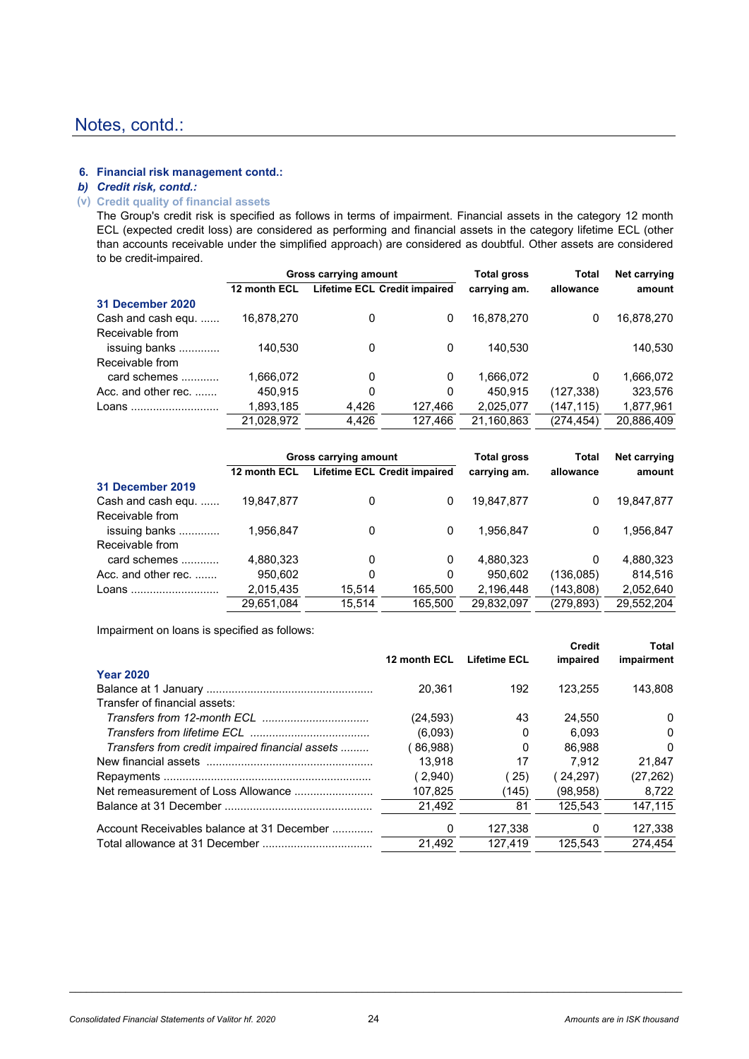# Notes, contd.:

## 6. Financial risk management contd.:

### b) *Credit risk, contd.:*

#### (v) Credit quality of financial assets

The Group's credit risk is specified as follows in terms of impairment. Financial assets in the category 12 month ECL (expected credit loss) are considered as performing and financial assets in the category lifetime ECL (other than accounts receivable under the simplified approach) are considered as doubtful. Other assets are considered to be credit-impaired.

| | Gross carrying amount | | | Total gross | Total | Net carrying |
|---|---|---|---|---|---|---|
| | 12 month ECL | Lifetime ECL | Credit impaired | carrying am. | allowance | amount |
| **31 December 2020** | | | | | | |
| Cash and cash equ. ...... | 16,878,270 | 0 | 0 | 16,878,270 | 0 | 16,878,270 |
| Receivable from issuing banks ............ | 140,530 | 0 | 0 | 140,530 | | 140,530 |
| Receivable from card schemes ........... | 1,666,072 | 0 | 0 | 1,666,072 | 0 | 1,666,072 |
| Acc. and other rec. ....... | 450,915 | 0 | 0 | 450,915 | (127,338) | 323,576 |
| Loans ............................ | 1,893,185 | 4,426 | 127,466 | 2,025,077 | (147,115) | 1,877,961 |
| | 21,028,972 | 4,426 | 127,466 | 21,160,863 | (274,454) | 20,886,409 |

| | Gross carrying amount | | | Total gross | Total | Net carrying |
|---|---|---|---|---|---|---|
| | 12 month ECL | Lifetime ECL | Credit impaired | carrying am. | allowance | amount |
| **31 December 2019** | | | | | | |
| Cash and cash equ. ...... | 19,847,877 | 0 | 0 | 19,847,877 | 0 | 19,847,877 |
| Receivable from issuing banks ............ | 1,956,847 | 0 | 0 | 1,956,847 | 0 | 1,956,847 |
| Receivable from card schemes ........... | 4,880,323 | 0 | 0 | 4,880,323 | 0 | 4,880,323 |
| Acc. and other rec. ....... | 950,602 | 0 | 0 | 950,602 | (136,085) | 814,516 |
| Loans ............................ | 2,015,435 | 15,514 | 165,500 | 2,196,448 | (143,808) | 2,052,640 |
| | 29,651,084 | 15,514 | 165,500 | 29,832,097 | (279,893) | 29,552,204 |

Impairment on loans is specified as follows:

| | 12 month ECL | Lifetime ECL | Credit impaired | Total impairment |
|---|---|---|---|---|
| **Year 2020** | | | | |
| Balance at 1 January ..................................................... | 20,361 | 192 | 123,255 | 143,808 |
| Transfer of financial assets: | | | | |
| *Transfers from 12-month ECL* .................................. | (24,593) | 43 | 24,550 | 0 |
| *Transfers from lifetime ECL* ...................................... | (6,093) | 0 | 6,093 | 0 |
| *Transfers from credit impaired financial assets* ......... | ( 86,988) | 0 | 86,988 | 0 |
| New financial assets ..................................................... | 13,918 | 17 | 7,912 | 21,847 |
| Repayments .................................................................. | ( 2,940) | ( 25) | ( 24,297) | (27,262) |
| Net remeasurement of Loss Allowance ......................... | 107,825 | (145) | (98,958) | 8,722 |
| Balance at 31 December ............................................... | 21,492 | 81 | 125,543 | 147,115 |
| | | | | |
| Account Receivables balance at 31 December ............. | 0 | 127,338 | 0 | 127,338 |
| Total allowance at 31 December ................................... | 21,492 | 127,419 | 125,543 | 274,454 |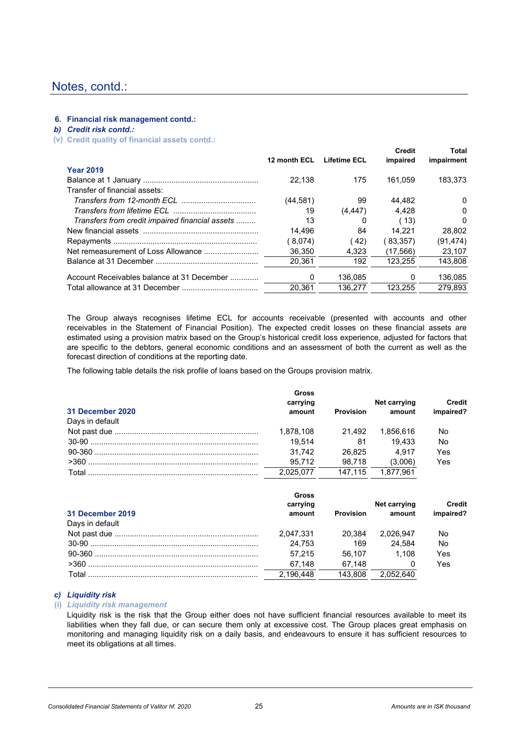# Notes, contd.:

## 6. Financial risk management contd.:

### b) *Credit risk contd.:*

#### (v) Credit quality of financial assets contd.:

| | 12 month ECL | Lifetime ECL | Credit impaired | Total impairment |
|---|---|---|---|---|
| **Year 2019** | | | | |
| Balance at 1 January | 22,138 | 175 | 161,059 | 183,373 |
| Transfer of financial assets: | | | | |
| *Transfers from 12-month ECL* | (44,581) | 99 | 44,482 | 0 |
| *Transfers from lifetime ECL* | 19 | (4,447) | 4,428 | 0 |
| *Transfers from credit impaired financial assets* | 13 | 0 | ( 13) | 0 |
| New financial assets | 14,496 | 84 | 14,221 | 28,802 |
| Repayments | ( 8,074) | ( 42) | ( 83,357) | (91,474) |
| Net remeasurement of Loss Allowance | 36,350 | 4,323 | (17,566) | 23,107 |
| Balance at 31 December | 20,361 | 192 | 123,255 | 143,808 |
| Account Receivables balance at 31 December | 0 | 136,085 | 0 | 136,085 |
| Total allowance at 31 December | 20,361 | 136,277 | 123,255 | 279,893 |

The Group always recognises lifetime ECL for accounts receivable (presented with accounts and other receivables in the Statement of Financial Position). The expected credit losses on these financial assets are estimated using a provision matrix based on the Group's historical credit loss experience, adjusted for factors that are specific to the debtors, general economic conditions and an assessment of both the current as well as the forecast direction of conditions at the reporting date.

The following table details the risk profile of loans based on the Groups provision matrix.

| **31 December 2020** | Gross carrying amount | Provision | Net carrying amount | Credit impaired? |
|---|---|---|---|---|
| Days in default | | | | |
| Not past due | 1,878,108 | 21,492 | 1,856,616 | No |
| 30-90 | 19,514 | 81 | 19,433 | No |
| 90-360 | 31,742 | 26,825 | 4,917 | Yes |
| >360 | 95,712 | 98,718 | (3,006) | Yes |
| Total | 2,025,077 | 147,115 | 1,877,961 | |

| **31 December 2019** | Gross carrying amount | Provision | Net carrying amount | Credit impaired? |
|---|---|---|---|---|
| Days in default | | | | |
| Not past due | 2,047,331 | 20,384 | 2,026,947 | No |
| 30-90 | 24,753 | 169 | 24,584 | No |
| 90-360 | 57,215 | 56,107 | 1,108 | Yes |
| >360 | 67,148 | 67,148 | 0 | Yes |
| Total | 2,196,448 | 143,808 | 2,052,640 | |

### c) *Liquidity risk*

#### (i) *Liquidity risk management*

Liquidity risk is the risk that the Group either does not have sufficient financial resources available to meet its liabilities when they fall due, or can secure them only at excessive cost. The Group places great emphasis on monitoring and managing liquidity risk on a daily basis, and endeavours to ensure it has sufficient resources to meet its obligations at all times.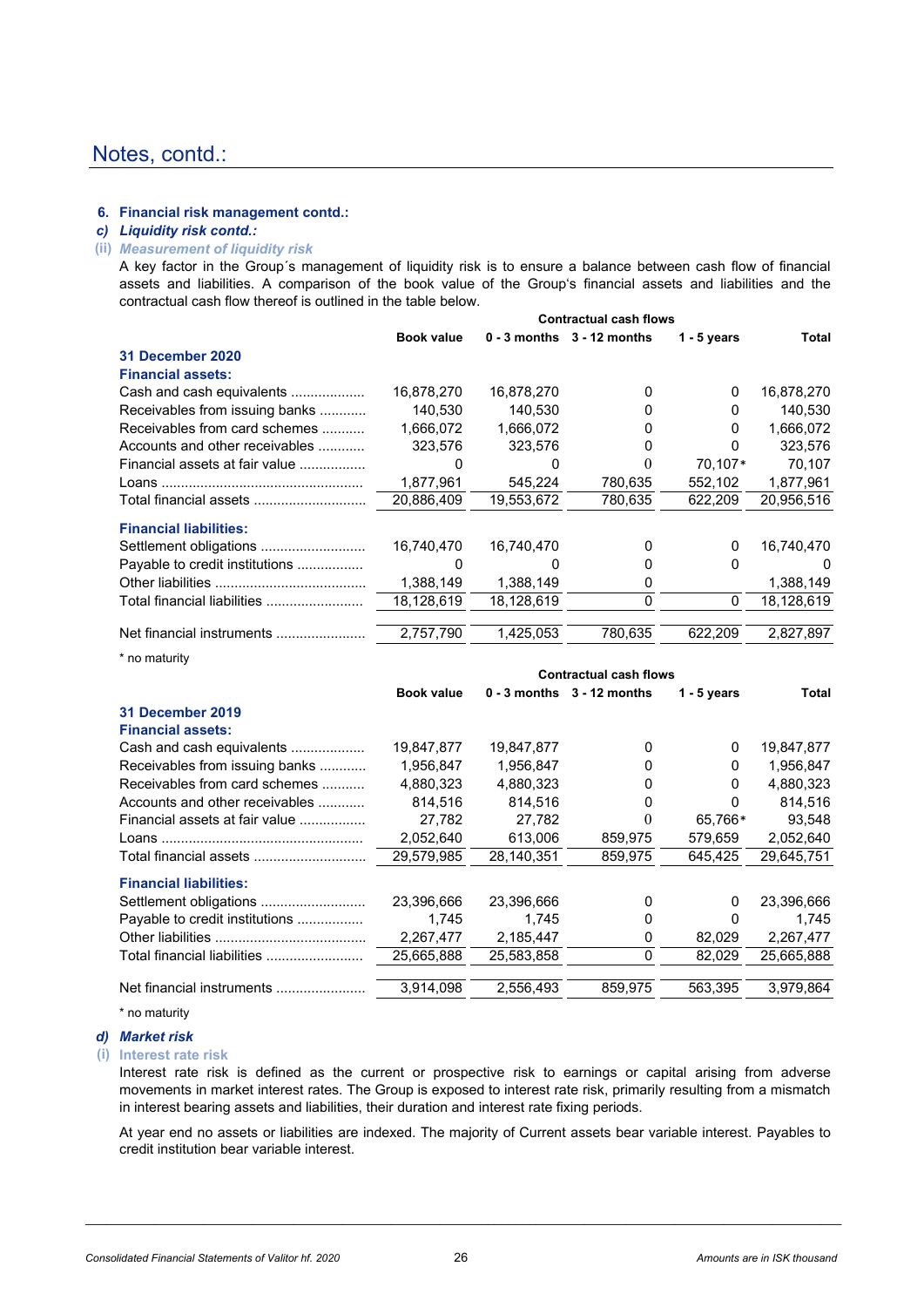## Notes, contd.:

### 6. Financial risk management contd.:

#### c) *Liquidity risk contd.:*

##### (ii) *Measurement of liquidity risk*

A key factor in the Group´s management of liquidity risk is to ensure a balance between cash flow of financial assets and liabilities. A comparison of the book value of the Group's financial assets and liabilities and the contractual cash flow thereof is outlined in the table below.

| | | Contractual cash flows | | | |
|---|---|---|---|---|---|
| | **Book value** | **0 - 3 months** | **3 - 12 months** | **1 - 5 years** | **Total** |
| **31 December 2020** | | | | | |
| **Financial assets:** | | | | | |
| Cash and cash equivalents | 16,878,270 | 16,878,270 | 0 | 0 | 16,878,270 |
| Receivables from issuing banks | 140,530 | 140,530 | 0 | 0 | 140,530 |
| Receivables from card schemes | 1,666,072 | 1,666,072 | 0 | 0 | 1,666,072 |
| Accounts and other receivables | 323,576 | 323,576 | 0 | 0 | 323,576 |
| Financial assets at fair value | 0 | 0 | 0 | 70,107* | 70,107 |
| Loans | 1,877,961 | 545,224 | 780,635 | 552,102 | 1,877,961 |
| Total financial assets | 20,886,409 | 19,553,672 | 780,635 | 622,209 | 20,956,516 |
| **Financial liabilities:** | | | | | |
| Settlement obligations | 16,740,470 | 16,740,470 | 0 | 0 | 16,740,470 |
| Payable to credit institutions | 0 | 0 | 0 | 0 | 0 |
| Other liabilities | 1,388,149 | 1,388,149 | 0 | | 1,388,149 |
| Total financial liabilities | 18,128,619 | 18,128,619 | 0 | 0 | 18,128,619 |
| Net financial instruments | 2,757,790 | 1,425,053 | 780,635 | 622,209 | 2,827,897 |

\* no maturity

| | | Contractual cash flows | | | |
|---|---|---|---|---|---|
| | **Book value** | **0 - 3 months** | **3 - 12 months** | **1 - 5 years** | **Total** |
| **31 December 2019** | | | | | |
| **Financial assets:** | | | | | |
| Cash and cash equivalents | 19,847,877 | 19,847,877 | 0 | 0 | 19,847,877 |
| Receivables from issuing banks | 1,956,847 | 1,956,847 | 0 | 0 | 1,956,847 |
| Receivables from card schemes | 4,880,323 | 4,880,323 | 0 | 0 | 4,880,323 |
| Accounts and other receivables | 814,516 | 814,516 | 0 | 0 | 814,516 |
| Financial assets at fair value | 27,782 | 27,782 | 0 | 65,766* | 93,548 |
| Loans | 2,052,640 | 613,006 | 859,975 | 579,659 | 2,052,640 |
| Total financial assets | 29,579,985 | 28,140,351 | 859,975 | 645,425 | 29,645,751 |
| **Financial liabilities:** | | | | | |
| Settlement obligations | 23,396,666 | 23,396,666 | 0 | 0 | 23,396,666 |
| Payable to credit institutions | 1,745 | 1,745 | 0 | 0 | 1,745 |
| Other liabilities | 2,267,477 | 2,185,447 | 0 | 82,029 | 2,267,477 |
| Total financial liabilities | 25,665,888 | 25,583,858 | 0 | 82,029 | 25,665,888 |
| Net financial instruments | 3,914,098 | 2,556,493 | 859,975 | 563,395 | 3,979,864 |

\* no maturity

#### d) *Market risk*

##### (i) Interest rate risk

Interest rate risk is defined as the current or prospective risk to earnings or capital arising from adverse movements in market interest rates. The Group is exposed to interest rate risk, primarily resulting from a mismatch in interest bearing assets and liabilities, their duration and interest rate fixing periods.

At year end no assets or liabilities are indexed. The majority of Current assets bear variable interest. Payables to credit institution bear variable interest.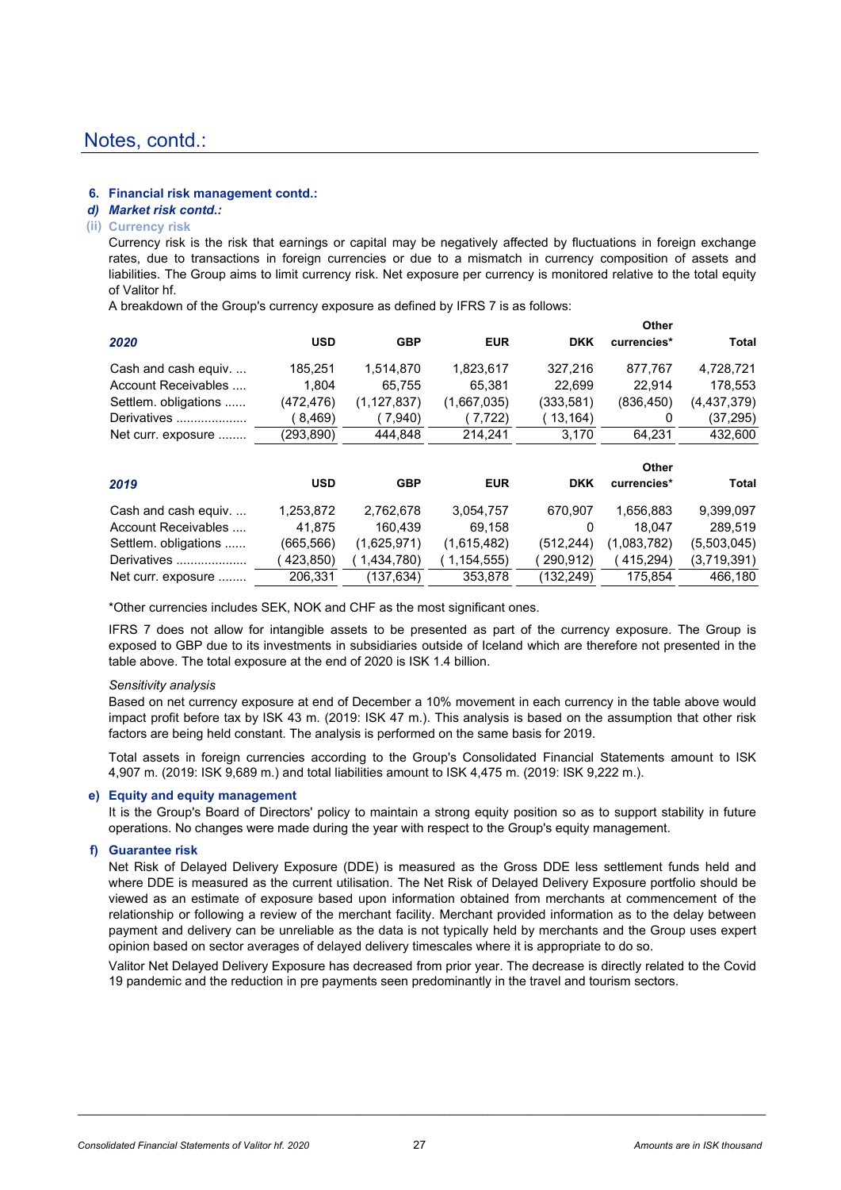# Notes, contd.:

**6. Financial risk management contd.:**

***d) Market risk contd.:***

**(ii) Currency risk**

Currency risk is the risk that earnings or capital may be negatively affected by fluctuations in foreign exchange rates, due to transactions in foreign currencies or due to a mismatch in currency composition of assets and liabilities. The Group aims to limit currency risk. Net exposure per currency is monitored relative to the total equity of Valitor hf.

A breakdown of the Group's currency exposure as defined by IFRS 7 is as follows:

| ***2020*** | **USD** | **GBP** | **EUR** | **DKK** | **Other currencies*** | **Total** |
|---|---|---|---|---|---|---|
| Cash and cash equiv. ... | 185,251 | 1,514,870 | 1,823,617 | 327,216 | 877,767 | 4,728,721 |
| Account Receivables .... | 1,804 | 65,755 | 65,381 | 22,699 | 22,914 | 178,553 |
| Settlem. obligations ...... | (472,476) | (1,127,837) | (1,667,035) | (333,581) | (836,450) | (4,437,379) |
| Derivatives .................... | ( 8,469) | ( 7,940) | ( 7,722) | ( 13,164) | 0 | (37,295) |
| Net curr. exposure ........ | (293,890) | 444,848 | 214,241 | 3,170 | 64,231 | 432,600 |

| ***2019*** | **USD** | **GBP** | **EUR** | **DKK** | **Other currencies*** | **Total** |
|---|---|---|---|---|---|---|
| Cash and cash equiv. ... | 1,253,872 | 2,762,678 | 3,054,757 | 670,907 | 1,656,883 | 9,399,097 |
| Account Receivables .... | 41,875 | 160,439 | 69,158 | 0 | 18,047 | 289,519 |
| Settlem. obligations ...... | (665,566) | (1,625,971) | (1,615,482) | (512,244) | (1,083,782) | (5,503,045) |
| Derivatives .................... | ( 423,850) | ( 1,434,780) | ( 1,154,555) | ( 290,912) | ( 415,294) | (3,719,391) |
| Net curr. exposure ........ | 206,331 | (137,634) | 353,878 | (132,249) | 175,854 | 466,180 |

*Other currencies includes SEK, NOK and CHF as the most significant ones.

IFRS 7 does not allow for intangible assets to be presented as part of the currency exposure. The Group is exposed to GBP due to its investments in subsidiaries outside of Iceland which are therefore not presented in the table above. The total exposure at the end of 2020 is ISK 1.4 billion.

*Sensitivity analysis*

Based on net currency exposure at end of December a 10% movement in each currency in the table above would impact profit before tax by ISK 43 m. (2019: ISK 47 m.). This analysis is based on the assumption that other risk factors are being held constant. The analysis is performed on the same basis for 2019.

Total assets in foreign currencies according to the Group's Consolidated Financial Statements amount to ISK 4,907 m. (2019: ISK 9,689 m.) and total liabilities amount to ISK 4,475 m. (2019: ISK 9,222 m.).

**e) Equity and equity management**

It is the Group's Board of Directors' policy to maintain a strong equity position so as to support stability in future operations. No changes were made during the year with respect to the Group's equity management.

**f) Guarantee risk**

Net Risk of Delayed Delivery Exposure (DDE) is measured as the Gross DDE less settlement funds held and where DDE is measured as the current utilisation. The Net Risk of Delayed Delivery Exposure portfolio should be viewed as an estimate of exposure based upon information obtained from merchants at commencement of the relationship or following a review of the merchant facility. Merchant provided information as to the delay between payment and delivery can be unreliable as the data is not typically held by merchants and the Group uses expert opinion based on sector averages of delayed delivery timescales where it is appropriate to do so.

Valitor Net Delayed Delivery Exposure has decreased from prior year. The decrease is directly related to the Covid 19 pandemic and the reduction in pre payments seen predominantly in the travel and tourism sectors.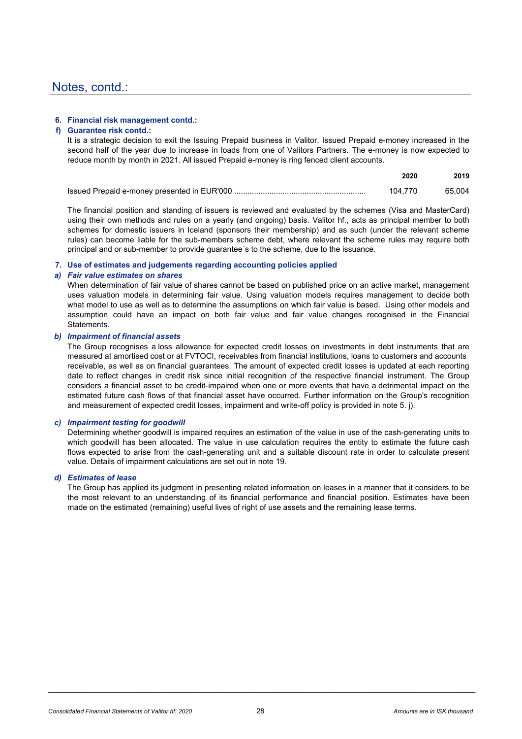# Notes, contd.:

## 6. Financial risk management contd.:

### f) Guarantee risk contd.:

It is a strategic decision to exit the Issuing Prepaid business in Valitor. Issued Prepaid e-money increased in the second half of the year due to increase in loads from one of Valitors Partners. The e-money is now expected to reduce month by month in 2021. All issued Prepaid e-money is ring fenced client accounts.

| | 2020 | 2019 |
|---|---|---|
| Issued Prepaid e-money presented in EUR'000 | 104,770 | 65,004 |

The financial position and standing of issuers is reviewed and evaluated by the schemes (Visa and MasterCard) using their own methods and rules on a yearly (and ongoing) basis. Valitor hf., acts as principal member to both schemes for domestic issuers in Iceland (sponsors their membership) and as such (under the relevant scheme rules) can become liable for the sub-members scheme debt, where relevant the scheme rules may require both principal and or sub-member to provide guarantee´s to the scheme, due to the issuance.

## 7. Use of estimates and judgements regarding accounting policies applied

### *a) Fair value estimates on shares*

When determination of fair value of shares cannot be based on published price on an active market, management uses valuation models in determining fair value. Using valuation models requires management to decide both what model to use as well as to determine the assumptions on which fair value is based. Using other models and assumption could have an impact on both fair value and fair value changes recognised in the Financial Statements.

### *b) Impairment of financial assets*

The Group recognises a loss allowance for expected credit losses on investments in debt instruments that are measured at amortised cost or at FVTOCI, receivables from financial institutions, loans to customers and accounts receivable, as well as on financial guarantees. The amount of expected credit losses is updated at each reporting date to reflect changes in credit risk since initial recognition of the respective financial instrument. The Group considers a financial asset to be credit-impaired when one or more events that have a detrimental impact on the estimated future cash flows of that financial asset have occurred. Further information on the Group's recognition and measurement of expected credit losses, impairment and write-off policy is provided in note 5. j).

### *c) Impairment testing for goodwill*

Determining whether goodwill is impaired requires an estimation of the value in use of the cash-generating units to which goodwill has been allocated. The value in use calculation requires the entity to estimate the future cash flows expected to arise from the cash-generating unit and a suitable discount rate in order to calculate present value. Details of impairment calculations are set out in note 19.

### *d) Estimates of lease*

The Group has applied its judgment in presenting related information on leases in a manner that it considers to be the most relevant to an understanding of its financial performance and financial position. Estimates have been made on the estimated (remaining) useful lives of right of use assets and the remaining lease terms.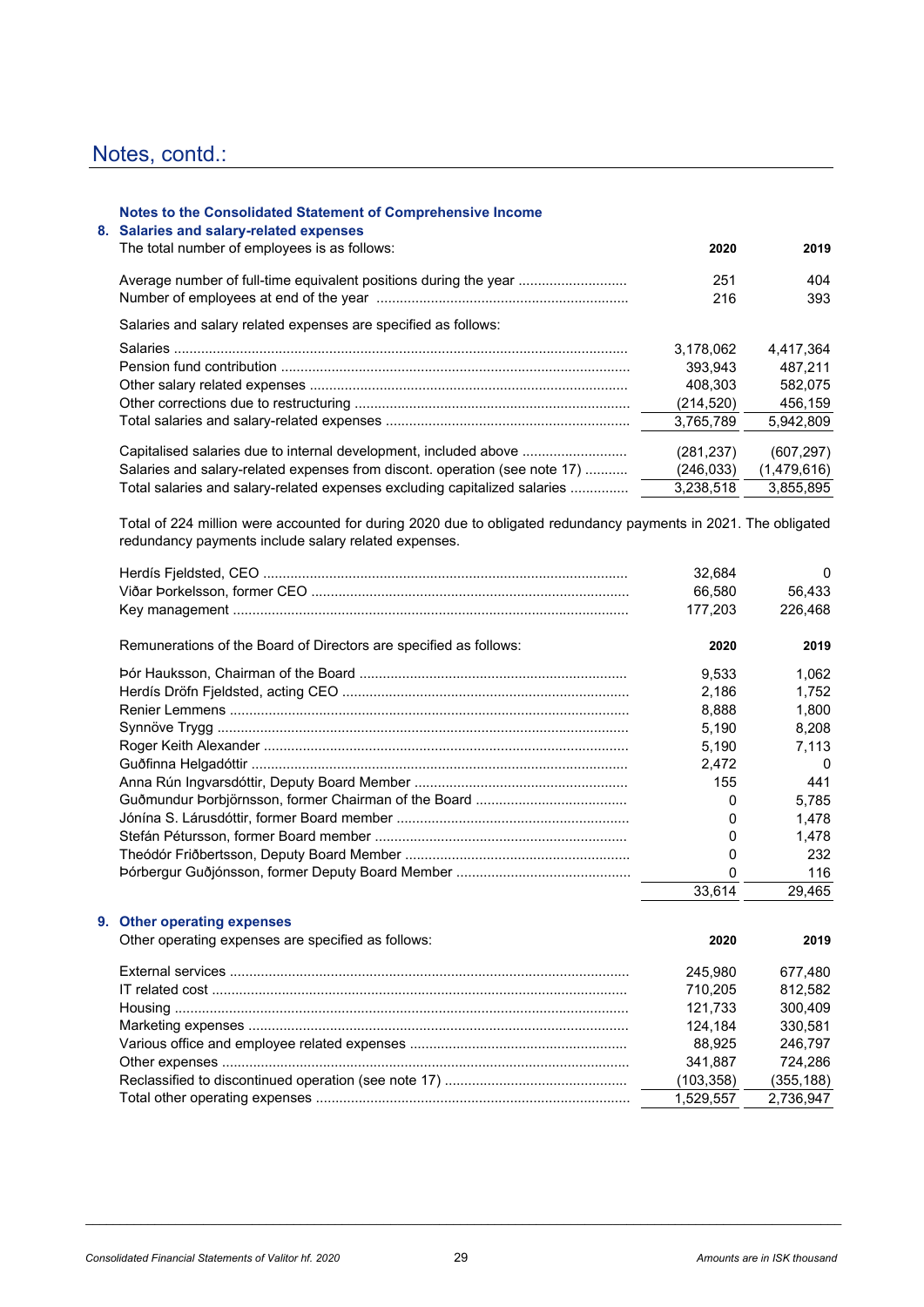# Notes, contd.:

## Notes to the Consolidated Statement of Comprehensive Income

### 8. Salaries and salary-related expenses

| The total number of employees is as follows: | 2020 | 2019 |
|---|---|---|
| Average number of full-time equivalent positions during the year | 251 | 404 |
| Number of employees at end of the year | 216 | 393 |

Salaries and salary related expenses are specified as follows:

| | 2020 | 2019 |
|---|---|---|
| Salaries | 3,178,062 | 4,417,364 |
| Pension fund contribution | 393,943 | 487,211 |
| Other salary related expenses | 408,303 | 582,075 |
| Other corrections due to restructuring | (214,520) | 456,159 |
| Total salaries and salary-related expenses | 3,765,789 | 5,942,809 |
| Capitalised salaries due to internal development, included above | (281,237) | (607,297) |
| Salaries and salary-related expenses from discont. operation (see note 17) | (246,033) | (1,479,616) |
| Total salaries and salary-related expenses excluding capitalized salaries | 3,238,518 | 3,855,895 |

Total of 224 million were accounted for during 2020 due to obligated redundancy payments in 2021. The obligated redundancy payments include salary related expenses.

| | 2020 | 2019 |
|---|---|---|
| Herdís Fjeldsted, CEO | 32,684 | 0 |
| Viðar Þorkelsson, former CEO | 66,580 | 56,433 |
| Key management | 177,203 | 226,468 |

| Remunerations of the Board of Directors are specified as follows: | 2020 | 2019 |
|---|---|---|
| Þór Hauksson, Chairman of the Board | 9,533 | 1,062 |
| Herdís Dröfn Fjeldsted, acting CEO | 2,186 | 1,752 |
| Renier Lemmens | 8,888 | 1,800 |
| Synnöve Trygg | 5,190 | 8,208 |
| Roger Keith Alexander | 5,190 | 7,113 |
| Guðfinna Helgadóttir | 2,472 | 0 |
| Anna Rún Ingvarsdóttir, Deputy Board Member | 155 | 441 |
| Guðmundur Þorbjörnsson, former Chairman of the Board | 0 | 5,785 |
| Jónína S. Lárusdóttir, former Board member | 0 | 1,478 |
| Stefán Pétursson, former Board member | 0 | 1,478 |
| Theódór Friðbertsson, Deputy Board Member | 0 | 232 |
| Þórbergur Guðjónsson, former Deputy Board Member | 0 | 116 |
| | 33,614 | 29,465 |

### 9. Other operating expenses

| Other operating expenses are specified as follows: | 2020 | 2019 |
|---|---|---|
| External services | 245,980 | 677,480 |
| IT related cost | 710,205 | 812,582 |
| Housing | 121,733 | 300,409 |
| Marketing expenses | 124,184 | 330,581 |
| Various office and employee related expenses | 88,925 | 246,797 |
| Other expenses | 341,887 | 724,286 |
| Reclassified to discontinued operation (see note 17) | (103,358) | (355,188) |
| Total other operating expenses | 1,529,557 | 2,736,947 |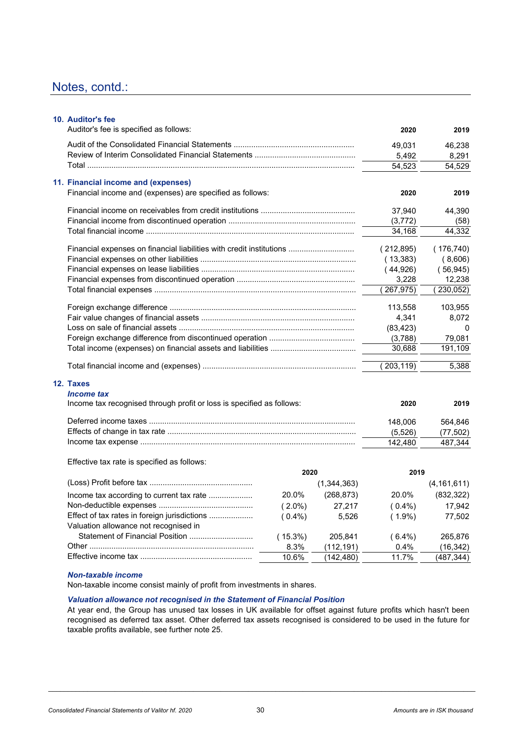# Notes, contd.:

## 10. Auditor's fee

Auditor's fee is specified as follows:

| | 2020 | 2019 |
|---|---|---|
| Audit of the Consolidated Financial Statements | 49,031 | 46,238 |
| Review of Interim Consolidated Financial Statements | 5,492 | 8,291 |
| Total | 54,523 | 54,529 |

## 11. Financial income and (expenses)

Financial income and (expenses) are specified as follows:

| | 2020 | 2019 |
|---|---|---|
| Financial income on receivables from credit institutions | 37,940 | 44,390 |
| Financial income from discontinued operation | (3,772) | (58) |
| Total financial income | 34,168 | 44,332 |
| | | |
| Financial expenses on financial liabilities with credit institutions | ( 212,895) | ( 176,740) |
| Financial expenses on other liabilities | ( 13,383) | ( 8,606) |
| Financial expenses on lease liabilities | ( 44,926) | ( 56,945) |
| Financial expenses from discontinued operation | 3,228 | 12,238 |
| Total financial expenses | ( 267,975) | ( 230,052) |
| | | |
| Foreign exchange difference | 113,558 | 103,955 |
| Fair value changes of financial assets | 4,341 | 8,072 |
| Loss on sale of financial assets | (83,423) | 0 |
| Foreign exchange difference from discontinued operation | (3,788) | 79,081 |
| Total income (expenses) on financial assets and liabilities | 30,688 | 191,109 |
| | | |
| Total financial income and (expenses) | ( 203,119) | 5,388 |

## 12. Taxes

### *Income tax*

Income tax recognised through profit or loss is specified as follows:

| | 2020 | 2019 |
|---|---|---|
| Deferred income taxes | 148,006 | 564,846 |
| Effects of change in tax rate | (5,526) | (77,502) |
| Income tax expense | 142,480 | 487,344 |

Effective tax rate is specified as follows:

| | 2020 | | 2019 | |
|---|---|---|---|---|
| (Loss) Profit before tax | | (1,344,363) | | (4,161,611) |
| Income tax according to current tax rate | 20.0% | (268,873) | 20.0% | (832,322) |
| Non-deductible expenses | ( 2.0%) | 27,217 | ( 0.4%) | 17,942 |
| Effect of tax rates in foreign jurisdictions | ( 0.4%) | 5,526 | ( 1.9%) | 77,502 |
| Valuation allowance not recognised in Statement of Financial Position | ( 15.3%) | 205,841 | ( 6.4%) | 265,876 |
| Other | 8.3% | (112,191) | 0.4% | (16,342) |
| Effective income tax | 10.6% | (142,480) | 11.7% | (487,344) |

### *Non-taxable income*

Non-taxable income consist mainly of profit from investments in shares.

### *Valuation allowance not recognised in the Statement of Financial Position*

At year end, the Group has unused tax losses in UK available for offset against future profits which hasn't been recognised as deferred tax asset. Other deferred tax assets recognised is considered to be used in the future for taxable profits available, see further note 25.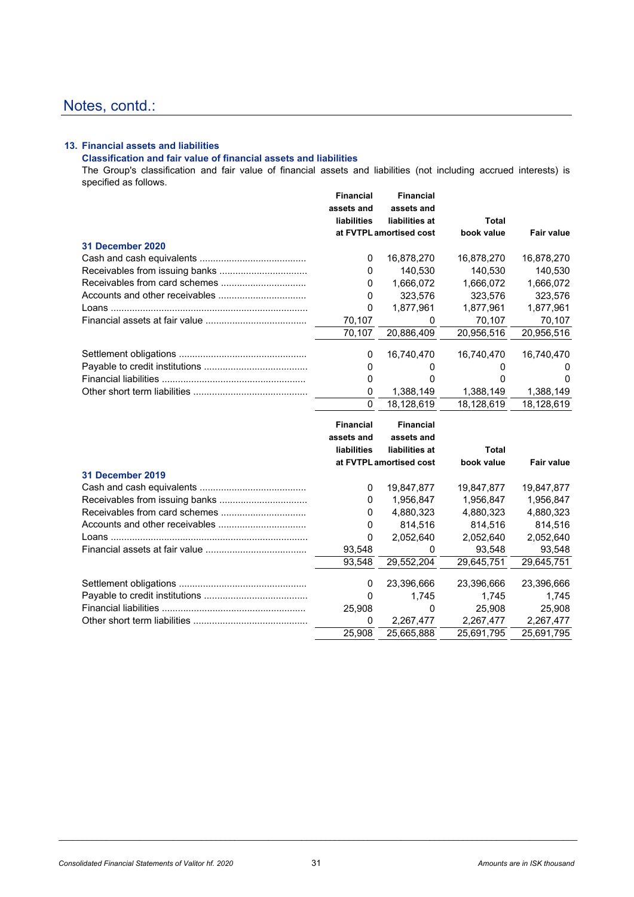# Notes, contd.:

## 13. Financial assets and liabilities

### Classification and fair value of financial assets and liabilities

The Group's classification and fair value of financial assets and liabilities (not including accrued interests) is specified as follows.

| | Financial assets and liabilities at FVTPL | Financial assets and liabilities at amortised cost | Total book value | Fair value |
|---|---|---|---|---|
| **31 December 2020** | | | | |
| Cash and cash equivalents | 0 | 16,878,270 | 16,878,270 | 16,878,270 |
| Receivables from issuing banks | 0 | 140,530 | 140,530 | 140,530 |
| Receivables from card schemes | 0 | 1,666,072 | 1,666,072 | 1,666,072 |
| Accounts and other receivables | 0 | 323,576 | 323,576 | 323,576 |
| Loans | 0 | 1,877,961 | 1,877,961 | 1,877,961 |
| Financial assets at fair value | 70,107 | 0 | 70,107 | 70,107 |
| | 70,107 | 20,886,409 | 20,956,516 | 20,956,516 |
| | | | | |
| Settlement obligations | 0 | 16,740,470 | 16,740,470 | 16,740,470 |
| Payable to credit institutions | 0 | 0 | 0 | 0 |
| Financial liabilities | 0 | 0 | 0 | 0 |
| Other short term liabilities | 0 | 1,388,149 | 1,388,149 | 1,388,149 |
| | 0 | 18,128,619 | 18,128,619 | 18,128,619 |

| | Financial assets and liabilities at FVTPL | Financial assets and liabilities at amortised cost | Total book value | Fair value |
|---|---|---|---|---|
| **31 December 2019** | | | | |
| Cash and cash equivalents | 0 | 19,847,877 | 19,847,877 | 19,847,877 |
| Receivables from issuing banks | 0 | 1,956,847 | 1,956,847 | 1,956,847 |
| Receivables from card schemes | 0 | 4,880,323 | 4,880,323 | 4,880,323 |
| Accounts and other receivables | 0 | 814,516 | 814,516 | 814,516 |
| Loans | 0 | 2,052,640 | 2,052,640 | 2,052,640 |
| Financial assets at fair value | 93,548 | 0 | 93,548 | 93,548 |
| | 93,548 | 29,552,204 | 29,645,751 | 29,645,751 |
| | | | | |
| Settlement obligations | 0 | 23,396,666 | 23,396,666 | 23,396,666 |
| Payable to credit institutions | 0 | 1,745 | 1,745 | 1,745 |
| Financial liabilities | 25,908 | 0 | 25,908 | 25,908 |
| Other short term liabilities | 0 | 2,267,477 | 2,267,477 | 2,267,477 |
| | 25,908 | 25,665,888 | 25,691,795 | 25,691,795 |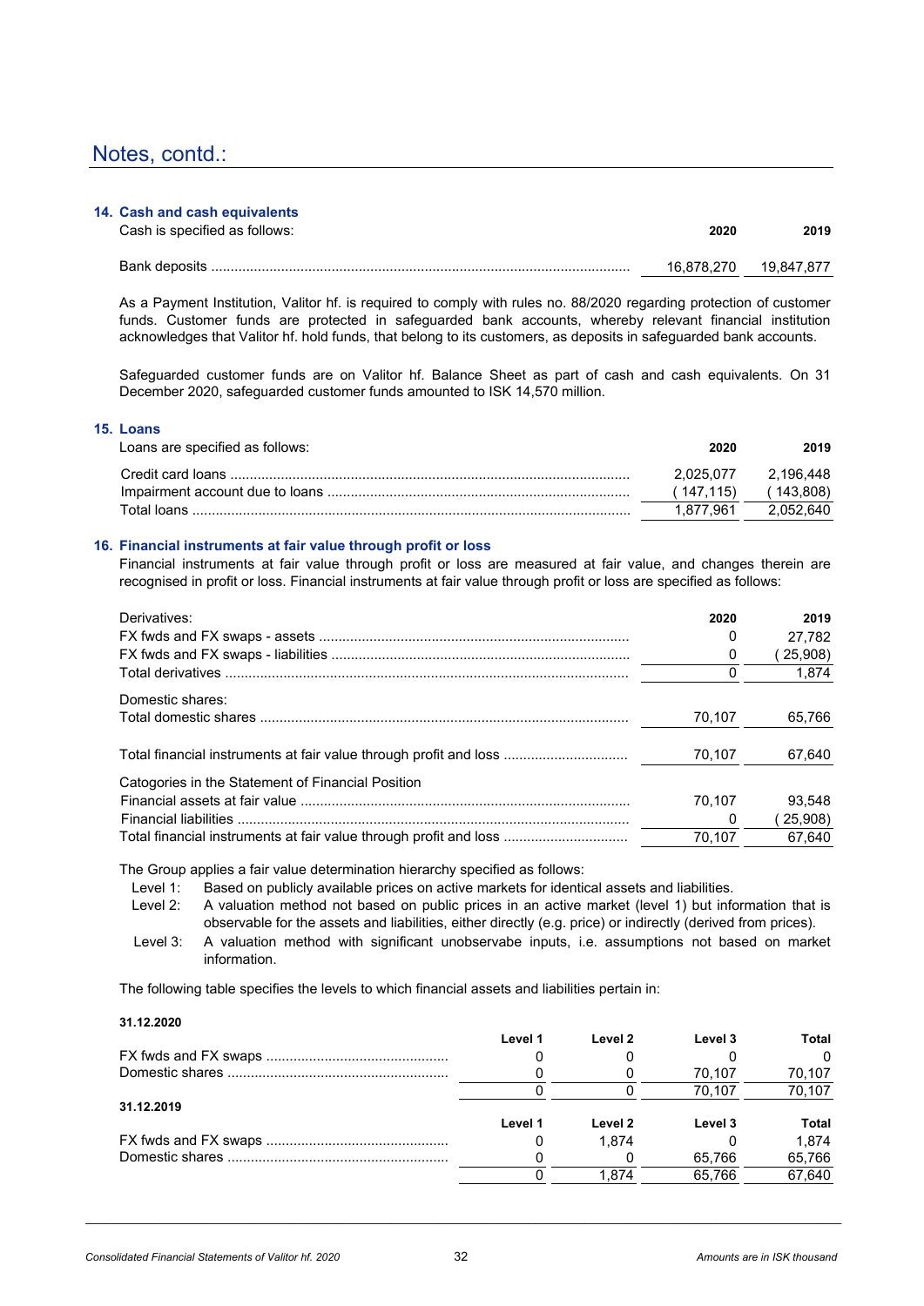# Notes, contd.:

## 14. Cash and cash equivalents

Cash is specified as follows:

| | 2020 | 2019 |
|---|---|---|
| Bank deposits | 16,878,270 | 19,847,877 |

As a Payment Institution, Valitor hf. is required to comply with rules no. 88/2020 regarding protection of customer funds. Customer funds are protected in safeguarded bank accounts, whereby relevant financial institution acknowledges that Valitor hf. hold funds, that belong to its customers, as deposits in safeguarded bank accounts.

Safeguarded customer funds are on Valitor hf. Balance Sheet as part of cash and cash equivalents. On 31 December 2020, safeguarded customer funds amounted to ISK 14,570 million.

## 15. Loans

Loans are specified as follows:

| | 2020 | 2019 |
|---|---|---|
| Credit card loans | 2,025,077 | 2,196,448 |
| Impairment account due to loans | ( 147,115) | ( 143,808) |
| Total loans | 1,877,961 | 2,052,640 |

## 16. Financial instruments at fair value through profit or loss

Financial instruments at fair value through profit or loss are measured at fair value, and changes therein are recognised in profit or loss. Financial instruments at fair value through profit or loss are specified as follows:

| Derivatives: | 2020 | 2019 |
|---|---|---|
| FX fwds and FX swaps - assets | 0 | 27,782 |
| FX fwds and FX swaps - liabilities | 0 | ( 25,908) |
| Total derivatives | 0 | 1,874 |
| Domestic shares: | | |
| Total domestic shares | 70,107 | 65,766 |
| Total financial instruments at fair value through profit and loss | 70,107 | 67,640 |
| Catogories in the Statement of Financial Position | | |
| Financial assets at fair value | 70,107 | 93,548 |
| Financial liabilities | 0 | ( 25,908) |
| Total financial instruments at fair value through profit and loss | 70,107 | 67,640 |

The Group applies a fair value determination hierarchy specified as follows:

- Level 1: Based on publicly available prices on active markets for identical assets and liabilities.
- Level 2: A valuation method not based on public prices in an active market (level 1) but information that is observable for the assets and liabilities, either directly (e.g. price) or indirectly (derived from prices).
- Level 3: A valuation method with significant unobservabe inputs, i.e. assumptions not based on market information.

The following table specifies the levels to which financial assets and liabilities pertain in:

| 31.12.2020 | Level 1 | Level 2 | Level 3 | Total |
|---|---|---|---|---|
| FX fwds and FX swaps | 0 | 0 | 0 | 0 |
| Domestic shares | 0 | 0 | 70,107 | 70,107 |
| | 0 | 0 | 70,107 | 70,107 |

| 31.12.2019 | Level 1 | Level 2 | Level 3 | Total |
|---|---|---|---|---|
| FX fwds and FX swaps | 0 | 1,874 | 0 | 1,874 |
| Domestic shares | 0 | 0 | 65,766 | 65,766 |
| | 0 | 1,874 | 65,766 | 67,640 |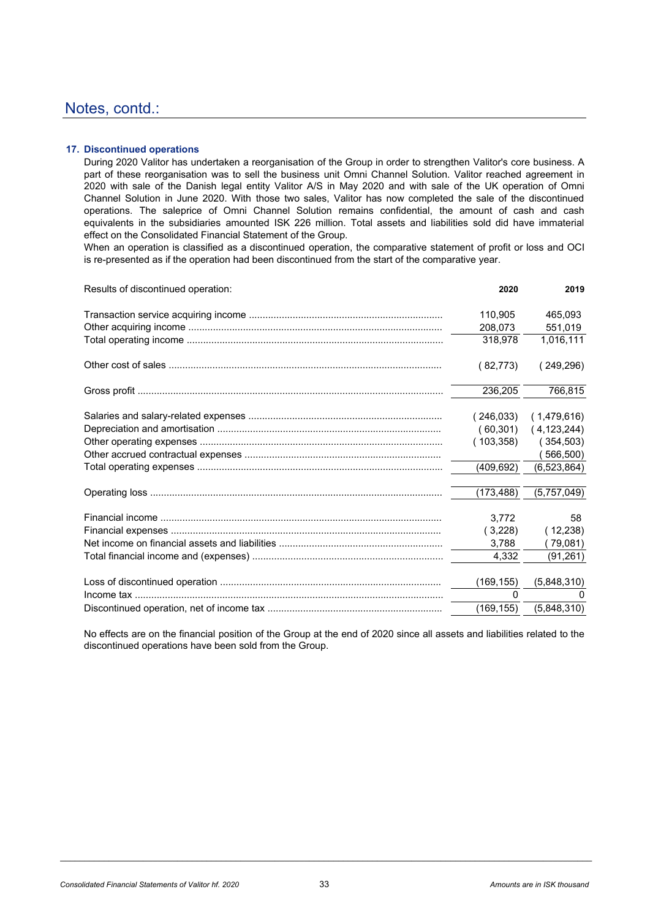# Notes, contd.:

### 17. Discontinued operations

During 2020 Valitor has undertaken a reorganisation of the Group in order to strengthen Valitor's core business. A part of these reorganisation was to sell the business unit Omni Channel Solution. Valitor reached agreement in 2020 with sale of the Danish legal entity Valitor A/S in May 2020 and with sale of the UK operation of Omni Channel Solution in June 2020. With those two sales, Valitor has now completed the sale of the discontinued operations. The saleprice of Omni Channel Solution remains confidential, the amount of cash and cash equivalents in the subsidiaries amounted ISK 226 million. Total assets and liabilities sold did have immaterial effect on the Consolidated Financial Statement of the Group.

When an operation is classified as a discontinued operation, the comparative statement of profit or loss and OCI is re-presented as if the operation had been discontinued from the start of the comparative year.

| Results of discontinued operation: | 2020 | 2019 |
|---|---|---|
| Transaction service acquiring income | 110,905 | 465,093 |
| Other acquiring income | 208,073 | 551,019 |
| Total operating income | 318,978 | 1,016,111 |
| Other cost of sales | ( 82,773) | ( 249,296) |
| Gross profit | 236,205 | 766,815 |
| Salaries and salary-related expenses | ( 246,033) | ( 1,479,616) |
| Depreciation and amortisation | ( 60,301) | ( 4,123,244) |
| Other operating expenses | ( 103,358) | ( 354,503) |
| Other accrued contractual expenses | | ( 566,500) |
| Total operating expenses | (409,692) | (6,523,864) |
| Operating loss | (173,488) | (5,757,049) |
| Financial income | 3,772 | 58 |
| Financial expenses | ( 3,228) | ( 12,238) |
| Net income on financial assets and liabilities | 3,788 | ( 79,081) |
| Total financial income and (expenses) | 4,332 | (91,261) |
| Loss of discontinued operation | (169,155) | (5,848,310) |
| Income tax | 0 | 0 |
| Discontinued operation, net of income tax | (169,155) | (5,848,310) |

No effects are on the financial position of the Group at the end of 2020 since all assets and liabilities related to the discontinued operations have been sold from the Group.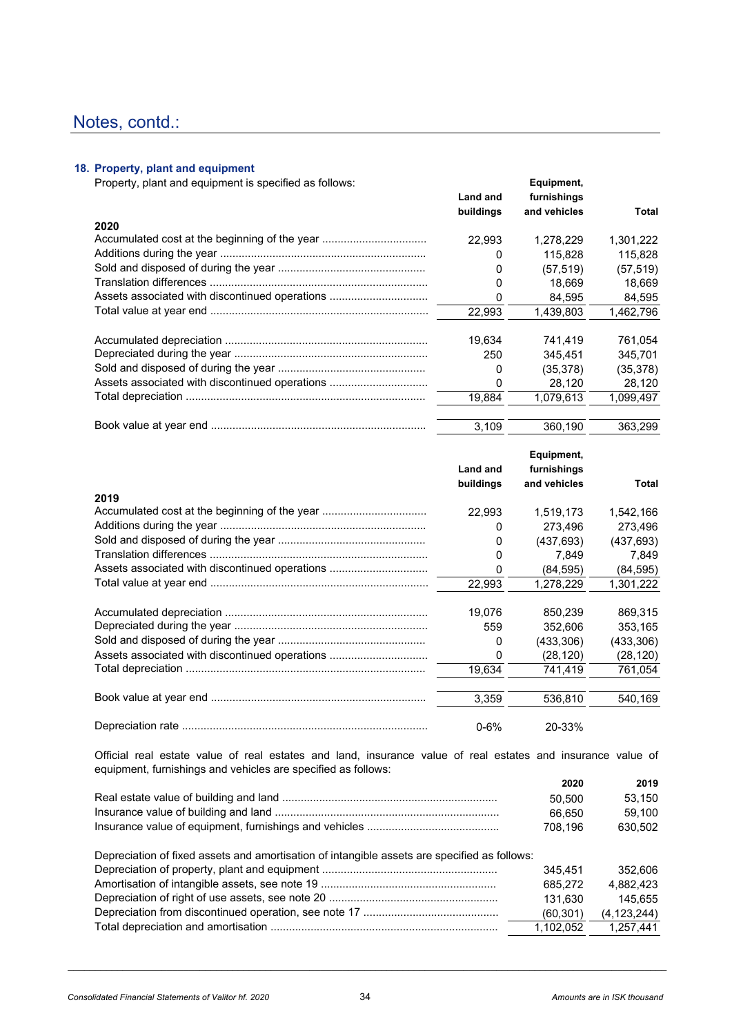## Notes, contd.:

### 18. Property, plant and equipment

Property, plant and equipment is specified as follows:

| | Land and buildings | Equipment, furnishings and vehicles | Total |
|---|---|---|---|
| **2020** | | | |
| Accumulated cost at the beginning of the year | 22,993 | 1,278,229 | 1,301,222 |
| Additions during the year | 0 | 115,828 | 115,828 |
| Sold and disposed of during the year | 0 | (57,519) | (57,519) |
| Translation differences | 0 | 18,669 | 18,669 |
| Assets associated with discontinued operations | 0 | 84,595 | 84,595 |
| Total value at year end | 22,993 | 1,439,803 | 1,462,796 |
| | | | |
| Accumulated depreciation | 19,634 | 741,419 | 761,054 |
| Depreciated during the year | 250 | 345,451 | 345,701 |
| Sold and disposed of during the year | 0 | (35,378) | (35,378) |
| Assets associated with discontinued operations | 0 | 28,120 | 28,120 |
| Total depreciation | 19,884 | 1,079,613 | 1,099,497 |
| | | | |
| Book value at year end | 3,109 | 360,190 | 363,299 |

| | Land and buildings | Equipment, furnishings and vehicles | Total |
|---|---|---|---|
| **2019** | | | |
| Accumulated cost at the beginning of the year | 22,993 | 1,519,173 | 1,542,166 |
| Additions during the year | 0 | 273,496 | 273,496 |
| Sold and disposed of during the year | 0 | (437,693) | (437,693) |
| Translation differences | 0 | 7,849 | 7,849 |
| Assets associated with discontinued operations | 0 | (84,595) | (84,595) |
| Total value at year end | 22,993 | 1,278,229 | 1,301,222 |
| | | | |
| Accumulated depreciation | 19,076 | 850,239 | 869,315 |
| Depreciated during the year | 559 | 352,606 | 353,165 |
| Sold and disposed of during the year | 0 | (433,306) | (433,306) |
| Assets associated with discontinued operations | 0 | (28,120) | (28,120) |
| Total depreciation | 19,634 | 741,419 | 761,054 |
| | | | |
| Book value at year end | 3,359 | 536,810 | 540,169 |
| | | | |
| Depreciation rate | 0-6% | 20-33% | |

Official real estate value of real estates and land, insurance value of real estates and insurance value of equipment, furnishings and vehicles are specified as follows:

| | 2020 | 2019 |
|---|---|---|
| Real estate value of building and land | 50,500 | 53,150 |
| Insurance value of building and land | 66,650 | 59,100 |
| Insurance value of equipment, furnishings and vehicles | 708,196 | 630,502 |

Depreciation of fixed assets and amortisation of intangible assets are specified as follows:

| | 2020 | 2019 |
|---|---|---|
| Depreciation of property, plant and equipment | 345,451 | 352,606 |
| Amortisation of intangible assets, see note 19 | 685,272 | 4,882,423 |
| Depreciation of right of use assets, see note 20 | 131,630 | 145,655 |
| Depreciation from discontinued operation, see note 17 | (60,301) | (4,123,244) |
| Total depreciation and amortisation | 1,102,052 | 1,257,441 |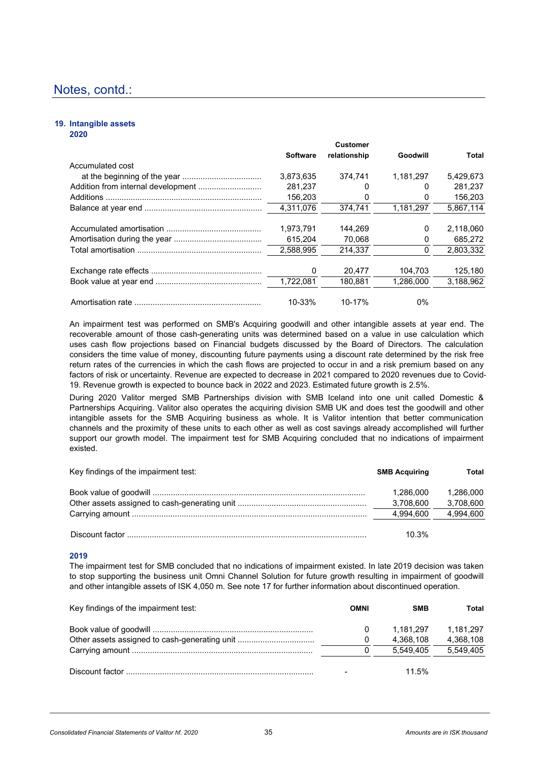# Notes, contd.:

## 19. Intangible assets

### 2020

| | Software | Customer relationship | Goodwill | Total |
|---|---|---|---|---|
| Accumulated cost | | | | |
| at the beginning of the year | 3,873,635 | 374,741 | 1,181,297 | 5,429,673 |
| Addition from internal development | 281,237 | 0 | 0 | 281,237 |
| Additions | 156,203 | 0 | 0 | 156,203 |
| Balance at year end | 4,311,076 | 374,741 | 1,181,297 | 5,867,114 |
| | | | | |
| Accumulated amortisation | 1,973,791 | 144,269 | 0 | 2,118,060 |
| Amortisation during the year | 615,204 | 70,068 | 0 | 685,272 |
| Total amortisation | 2,588,995 | 214,337 | 0 | 2,803,332 |
| | | | | |
| Exchange rate effects | 0 | 20,477 | 104,703 | 125,180 |
| Book value at year end | 1,722,081 | 180,881 | 1,286,000 | 3,188,962 |
| | | | | |
| Amortisation rate | 10-33% | 10-17% | 0% | |

An impairment test was performed on SMB's Acquiring goodwill and other intangible assets at year end. The recoverable amount of those cash-generating units was determined based on a value in use calculation which uses cash flow projections based on Financial budgets discussed by the Board of Directors. The calculation considers the time value of money, discounting future payments using a discount rate determined by the risk free return rates of the currencies in which the cash flows are projected to occur in and a risk premium based on any factors of risk or uncertainty. Revenue are expected to decrease in 2021 compared to 2020 revenues due to Covid-19. Revenue growth is expected to bounce back in 2022 and 2023. Estimated future growth is 2.5%.

During 2020 Valitor merged SMB Partnerships division with SMB Iceland into one unit called Domestic & Partnerships Acquiring. Valitor also operates the acquiring division SMB UK and does test the goodwill and other intangible assets for the SMB Acquiring business as whole. It is Valitor intention that better communication channels and the proximity of these units to each other as well as cost savings already accomplished will further support our growth model. The impairment test for SMB Acquiring concluded that no indications of impairment existed.

| Key findings of the impairment test: | SMB Acquiring | Total |
|---|---|---|
| Book value of goodwill | 1,286,000 | 1,286,000 |
| Other assets assigned to cash-generating unit | 3,708,600 | 3,708,600 |
| Carrying amount | 4,994,600 | 4,994,600 |
| | | |
| Discount factor | 10.3% | |

### 2019

The impairment test for SMB concluded that no indications of impairment existed. In late 2019 decision was taken to stop supporting the business unit Omni Channel Solution for future growth resulting in impairment of goodwill and other intangible assets of ISK 4,050 m. See note 17 for further information about discontinued operation.

| Key findings of the impairment test: | OMNI | SMB | Total |
|---|---|---|---|
| Book value of goodwill | 0 | 1,181,297 | 1,181,297 |
| Other assets assigned to cash-generating unit | 0 | 4,368,108 | 4,368,108 |
| Carrying amount | 0 | 5,549,405 | 5,549,405 |
| | | | |
| Discount factor | - | 11.5% | |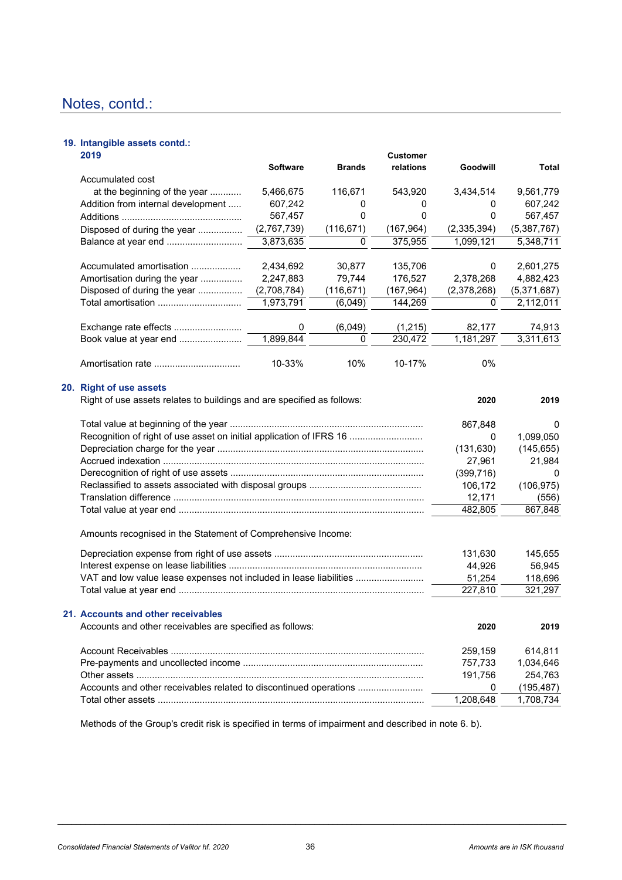# Notes, contd.:

## 19. Intangible assets contd.:

**2019**

| | Software | Brands | Customer relations | Goodwill | Total |
|---|---|---|---|---|---|
| Accumulated cost | | | | | |
| at the beginning of the year | 5,466,675 | 116,671 | 543,920 | 3,434,514 | 9,561,779 |
| Addition from internal development | 607,242 | 0 | 0 | 0 | 607,242 |
| Additions | 567,457 | 0 | 0 | 0 | 567,457 |
| Disposed of during the year | (2,767,739) | (116,671) | (167,964) | (2,335,394) | (5,387,767) |
| Balance at year end | 3,873,635 | 0 | 375,955 | 1,099,121 | 5,348,711 |
| | | | | | |
| Accumulated amortisation | 2,434,692 | 30,877 | 135,706 | 0 | 2,601,275 |
| Amortisation during the year | 2,247,883 | 79,744 | 176,527 | 2,378,268 | 4,882,423 |
| Disposed of during the year | (2,708,784) | (116,671) | (167,964) | (2,378,268) | (5,371,687) |
| Total amortisation | 1,973,791 | (6,049) | 144,269 | 0 | 2,112,011 |
| | | | | | |
| Exchange rate effects | 0 | (6,049) | (1,215) | 82,177 | 74,913 |
| Book value at year end | 1,899,844 | 0 | 230,472 | 1,181,297 | 3,311,613 |
| | | | | | |
| Amortisation rate | 10-33% | 10% | 10-17% | 0% | |

## 20. Right of use assets

Right of use assets relates to buildings and are specified as follows:

| | 2020 | 2019 |
|---|---|---|
| Total value at beginning of the year | 867,848 | 0 |
| Recognition of right of use asset on initial application of IFRS 16 | 0 | 1,099,050 |
| Depreciation charge for the year | (131,630) | (145,655) |
| Accrued indexation | 27,961 | 21,984 |
| Derecognition of right of use assets | (399,716) | 0 |
| Reclassified to assets associated with disposal groups | 106,172 | (106,975) |
| Translation difference | 12,171 | (556) |
| Total value at year end | 482,805 | 867,848 |

Amounts recognised in the Statement of Comprehensive Income:

| | 2020 | 2019 |
|---|---|---|
| Depreciation expense from right of use assets | 131,630 | 145,655 |
| Interest expense on lease liabilities | 44,926 | 56,945 |
| VAT and low value lease expenses not included in lease liabilities | 51,254 | 118,696 |
| Total value at year end | 227,810 | 321,297 |

## 21. Accounts and other receivables

Accounts and other receivables are specified as follows:

| | 2020 | 2019 |
|---|---|---|
| Account Receivables | 259,159 | 614,811 |
| Pre-payments and uncollected income | 757,733 | 1,034,646 |
| Other assets | 191,756 | 254,763 |
| Accounts and other receivables related to discontinued operations | 0 | (195,487) |
| Total other assets | 1,208,648 | 1,708,734 |

Methods of the Group's credit risk is specified in terms of impairment and described in note 6. b).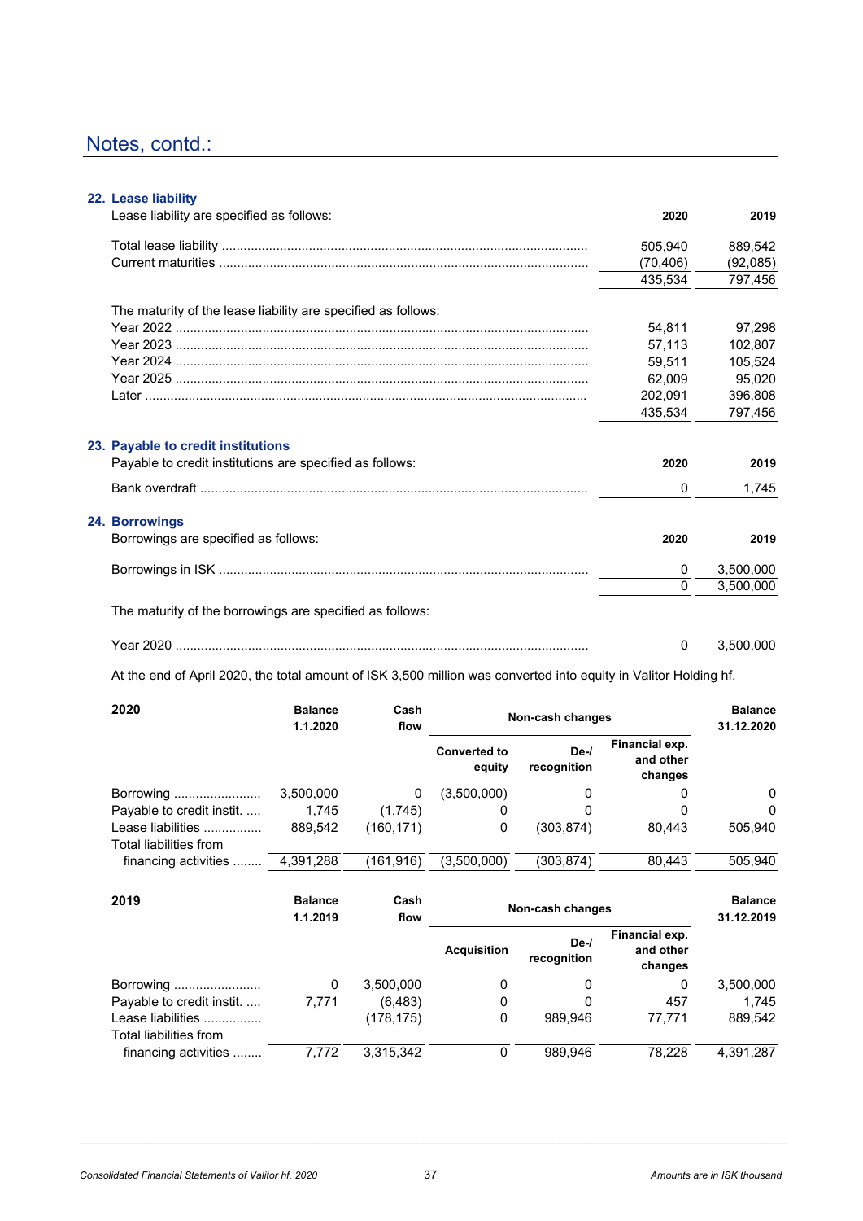# Notes, contd.:

## 22. Lease liability

Lease liability are specified as follows:

| | 2020 | 2019 |
|---|---|---|
| Total lease liability | 505,940 | 889,542 |
| Current maturities | (70,406) | (92,085) |
| | 435,534 | 797,456 |

The maturity of the lease liability are specified as follows:

| | 2020 | 2019 |
|---|---|---|
| Year 2022 | 54,811 | 97,298 |
| Year 2023 | 57,113 | 102,807 |
| Year 2024 | 59,511 | 105,524 |
| Year 2025 | 62,009 | 95,020 |
| Later | 202,091 | 396,808 |
| | 435,534 | 797,456 |

## 23. Payable to credit institutions

Payable to credit institutions are specified as follows:

| | 2020 | 2019 |
|---|---|---|
| Bank overdraft | 0 | 1,745 |

## 24. Borrowings

Borrowings are specified as follows:

| | 2020 | 2019 |
|---|---|---|
| Borrowings in ISK | 0 | 3,500,000 |
| | 0 | 3,500,000 |

The maturity of the borrowings are specified as follows:

| | 2020 | 2019 |
|---|---|---|
| Year 2020 | 0 | 3,500,000 |

At the end of April 2020, the total amount of ISK 3,500 million was converted into equity in Valitor Holding hf.

| 2020 | Balance 1.1.2020 | Cash flow | Non-cash changes | | | Balance 31.12.2020 |
|---|---|---|---|---|---|---|
| | | | Converted to equity | De-/ recognition | Financial exp. and other changes | |
| Borrowing | 3,500,000 | 0 | (3,500,000) | 0 | 0 | 0 |
| Payable to credit instit. | 1,745 | (1,745) | 0 | 0 | 0 | 0 |
| Lease liabilities | 889,542 | (160,171) | 0 | (303,874) | 80,443 | 505,940 |
| Total liabilities from financing activities | 4,391,288 | (161,916) | (3,500,000) | (303,874) | 80,443 | 505,940 |

| 2019 | Balance 1.1.2019 | Cash flow | Non-cash changes | | | Balance 31.12.2019 |
|---|---|---|---|---|---|---|
| | | | Acquisition | De-/ recognition | Financial exp. and other changes | |
| Borrowing | 0 | 3,500,000 | 0 | 0 | 0 | 3,500,000 |
| Payable to credit instit. | 7,771 | (6,483) | 0 | 0 | 457 | 1,745 |
| Lease liabilities | | (178,175) | 0 | 989,946 | 77,771 | 889,542 |
| Total liabilities from financing activities | 7,772 | 3,315,342 | 0 | 989,946 | 78,228 | 4,391,287 |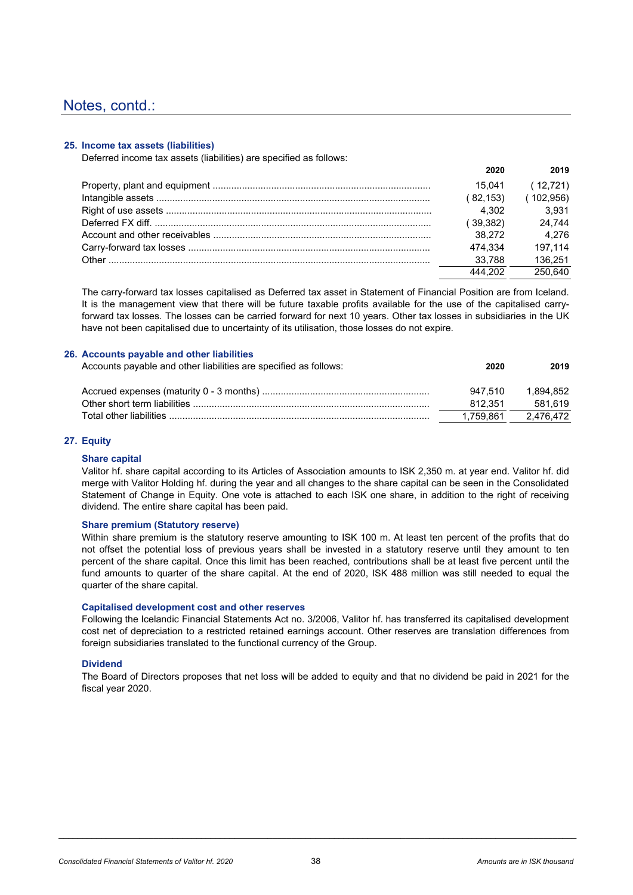# Notes, contd.:

## 25. Income tax assets (liabilities)

Deferred income tax assets (liabilities) are specified as follows:

| | 2020 | 2019 |
|---|---|---|
| Property, plant and equipment | 15,041 | ( 12,721) |
| Intangible assets | ( 82,153) | ( 102,956) |
| Right of use assets | 4,302 | 3,931 |
| Deferred FX diff. | ( 39,382) | 24,744 |
| Account and other receivables | 38,272 | 4,276 |
| Carry-forward tax losses | 474,334 | 197,114 |
| Other | 33,788 | 136,251 |
| | 444,202 | 250,640 |

The carry-forward tax losses capitalised as Deferred tax asset in Statement of Financial Position are from Iceland. It is the management view that there will be future taxable profits available for the use of the capitalised carry-forward tax losses. The losses can be carried forward for next 10 years. Other tax losses in subsidiaries in the UK have not been capitalised due to uncertainty of its utilisation, those losses do not expire.

## 26. Accounts payable and other liabilities

| Accounts payable and other liabilities are specified as follows: | 2020 | 2019 |
|---|---|---|
| Accrued expenses (maturity 0 - 3 months) | 947,510 | 1,894,852 |
| Other short term liabilities | 812,351 | 581,619 |
| Total other liabilities | 1,759,861 | 2,476,472 |

## 27. Equity

### Share capital

Valitor hf. share capital according to its Articles of Association amounts to ISK 2,350 m. at year end. Valitor hf. did merge with Valitor Holding hf. during the year and all changes to the share capital can be seen in the Consolidated Statement of Change in Equity. One vote is attached to each ISK one share, in addition to the right of receiving dividend. The entire share capital has been paid.

### Share premium (Statutory reserve)

Within share premium is the statutory reserve amounting to ISK 100 m. At least ten percent of the profits that do not offset the potential loss of previous years shall be invested in a statutory reserve until they amount to ten percent of the share capital. Once this limit has been reached, contributions shall be at least five percent until the fund amounts to quarter of the share capital. At the end of 2020, ISK 488 million was still needed to equal the quarter of the share capital.

### Capitalised development cost and other reserves

Following the Icelandic Financial Statements Act no. 3/2006, Valitor hf. has transferred its capitalised development cost net of depreciation to a restricted retained earnings account. Other reserves are translation differences from foreign subsidiaries translated to the functional currency of the Group.

### Dividend

The Board of Directors proposes that net loss will be added to equity and that no dividend be paid in 2021 for the fiscal year 2020.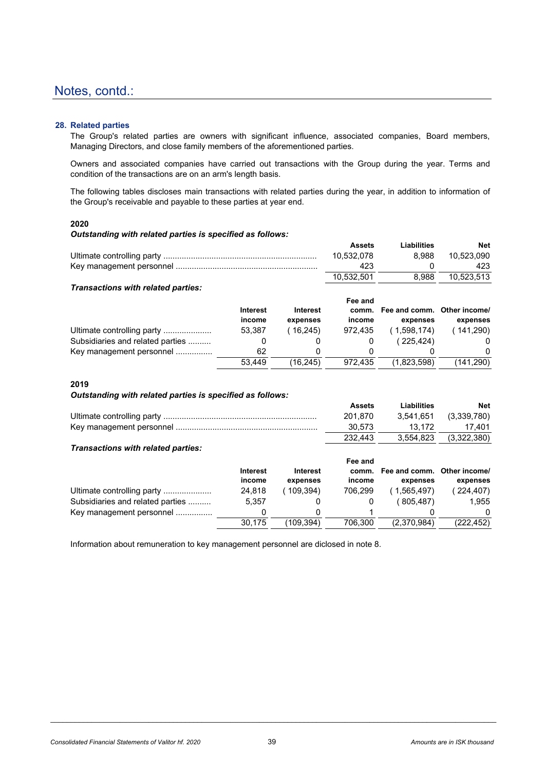# Notes, contd.:

## 28. Related parties

The Group's related parties are owners with significant influence, associated companies, Board members, Managing Directors, and close family members of the aforementioned parties.

Owners and associated companies have carried out transactions with the Group during the year. Terms and condition of the transactions are on an arm's length basis.

The following tables discloses main transactions with related parties during the year, in addition to information of the Group's receivable and payable to these parties at year end.

**2020**

***Outstanding with related parties is specified as follows:***

| | Assets | Liabilities | Net |
|---|---|---|---|
| Ultimate controlling party | 10,532,078 | 8,988 | 10,523,090 |
| Key management personnel | 423 | 0 | 423 |
| | 10,532,501 | 8,988 | 10,523,513 |

***Transactions with related parties:***

| | Interest income | Interest expenses | Fee and comm. income | Fee and comm. expenses | Other income/ expenses |
|---|---|---|---|---|---|
| Ultimate controlling party | 53,387 | ( 16,245) | 972,435 | ( 1,598,174) | ( 141,290) |
| Subsidiaries and related parties | 0 | 0 | 0 | ( 225,424) | 0 |
| Key management personnel | 62 | 0 | 0 | 0 | 0 |
| | 53,449 | (16,245) | 972,435 | (1,823,598) | (141,290) |

**2019**

***Outstanding with related parties is specified as follows:***

| | Assets | Liabilities | Net |
|---|---|---|---|
| Ultimate controlling party | 201,870 | 3,541,651 | (3,339,780) |
| Key management personnel | 30,573 | 13,172 | 17,401 |
| | 232,443 | 3,554,823 | (3,322,380) |

***Transactions with related parties:***

| | Interest income | Interest expenses | Fee and comm. income | Fee and comm. expenses | Other income/ expenses |
|---|---|---|---|---|---|
| Ultimate controlling party | 24,818 | ( 109,394) | 706,299 | ( 1,565,497) | ( 224,407) |
| Subsidiaries and related parties | 5,357 | 0 | 0 | ( 805,487) | 1,955 |
| Key management personnel | 0 | 0 | 1 | 0 | 0 |
| | 30,175 | (109,394) | 706,300 | (2,370,984) | (222,452) |

Information about remuneration to key management personnel are diclosed in note 8.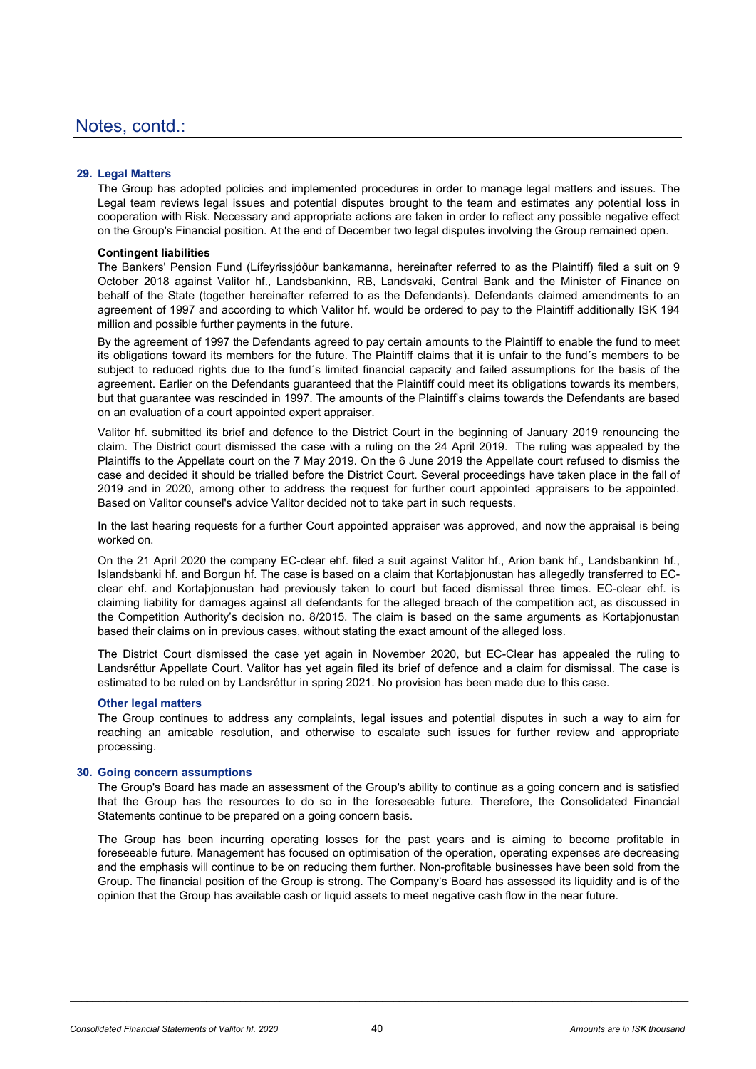# Notes, contd.:

## 29. Legal Matters

The Group has adopted policies and implemented procedures in order to manage legal matters and issues. The Legal team reviews legal issues and potential disputes brought to the team and estimates any potential loss in cooperation with Risk. Necessary and appropriate actions are taken in order to reflect any possible negative effect on the Group's Financial position. At the end of December two legal disputes involving the Group remained open.

**Contingent liabilities**

The Bankers' Pension Fund (Lífeyrissjóður bankamanna, hereinafter referred to as the Plaintiff) filed a suit on 9 October 2018 against Valitor hf., Landsbankinn, RB, Landsvaki, Central Bank and the Minister of Finance on behalf of the State (together hereinafter referred to as the Defendants). Defendants claimed amendments to an agreement of 1997 and according to which Valitor hf. would be ordered to pay to the Plaintiff additionally ISK 194 million and possible further payments in the future.

By the agreement of 1997 the Defendants agreed to pay certain amounts to the Plaintiff to enable the fund to meet its obligations toward its members for the future. The Plaintiff claims that it is unfair to the fund´s members to be subject to reduced rights due to the fund´s limited financial capacity and failed assumptions for the basis of the agreement. Earlier on the Defendants guaranteed that the Plaintiff could meet its obligations towards its members, but that guarantee was rescinded in 1997. The amounts of the Plaintiff's claims towards the Defendants are based on an evaluation of a court appointed expert appraiser.

Valitor hf. submitted its brief and defence to the District Court in the beginning of January 2019 renouncing the claim. The District court dismissed the case with a ruling on the 24 April 2019. The ruling was appealed by the Plaintiffs to the Appellate court on the 7 May 2019. On the 6 June 2019 the Appellate court refused to dismiss the case and decided it should be trialled before the District Court. Several proceedings have taken place in the fall of 2019 and in 2020, among other to address the request for further court appointed appraisers to be appointed. Based on Valitor counsel's advice Valitor decided not to take part in such requests.

In the last hearing requests for a further Court appointed appraiser was approved, and now the appraisal is being worked on.

On the 21 April 2020 the company EC-clear ehf. filed a suit against Valitor hf., Arion bank hf., Landsbankinn hf., Islandsbanki hf. and Borgun hf. The case is based on a claim that Kortaþjonustan has allegedly transferred to EC-clear ehf. and Kortaþjonustan had previously taken to court but faced dismissal three times. EC-clear ehf. is claiming liability for damages against all defendants for the alleged breach of the competition act, as discussed in the Competition Authority's decision no. 8/2015. The claim is based on the same arguments as Kortaþjonustan based their claims on in previous cases, without stating the exact amount of the alleged loss.

The District Court dismissed the case yet again in November 2020, but EC-Clear has appealed the ruling to Landsréttur Appellate Court. Valitor has yet again filed its brief of defence and a claim for dismissal. The case is estimated to be ruled on by Landsréttur in spring 2021. No provision has been made due to this case.

**Other legal matters**

The Group continues to address any complaints, legal issues and potential disputes in such a way to aim for reaching an amicable resolution, and otherwise to escalate such issues for further review and appropriate processing.

## 30. Going concern assumptions

The Group's Board has made an assessment of the Group's ability to continue as a going concern and is satisfied that the Group has the resources to do so in the foreseeable future. Therefore, the Consolidated Financial Statements continue to be prepared on a going concern basis.

The Group has been incurring operating losses for the past years and is aiming to become profitable in foreseeable future. Management has focused on optimisation of the operation, operating expenses are decreasing and the emphasis will continue to be on reducing them further. Non-profitable businesses have been sold from the Group. The financial position of the Group is strong. The Company's Board has assessed its liquidity and is of the opinion that the Group has available cash or liquid assets to meet negative cash flow in the near future.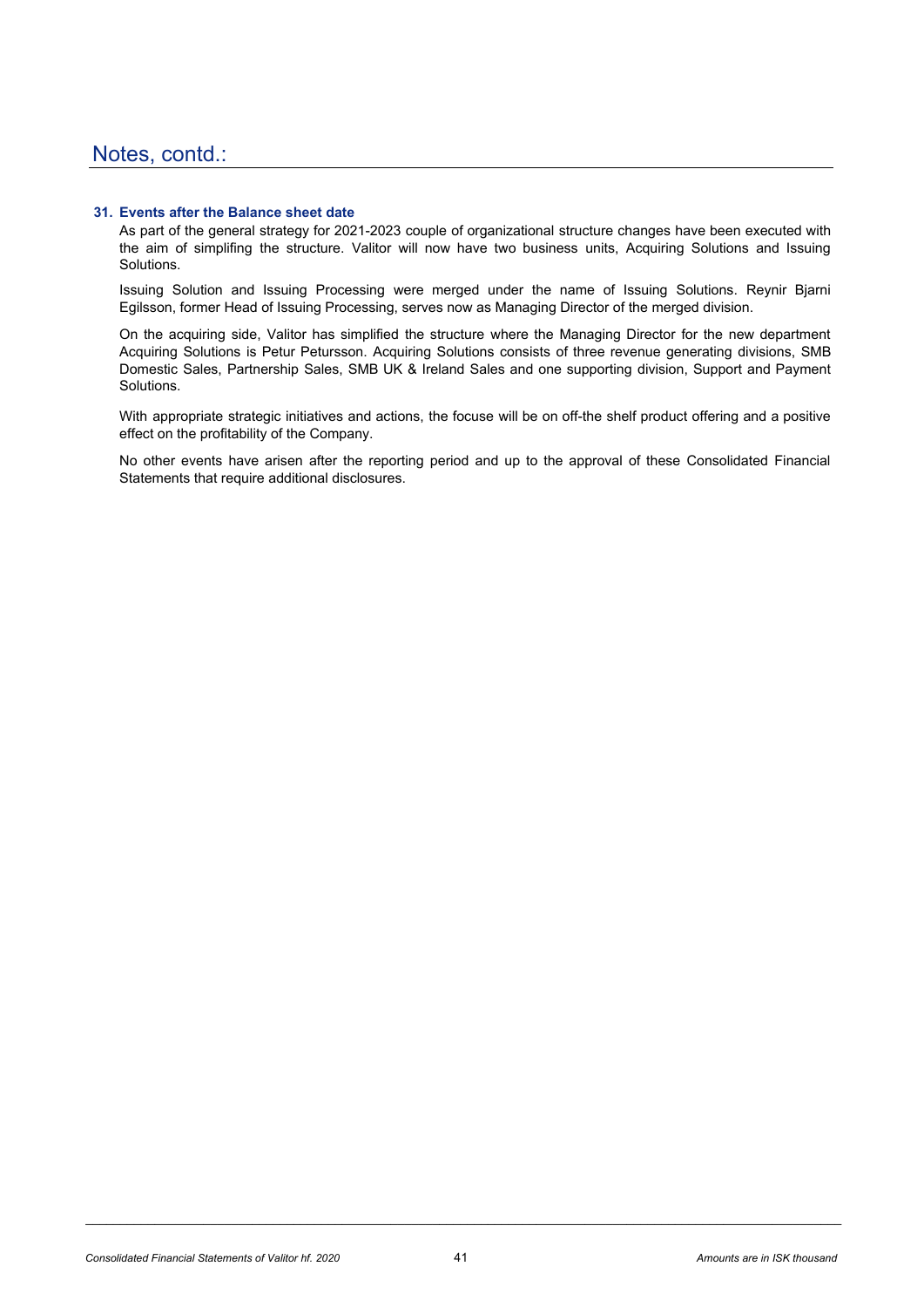## Notes, contd.:

### 31. Events after the Balance sheet date

As part of the general strategy for 2021-2023 couple of organizational structure changes have been executed with the aim of simplifing the structure. Valitor will now have two business units, Acquiring Solutions and Issuing Solutions.

Issuing Solution and Issuing Processing were merged under the name of Issuing Solutions. Reynir Bjarni Egilsson, former Head of Issuing Processing, serves now as Managing Director of the merged division.

On the acquiring side, Valitor has simplified the structure where the Managing Director for the new department Acquiring Solutions is Petur Petursson. Acquiring Solutions consists of three revenue generating divisions, SMB Domestic Sales, Partnership Sales, SMB UK & Ireland Sales and one supporting division, Support and Payment Solutions.

With appropriate strategic initiatives and actions, the focuse will be on off-the shelf product offering and a positive effect on the profitability of the Company.

No other events have arisen after the reporting period and up to the approval of these Consolidated Financial Statements that require additional disclosures.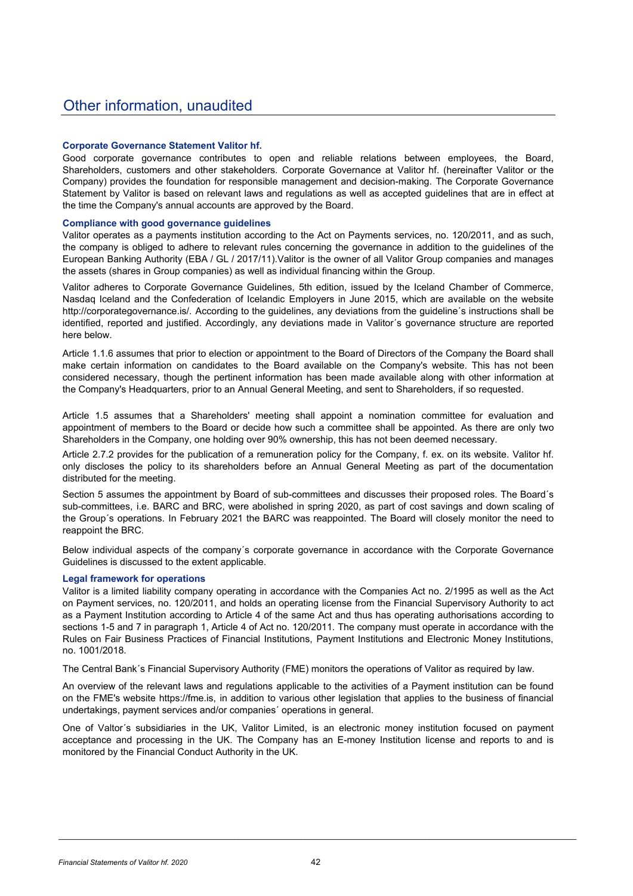# Other information, unaudited

### Corporate Governance Statement Valitor hf.

Good corporate governance contributes to open and reliable relations between employees, the Board, Shareholders, customers and other stakeholders. Corporate Governance at Valitor hf. (hereinafter Valitor or the Company) provides the foundation for responsible management and decision-making. The Corporate Governance Statement by Valitor is based on relevant laws and regulations as well as accepted guidelines that are in effect at the time the Company's annual accounts are approved by the Board.

### Compliance with good governance guidelines

Valitor operates as a payments institution according to the Act on Payments services, no. 120/2011, and as such, the company is obliged to adhere to relevant rules concerning the governance in addition to the guidelines of the European Banking Authority (EBA / GL / 2017/11).Valitor is the owner of all Valitor Group companies and manages the assets (shares in Group companies) as well as individual financing within the Group.

Valitor adheres to Corporate Governance Guidelines, 5th edition, issued by the Iceland Chamber of Commerce, Nasdaq Iceland and the Confederation of Icelandic Employers in June 2015, which are available on the website http://corporategovernance.is/. According to the guidelines, any deviations from the guideline´s instructions shall be identified, reported and justified. Accordingly, any deviations made in Valitor´s governance structure are reported here below.

Article 1.1.6 assumes that prior to election or appointment to the Board of Directors of the Company the Board shall make certain information on candidates to the Board available on the Company's website. This has not been considered necessary, though the pertinent information has been made available along with other information at the Company's Headquarters, prior to an Annual General Meeting, and sent to Shareholders, if so requested.

Article 1.5 assumes that a Shareholders' meeting shall appoint a nomination committee for evaluation and appointment of members to the Board or decide how such a committee shall be appointed. As there are only two Shareholders in the Company, one holding over 90% ownership, this has not been deemed necessary.

Article 2.7.2 provides for the publication of a remuneration policy for the Company, f. ex. on its website. Valitor hf. only discloses the policy to its shareholders before an Annual General Meeting as part of the documentation distributed for the meeting.

Section 5 assumes the appointment by Board of sub-committees and discusses their proposed roles. The Board´s sub-committees, i.e. BARC and BRC, were abolished in spring 2020, as part of cost savings and down scaling of the Group´s operations. In February 2021 the BARC was reappointed. The Board will closely monitor the need to reappoint the BRC.

Below individual aspects of the company´s corporate governance in accordance with the Corporate Governance Guidelines is discussed to the extent applicable.

### Legal framework for operations

Valitor is a limited liability company operating in accordance with the Companies Act no. 2/1995 as well as the Act on Payment services, no. 120/2011, and holds an operating license from the Financial Supervisory Authority to act as a Payment Institution according to Article 4 of the same Act and thus has operating authorisations according to sections 1-5 and 7 in paragraph 1, Article 4 of Act no. 120/2011. The company must operate in accordance with the Rules on Fair Business Practices of Financial Institutions, Payment Institutions and Electronic Money Institutions, no. 1001/2018.

The Central Bank´s Financial Supervisory Authority (FME) monitors the operations of Valitor as required by law.

An overview of the relevant laws and regulations applicable to the activities of a Payment institution can be found on the FME's website https://fme.is, in addition to various other legislation that applies to the business of financial undertakings, payment services and/or companies´ operations in general.

One of Valtor´s subsidiaries in the UK, Valitor Limited, is an electronic money institution focused on payment acceptance and processing in the UK. The Company has an E-money Institution license and reports to and is monitored by the Financial Conduct Authority in the UK.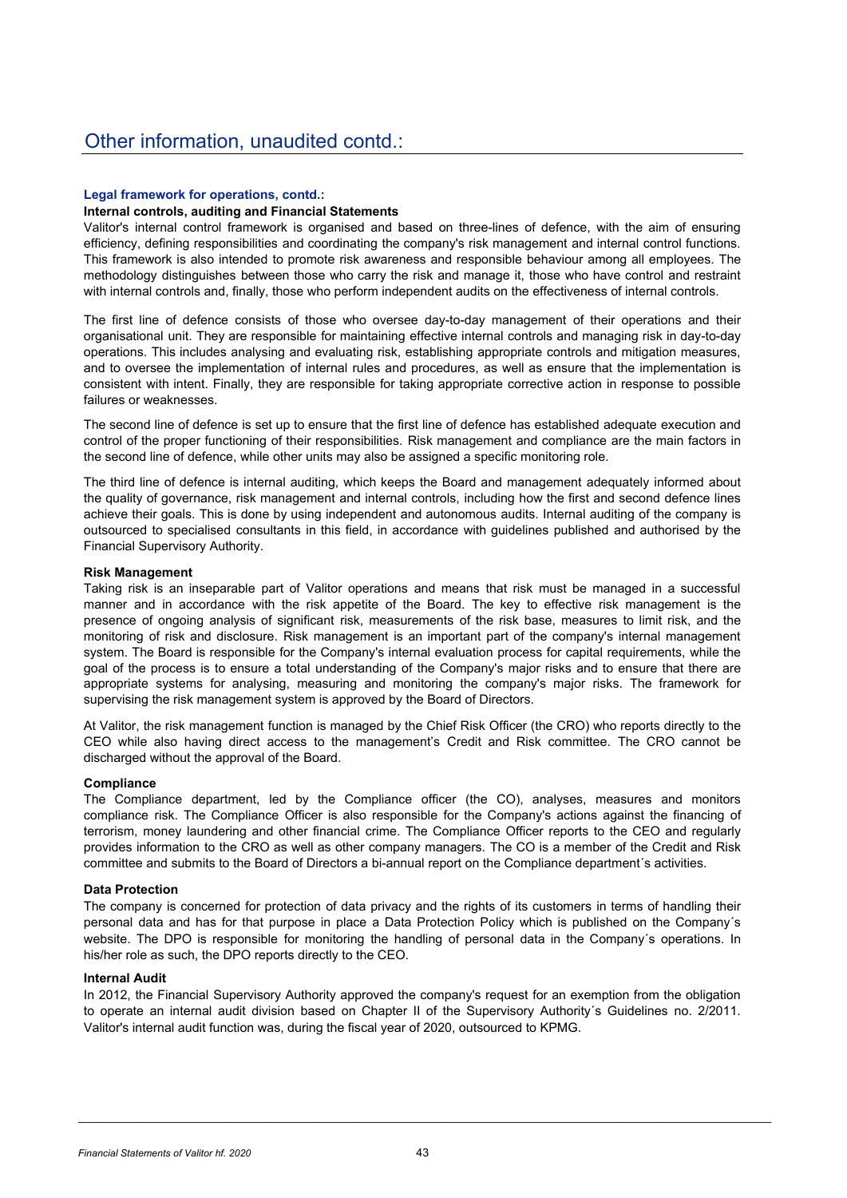# Other information, unaudited contd.:

**Legal framework for operations, contd.:**

**Internal controls, auditing and Financial Statements**

Valitor's internal control framework is organised and based on three-lines of defence, with the aim of ensuring efficiency, defining responsibilities and coordinating the company's risk management and internal control functions. This framework is also intended to promote risk awareness and responsible behaviour among all employees. The methodology distinguishes between those who carry the risk and manage it, those who have control and restraint with internal controls and, finally, those who perform independent audits on the effectiveness of internal controls.

The first line of defence consists of those who oversee day-to-day management of their operations and their organisational unit. They are responsible for maintaining effective internal controls and managing risk in day-to-day operations. This includes analysing and evaluating risk, establishing appropriate controls and mitigation measures, and to oversee the implementation of internal rules and procedures, as well as ensure that the implementation is consistent with intent. Finally, they are responsible for taking appropriate corrective action in response to possible failures or weaknesses.

The second line of defence is set up to ensure that the first line of defence has established adequate execution and control of the proper functioning of their responsibilities. Risk management and compliance are the main factors in the second line of defence, while other units may also be assigned a specific monitoring role.

The third line of defence is internal auditing, which keeps the Board and management adequately informed about the quality of governance, risk management and internal controls, including how the first and second defence lines achieve their goals. This is done by using independent and autonomous audits. Internal auditing of the company is outsourced to specialised consultants in this field, in accordance with guidelines published and authorised by the Financial Supervisory Authority.

**Risk Management**

Taking risk is an inseparable part of Valitor operations and means that risk must be managed in a successful manner and in accordance with the risk appetite of the Board. The key to effective risk management is the presence of ongoing analysis of significant risk, measurements of the risk base, measures to limit risk, and the monitoring of risk and disclosure. Risk management is an important part of the company's internal management system. The Board is responsible for the Company's internal evaluation process for capital requirements, while the goal of the process is to ensure a total understanding of the Company's major risks and to ensure that there are appropriate systems for analysing, measuring and monitoring the company's major risks. The framework for supervising the risk management system is approved by the Board of Directors.

At Valitor, the risk management function is managed by the Chief Risk Officer (the CRO) who reports directly to the CEO while also having direct access to the management's Credit and Risk committee. The CRO cannot be discharged without the approval of the Board.

**Compliance**

The Compliance department, led by the Compliance officer (the CO), analyses, measures and monitors compliance risk. The Compliance Officer is also responsible for the Company's actions against the financing of terrorism, money laundering and other financial crime. The Compliance Officer reports to the CEO and regularly provides information to the CRO as well as other company managers. The CO is a member of the Credit and Risk committee and submits to the Board of Directors a bi-annual report on the Compliance department´s activities.

**Data Protection**

The company is concerned for protection of data privacy and the rights of its customers in terms of handling their personal data and has for that purpose in place a Data Protection Policy which is published on the Company´s website. The DPO is responsible for monitoring the handling of personal data in the Company´s operations. In his/her role as such, the DPO reports directly to the CEO.

**Internal Audit**

In 2012, the Financial Supervisory Authority approved the company's request for an exemption from the obligation to operate an internal audit division based on Chapter II of the Supervisory Authority´s Guidelines no. 2/2011. Valitor's internal audit function was, during the fiscal year of 2020, outsourced to KPMG.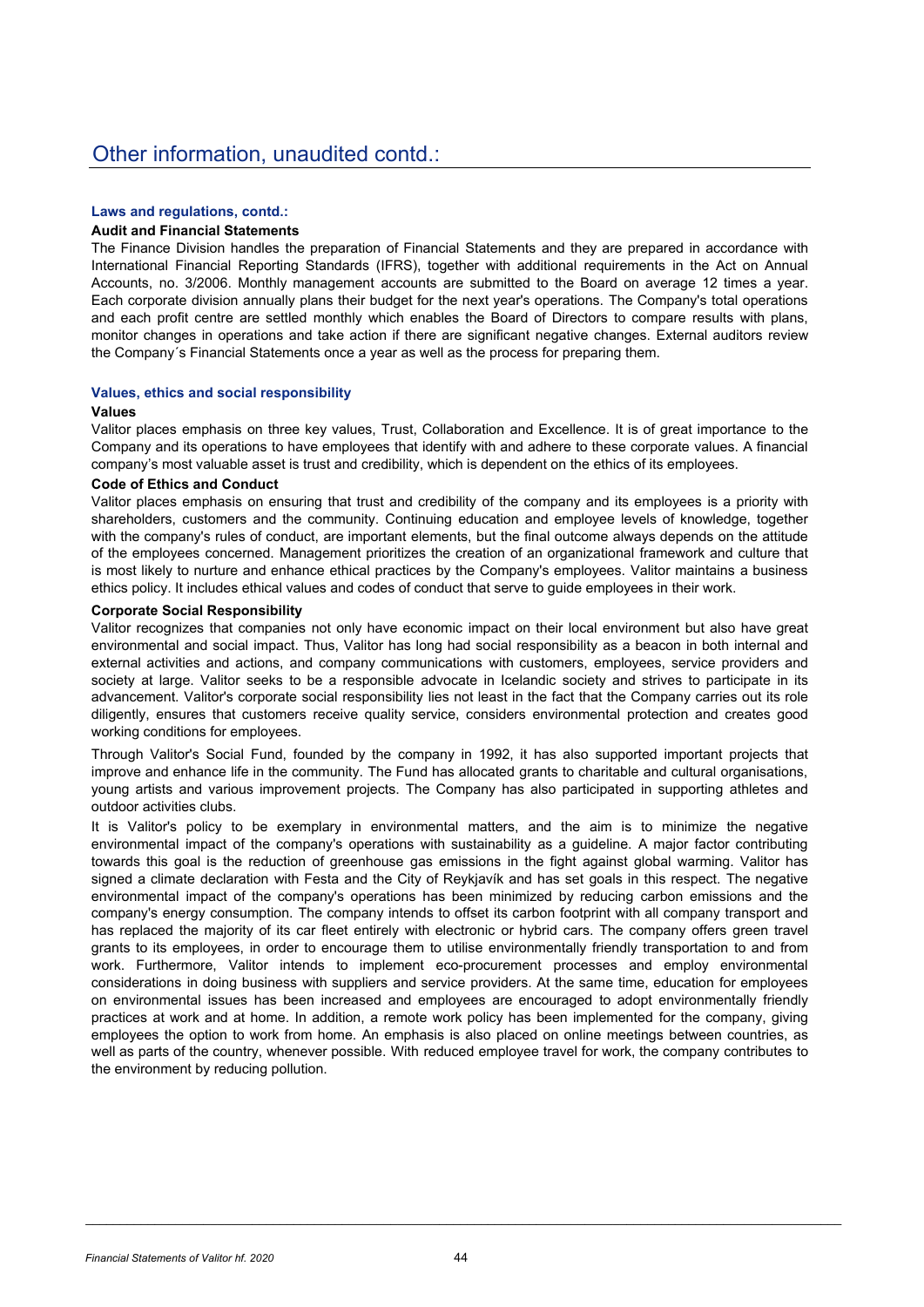# Other information, unaudited contd.:

### Laws and regulations, contd.:

**Audit and Financial Statements**

The Finance Division handles the preparation of Financial Statements and they are prepared in accordance with International Financial Reporting Standards (IFRS), together with additional requirements in the Act on Annual Accounts, no. 3/2006. Monthly management accounts are submitted to the Board on average 12 times a year. Each corporate division annually plans their budget for the next year's operations. The Company's total operations and each profit centre are settled monthly which enables the Board of Directors to compare results with plans, monitor changes in operations and take action if there are significant negative changes. External auditors review the Company´s Financial Statements once a year as well as the process for preparing them.

### Values, ethics and social responsibility

**Values**

Valitor places emphasis on three key values, Trust, Collaboration and Excellence. It is of great importance to the Company and its operations to have employees that identify with and adhere to these corporate values. A financial company's most valuable asset is trust and credibility, which is dependent on the ethics of its employees.

**Code of Ethics and Conduct**

Valitor places emphasis on ensuring that trust and credibility of the company and its employees is a priority with shareholders, customers and the community. Continuing education and employee levels of knowledge, together with the company's rules of conduct, are important elements, but the final outcome always depends on the attitude of the employees concerned. Management prioritizes the creation of an organizational framework and culture that is most likely to nurture and enhance ethical practices by the Company's employees. Valitor maintains a business ethics policy. It includes ethical values and codes of conduct that serve to guide employees in their work.

**Corporate Social Responsibility**

Valitor recognizes that companies not only have economic impact on their local environment but also have great environmental and social impact. Thus, Valitor has long had social responsibility as a beacon in both internal and external activities and actions, and company communications with customers, employees, service providers and society at large. Valitor seeks to be a responsible advocate in Icelandic society and strives to participate in its advancement. Valitor's corporate social responsibility lies not least in the fact that the Company carries out its role diligently, ensures that customers receive quality service, considers environmental protection and creates good working conditions for employees.

Through Valitor's Social Fund, founded by the company in 1992, it has also supported important projects that improve and enhance life in the community. The Fund has allocated grants to charitable and cultural organisations, young artists and various improvement projects. The Company has also participated in supporting athletes and outdoor activities clubs.

It is Valitor's policy to be exemplary in environmental matters, and the aim is to minimize the negative environmental impact of the company's operations with sustainability as a guideline. A major factor contributing towards this goal is the reduction of greenhouse gas emissions in the fight against global warming. Valitor has signed a climate declaration with Festa and the City of Reykjavík and has set goals in this respect. The negative environmental impact of the company's operations has been minimized by reducing carbon emissions and the company's energy consumption. The company intends to offset its carbon footprint with all company transport and has replaced the majority of its car fleet entirely with electronic or hybrid cars. The company offers green travel grants to its employees, in order to encourage them to utilise environmentally friendly transportation to and from work. Furthermore, Valitor intends to implement eco-procurement processes and employ environmental considerations in doing business with suppliers and service providers. At the same time, education for employees on environmental issues has been increased and employees are encouraged to adopt environmentally friendly practices at work and at home. In addition, a remote work policy has been implemented for the company, giving employees the option to work from home. An emphasis is also placed on online meetings between countries, as well as parts of the country, whenever possible. With reduced employee travel for work, the company contributes to the environment by reducing pollution.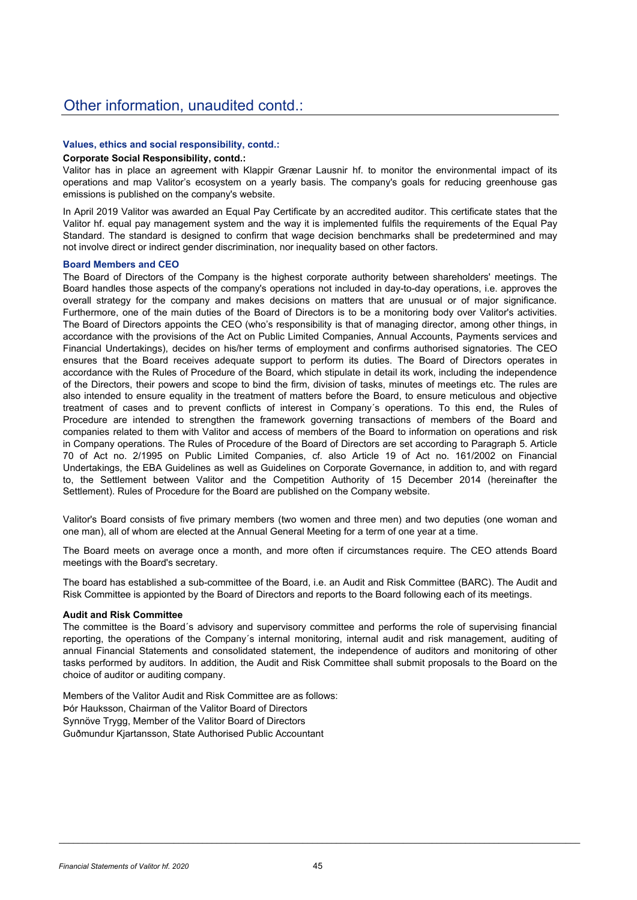# Other information, unaudited contd.:

### Values, ethics and social responsibility, contd.:

**Corporate Social Responsibility, contd.:**

Valitor has in place an agreement with Klappir Grænar Lausnir hf. to monitor the environmental impact of its operations and map Valitor's ecosystem on a yearly basis. The company's goals for reducing greenhouse gas emissions is published on the company's website.

In April 2019 Valitor was awarded an Equal Pay Certificate by an accredited auditor. This certificate states that the Valitor hf. equal pay management system and the way it is implemented fulfils the requirements of the Equal Pay Standard. The standard is designed to confirm that wage decision benchmarks shall be predetermined and may not involve direct or indirect gender discrimination, nor inequality based on other factors.

### Board Members and CEO

The Board of Directors of the Company is the highest corporate authority between shareholders' meetings. The Board handles those aspects of the company's operations not included in day-to-day operations, i.e. approves the overall strategy for the company and makes decisions on matters that are unusual or of major significance. Furthermore, one of the main duties of the Board of Directors is to be a monitoring body over Valitor's activities. The Board of Directors appoints the CEO (who's responsibility is that of managing director, among other things, in accordance with the provisions of the Act on Public Limited Companies, Annual Accounts, Payments services and Financial Undertakings), decides on his/her terms of employment and confirms authorised signatories. The CEO ensures that the Board receives adequate support to perform its duties. The Board of Directors operates in accordance with the Rules of Procedure of the Board, which stipulate in detail its work, including the independence of the Directors, their powers and scope to bind the firm, division of tasks, minutes of meetings etc. The rules are also intended to ensure equality in the treatment of matters before the Board, to ensure meticulous and objective treatment of cases and to prevent conflicts of interest in Company´s operations. To this end, the Rules of Procedure are intended to strengthen the framework governing transactions of members of the Board and companies related to them with Valitor and access of members of the Board to information on operations and risk in Company operations. The Rules of Procedure of the Board of Directors are set according to Paragraph 5. Article 70 of Act no. 2/1995 on Public Limited Companies, cf. also Article 19 of Act no. 161/2002 on Financial Undertakings, the EBA Guidelines as well as Guidelines on Corporate Governance, in addition to, and with regard to, the Settlement between Valitor and the Competition Authority of 15 December 2014 (hereinafter the Settlement). Rules of Procedure for the Board are published on the Company website.

Valitor's Board consists of five primary members (two women and three men) and two deputies (one woman and one man), all of whom are elected at the Annual General Meeting for a term of one year at a time.

The Board meets on average once a month, and more often if circumstances require. The CEO attends Board meetings with the Board's secretary.

The board has established a sub-committee of the Board, i.e. an Audit and Risk Committee (BARC). The Audit and Risk Committee is appionted by the Board of Directors and reports to the Board following each of its meetings.

**Audit and Risk Committee**

The committee is the Board´s advisory and supervisory committee and performs the role of supervising financial reporting, the operations of the Company´s internal monitoring, internal audit and risk management, auditing of annual Financial Statements and consolidated statement, the independence of auditors and monitoring of other tasks performed by auditors. In addition, the Audit and Risk Committee shall submit proposals to the Board on the choice of auditor or auditing company.

Members of the Valitor Audit and Risk Committee are as follows:
Þór Hauksson, Chairman of the Valitor Board of Directors
Synnöve Trygg, Member of the Valitor Board of Directors
Guðmundur Kjartansson, State Authorised Public Accountant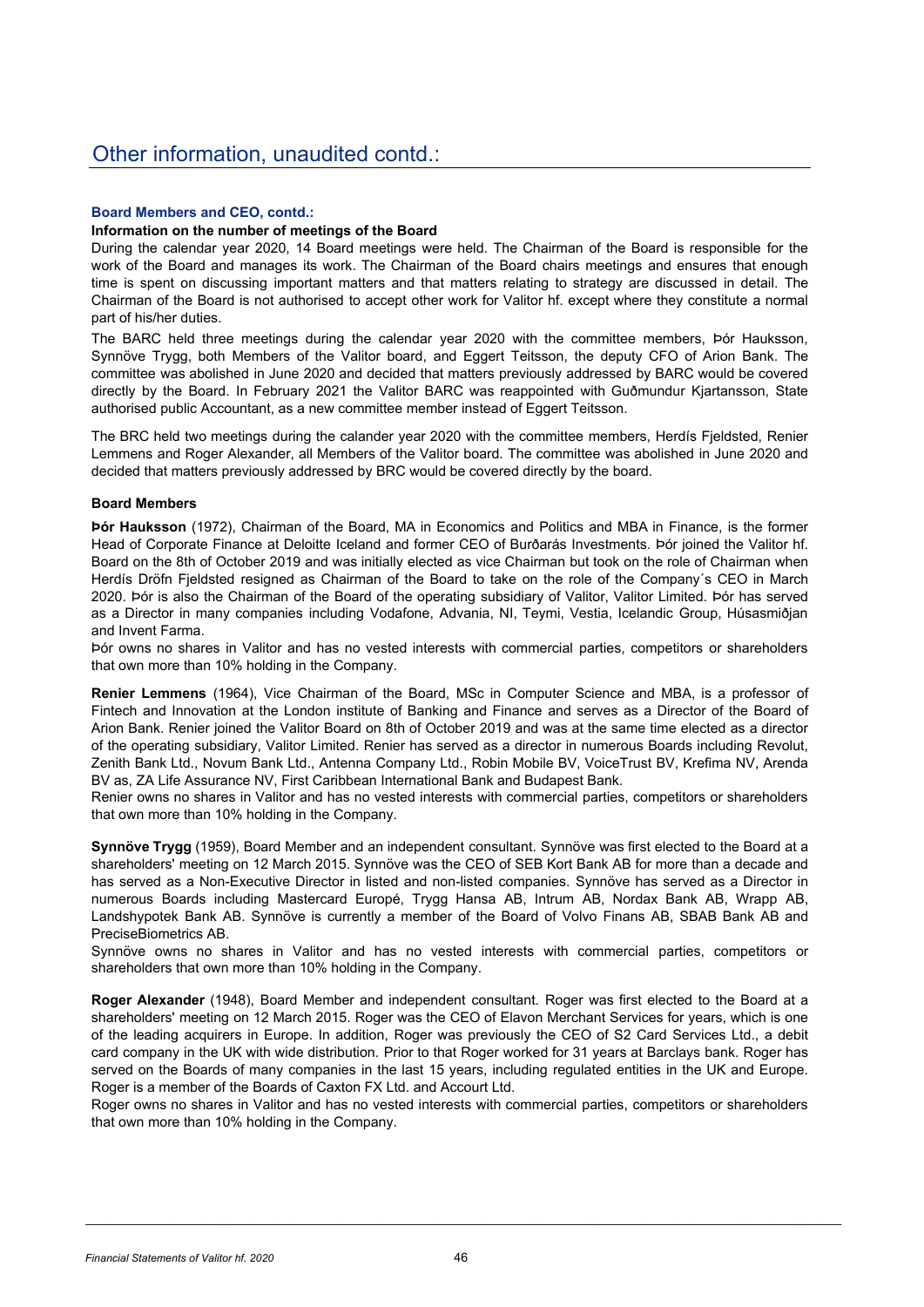# Other information, unaudited contd.:

### Board Members and CEO, contd.:

**Information on the number of meetings of the Board**

During the calendar year 2020, 14 Board meetings were held. The Chairman of the Board is responsible for the work of the Board and manages its work. The Chairman of the Board chairs meetings and ensures that enough time is spent on discussing important matters and that matters relating to strategy are discussed in detail. The Chairman of the Board is not authorised to accept other work for Valitor hf. except where they constitute a normal part of his/her duties.

The BARC held three meetings during the calendar year 2020 with the committee members, Þór Hauksson, Synnöve Trygg, both Members of the Valitor board, and Eggert Teitsson, the deputy CFO of Arion Bank. The committee was abolished in June 2020 and decided that matters previously addressed by BARC would be covered directly by the Board. In February 2021 the Valitor BARC was reappointed with Guðmundur Kjartansson, State authorised public Accountant, as a new committee member instead of Eggert Teitsson.

The BRC held two meetings during the calander year 2020 with the committee members, Herdís Fjeldsted, Renier Lemmens and Roger Alexander, all Members of the Valitor board. The committee was abolished in June 2020 and decided that matters previously addressed by BRC would be covered directly by the board.

**Board Members**

**Þór Hauksson** (1972), Chairman of the Board, MA in Economics and Politics and MBA in Finance, is the former Head of Corporate Finance at Deloitte Iceland and former CEO of Burðarás Investments. Þór joined the Valitor hf. Board on the 8th of October 2019 and was initially elected as vice Chairman but took on the role of Chairman when Herdís Dröfn Fjeldsted resigned as Chairman of the Board to take on the role of the Company´s CEO in March 2020. Þór is also the Chairman of the Board of the operating subsidiary of Valitor, Valitor Limited. Þór has served as a Director in many companies including Vodafone, Advania, NI, Teymi, Vestia, Icelandic Group, Húsasmiðjan and Invent Farma.

Þór owns no shares in Valitor and has no vested interests with commercial parties, competitors or shareholders that own more than 10% holding in the Company.

**Renier Lemmens** (1964), Vice Chairman of the Board, MSc in Computer Science and MBA, is a professor of Fintech and Innovation at the London institute of Banking and Finance and serves as a Director of the Board of Arion Bank. Renier joined the Valitor Board on 8th of October 2019 and was at the same time elected as a director of the operating subsidiary, Valitor Limited. Renier has served as a director in numerous Boards including Revolut, Zenith Bank Ltd., Novum Bank Ltd., Antenna Company Ltd., Robin Mobile BV, VoiceTrust BV, Krefima NV, Arenda BV as, ZA Life Assurance NV, First Caribbean International Bank and Budapest Bank.

Renier owns no shares in Valitor and has no vested interests with commercial parties, competitors or shareholders that own more than 10% holding in the Company.

**Synnöve Trygg** (1959), Board Member and an independent consultant. Synnöve was first elected to the Board at a shareholders' meeting on 12 March 2015. Synnöve was the CEO of SEB Kort Bank AB for more than a decade and has served as a Non-Executive Director in listed and non-listed companies. Synnöve has served as a Director in numerous Boards including Mastercard Europé, Trygg Hansa AB, Intrum AB, Nordax Bank AB, Wrapp AB, Landshypotek Bank AB. Synnöve is currently a member of the Board of Volvo Finans AB, SBAB Bank AB and PreciseBiometrics AB.

Synnöve owns no shares in Valitor and has no vested interests with commercial parties, competitors or shareholders that own more than 10% holding in the Company.

**Roger Alexander** (1948), Board Member and independent consultant. Roger was first elected to the Board at a shareholders' meeting on 12 March 2015. Roger was the CEO of Elavon Merchant Services for years, which is one of the leading acquirers in Europe. In addition, Roger was previously the CEO of S2 Card Services Ltd., a debit card company in the UK with wide distribution. Prior to that Roger worked for 31 years at Barclays bank. Roger has served on the Boards of many companies in the last 15 years, including regulated entities in the UK and Europe. Roger is a member of the Boards of Caxton FX Ltd. and Accourt Ltd.

Roger owns no shares in Valitor and has no vested interests with commercial parties, competitors or shareholders that own more than 10% holding in the Company.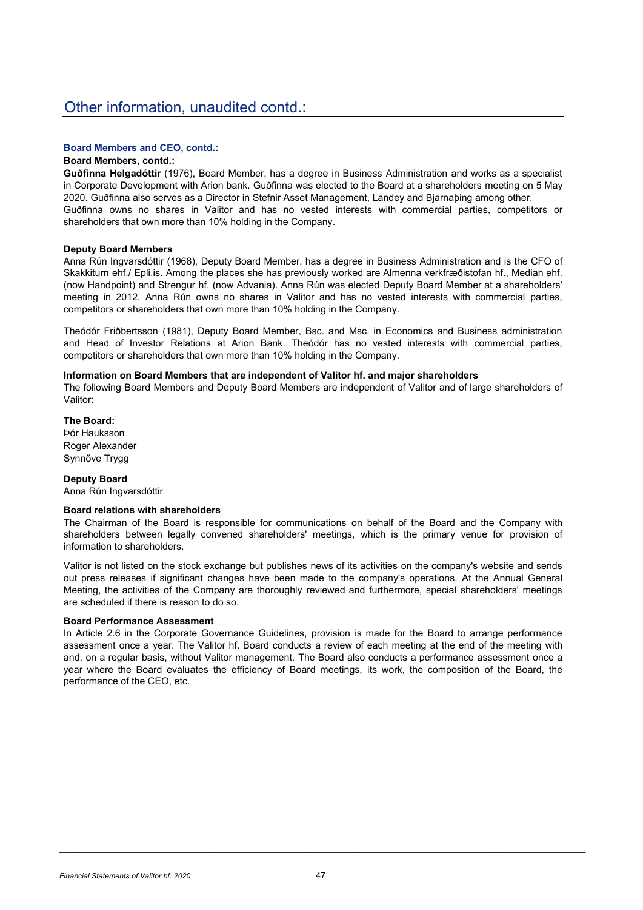# Other information, unaudited contd.:

## Board Members and CEO, contd.:

**Board Members, contd.:**

**Guðfinna Helgadóttir** (1976), Board Member, has a degree in Business Administration and works as a specialist in Corporate Development with Arion bank. Guðfinna was elected to the Board at a shareholders meeting on 5 May 2020. Guðfinna also serves as a Director in Stefnir Asset Management, Landey and Bjarnaþing among other.
Guðfinna owns no shares in Valitor and has no vested interests with commercial parties, competitors or shareholders that own more than 10% holding in the Company.

**Deputy Board Members**

Anna Rún Ingvarsdóttir (1968), Deputy Board Member, has a degree in Business Administration and is the CFO of Skakkiturn ehf./ Epli.is. Among the places she has previously worked are Almenna verkfræðistofan hf., Median ehf. (now Handpoint) and Strengur hf. (now Advania). Anna Rún was elected Deputy Board Member at a shareholders' meeting in 2012. Anna Rún owns no shares in Valitor and has no vested interests with commercial parties, competitors or shareholders that own more than 10% holding in the Company.

Theódór Friðbertsson (1981), Deputy Board Member, Bsc. and Msc. in Economics and Business administration and Head of Investor Relations at Arion Bank. Theódór has no vested interests with commercial parties, competitors or shareholders that own more than 10% holding in the Company.

**Information on Board Members that are independent of Valitor hf. and major shareholders**

The following Board Members and Deputy Board Members are independent of Valitor and of large shareholders of Valitor:

**The Board:**

Þór Hauksson
Roger Alexander
Synnöve Trygg

**Deputy Board**

Anna Rún Ingvarsdóttir

**Board relations with shareholders**

The Chairman of the Board is responsible for communications on behalf of the Board and the Company with shareholders between legally convened shareholders' meetings, which is the primary venue for provision of information to shareholders.

Valitor is not listed on the stock exchange but publishes news of its activities on the company's website and sends out press releases if significant changes have been made to the company's operations. At the Annual General Meeting, the activities of the Company are thoroughly reviewed and furthermore, special shareholders' meetings are scheduled if there is reason to do so.

**Board Performance Assessment**

In Article 2.6 in the Corporate Governance Guidelines, provision is made for the Board to arrange performance assessment once a year. The Valitor hf. Board conducts a review of each meeting at the end of the meeting with and, on a regular basis, without Valitor management. The Board also conducts a performance assessment once a year where the Board evaluates the efficiency of Board meetings, its work, the composition of the Board, the performance of the CEO, etc.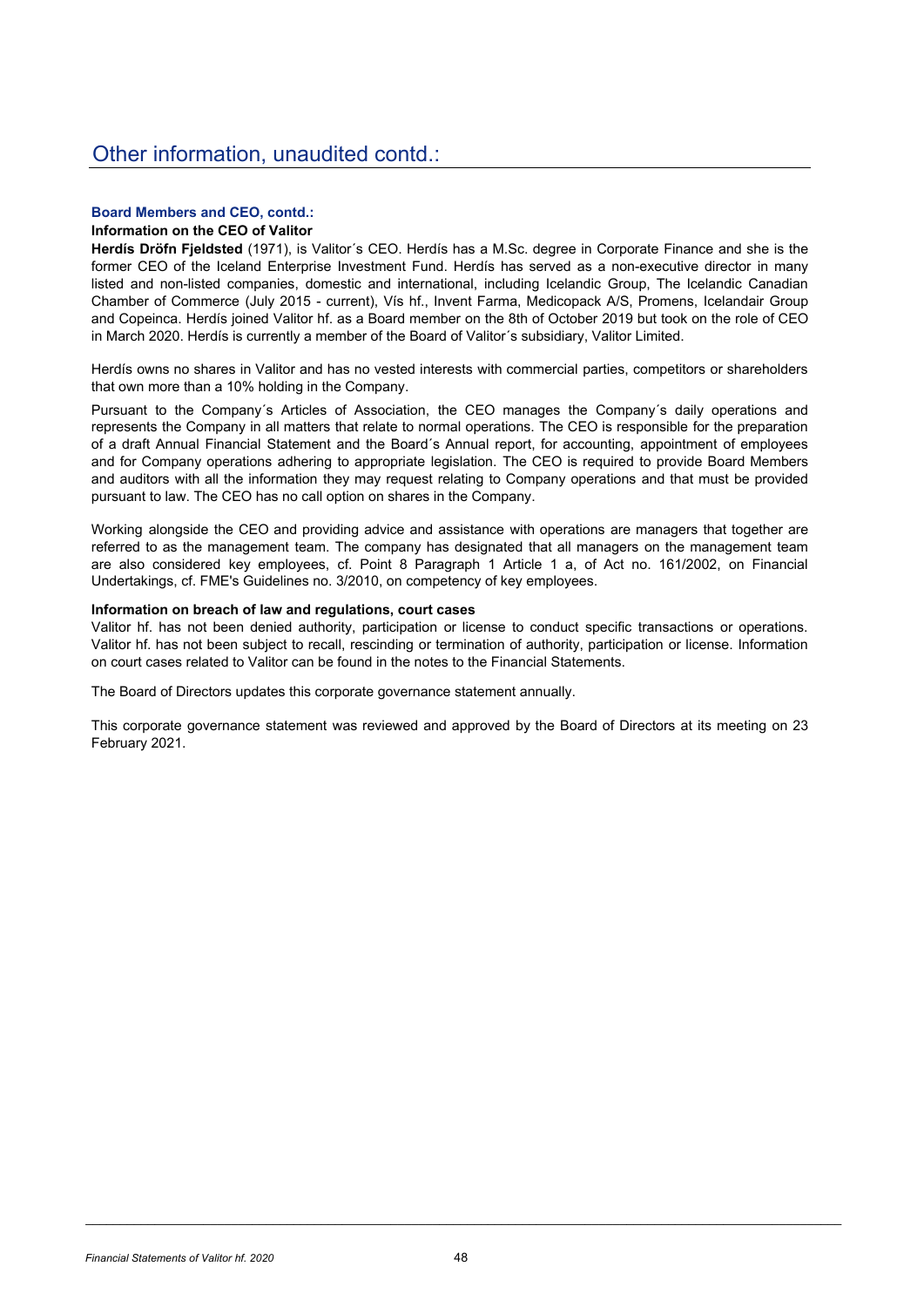# Other information, unaudited contd.:

## Board Members and CEO, contd.:

### Information on the CEO of Valitor

**Herdís Dröfn Fjeldsted** (1971), is Valitor´s CEO. Herdís has a M.Sc. degree in Corporate Finance and she is the former CEO of the Iceland Enterprise Investment Fund. Herdís has served as a non-executive director in many listed and non-listed companies, domestic and international, including Icelandic Group, The Icelandic Canadian Chamber of Commerce (July 2015 - current), Vís hf., Invent Farma, Medicopack A/S, Promens, Icelandair Group and Copeinca. Herdís joined Valitor hf. as a Board member on the 8th of October 2019 but took on the role of CEO in March 2020. Herdís is currently a member of the Board of Valitor´s subsidiary, Valitor Limited.

Herdís owns no shares in Valitor and has no vested interests with commercial parties, competitors or shareholders that own more than a 10% holding in the Company.

Pursuant to the Company´s Articles of Association, the CEO manages the Company´s daily operations and represents the Company in all matters that relate to normal operations. The CEO is responsible for the preparation of a draft Annual Financial Statement and the Board´s Annual report, for accounting, appointment of employees and for Company operations adhering to appropriate legislation. The CEO is required to provide Board Members and auditors with all the information they may request relating to Company operations and that must be provided pursuant to law. The CEO has no call option on shares in the Company.

Working alongside the CEO and providing advice and assistance with operations are managers that together are referred to as the management team. The company has designated that all managers on the management team are also considered key employees, cf. Point 8 Paragraph 1 Article 1 a, of Act no. 161/2002, on Financial Undertakings, cf. FME's Guidelines no. 3/2010, on competency of key employees.

### Information on breach of law and regulations, court cases

Valitor hf. has not been denied authority, participation or license to conduct specific transactions or operations. Valitor hf. has not been subject to recall, rescinding or termination of authority, participation or license. Information on court cases related to Valitor can be found in the notes to the Financial Statements.

The Board of Directors updates this corporate governance statement annually.

This corporate governance statement was reviewed and approved by the Board of Directors at its meeting on 23 February 2021.